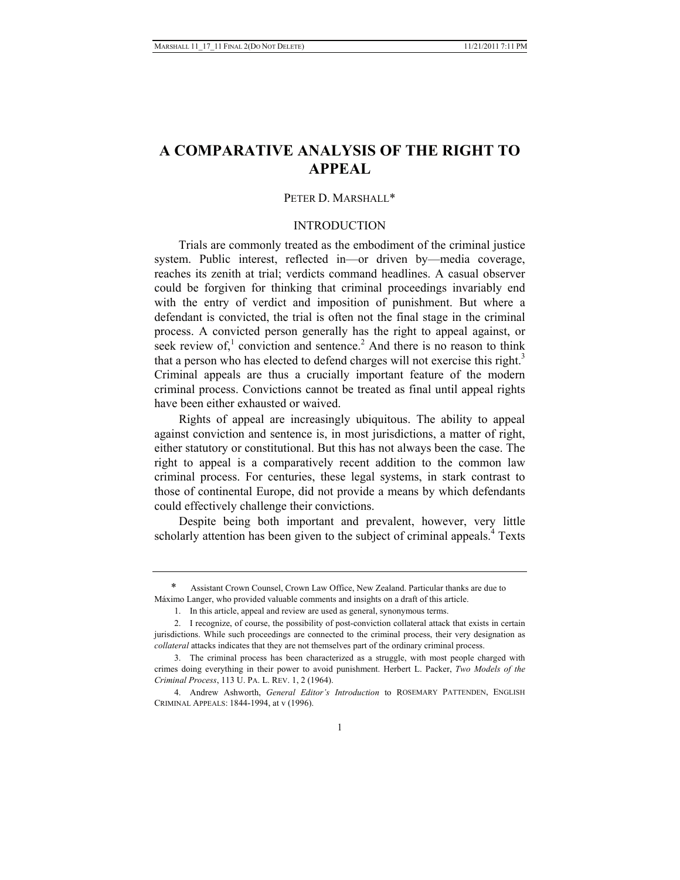# A COMPARATIVE ANALYSIS OF THE RIGHT TO APPEAL

PETER D. MARSHALL*

## INTRODUCTION

Trials are commonly treated as the embodiment of the criminal justice system. Public interest, reflected in—or driven by—media coverage, reaches its zenith at trial; verdicts command headlines. A casual observer could be forgiven for thinking that criminal proceedings invariably end with the entry of verdict and imposition of punishment. But where a defendant is convicted, the trial is often not the final stage in the criminal process. A convicted person generally has the right to appeal against, or seek review of,[1] conviction and sentence.[2] And there is no reason to think that a person who has elected to defend charges will not exercise this right.[3] Criminal appeals are thus a crucially important feature of the modern criminal process. Convictions cannot be treated as final until appeal rights have been either exhausted or waived.

Rights of appeal are increasingly ubiquitous. The ability to appeal against conviction and sentence is, in most jurisdictions, a matter of right, either statutory or constitutional. But this has not always been the case. The right to appeal is a comparatively recent addition to the common law criminal process. For centuries, these legal systems, in stark contrast to those of continental Europe, did not provide a means by which defendants could effectively challenge their convictions.

Despite being both important and prevalent, however, very little scholarly attention has been given to the subject of criminal appeals.[4] Texts

---

\* Assistant Crown Counsel, Crown Law Office, New Zealand. Particular thanks are due to Máximo Langer, who provided valuable comments and insights on a draft of this article.

1. In this article, appeal and review are used as general, synonymous terms.

2. I recognize, of course, the possibility of post-conviction collateral attack that exists in certain jurisdictions. While such proceedings are connected to the criminal process, their very designation as *collateral* attacks indicates that they are not themselves part of the ordinary criminal process.

3. The criminal process has been characterized as a struggle, with most people charged with crimes doing everything in their power to avoid punishment. Herbert L. Packer, *Two Models of the Criminal Process*, 113 U. PA. L. REV. 1, 2 (1964).

4. Andrew Ashworth, *General Editor's Introduction* to ROSEMARY PATTENDEN, ENGLISH CRIMINAL APPEALS: 1844-1994, at v (1996).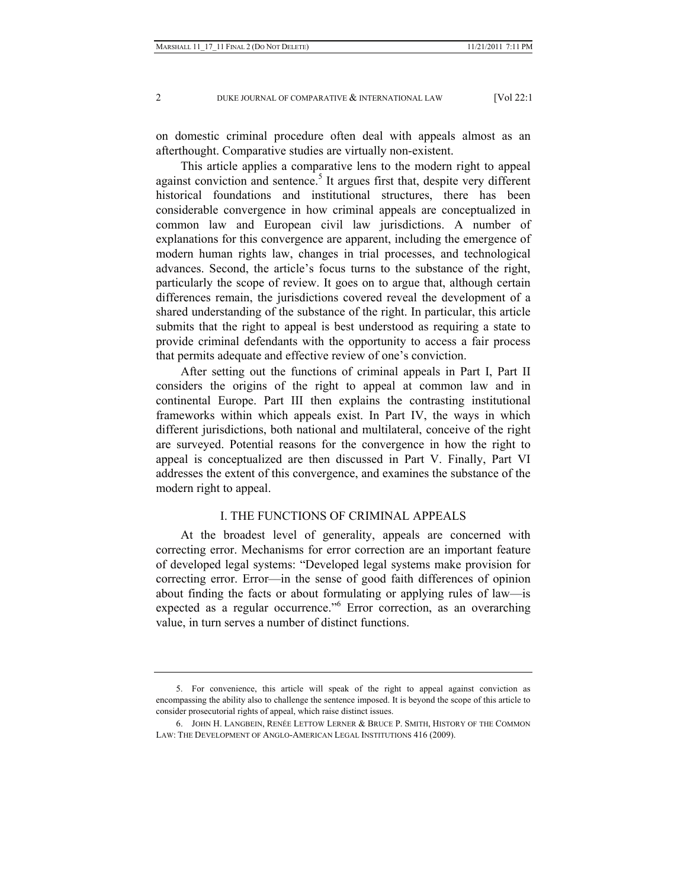on domestic criminal procedure often deal with appeals almost as an afterthought. Comparative studies are virtually non-existent.

This article applies a comparative lens to the modern right to appeal against conviction and sentence.[5] It argues first that, despite very different historical foundations and institutional structures, there has been considerable convergence in how criminal appeals are conceptualized in common law and European civil law jurisdictions. A number of explanations for this convergence are apparent, including the emergence of modern human rights law, changes in trial processes, and technological advances. Second, the article's focus turns to the substance of the right, particularly the scope of review. It goes on to argue that, although certain differences remain, the jurisdictions covered reveal the development of a shared understanding of the substance of the right. In particular, this article submits that the right to appeal is best understood as requiring a state to provide criminal defendants with the opportunity to access a fair process that permits adequate and effective review of one's conviction.

After setting out the functions of criminal appeals in Part I, Part II considers the origins of the right to appeal at common law and in continental Europe. Part III then explains the contrasting institutional frameworks within which appeals exist. In Part IV, the ways in which different jurisdictions, both national and multilateral, conceive of the right are surveyed. Potential reasons for the convergence in how the right to appeal is conceptualized are then discussed in Part V. Finally, Part VI addresses the extent of this convergence, and examines the substance of the modern right to appeal.

## I. THE FUNCTIONS OF CRIMINAL APPEALS

At the broadest level of generality, appeals are concerned with correcting error. Mechanisms for error correction are an important feature of developed legal systems: "Developed legal systems make provision for correcting error. Error—in the sense of good faith differences of opinion about finding the facts or about formulating or applying rules of law—is expected as a regular occurrence."[6] Error correction, as an overarching value, in turn serves a number of distinct functions.

---

5. For convenience, this article will speak of the right to appeal against conviction as encompassing the ability also to challenge the sentence imposed. It is beyond the scope of this article to consider prosecutorial rights of appeal, which raise distinct issues.

6. JOHN H. LANGBEIN, RENÉE LETTOW LERNER & BRUCE P. SMITH, HISTORY OF THE COMMON LAW: THE DEVELOPMENT OF ANGLO-AMERICAN LEGAL INSTITUTIONS 416 (2009).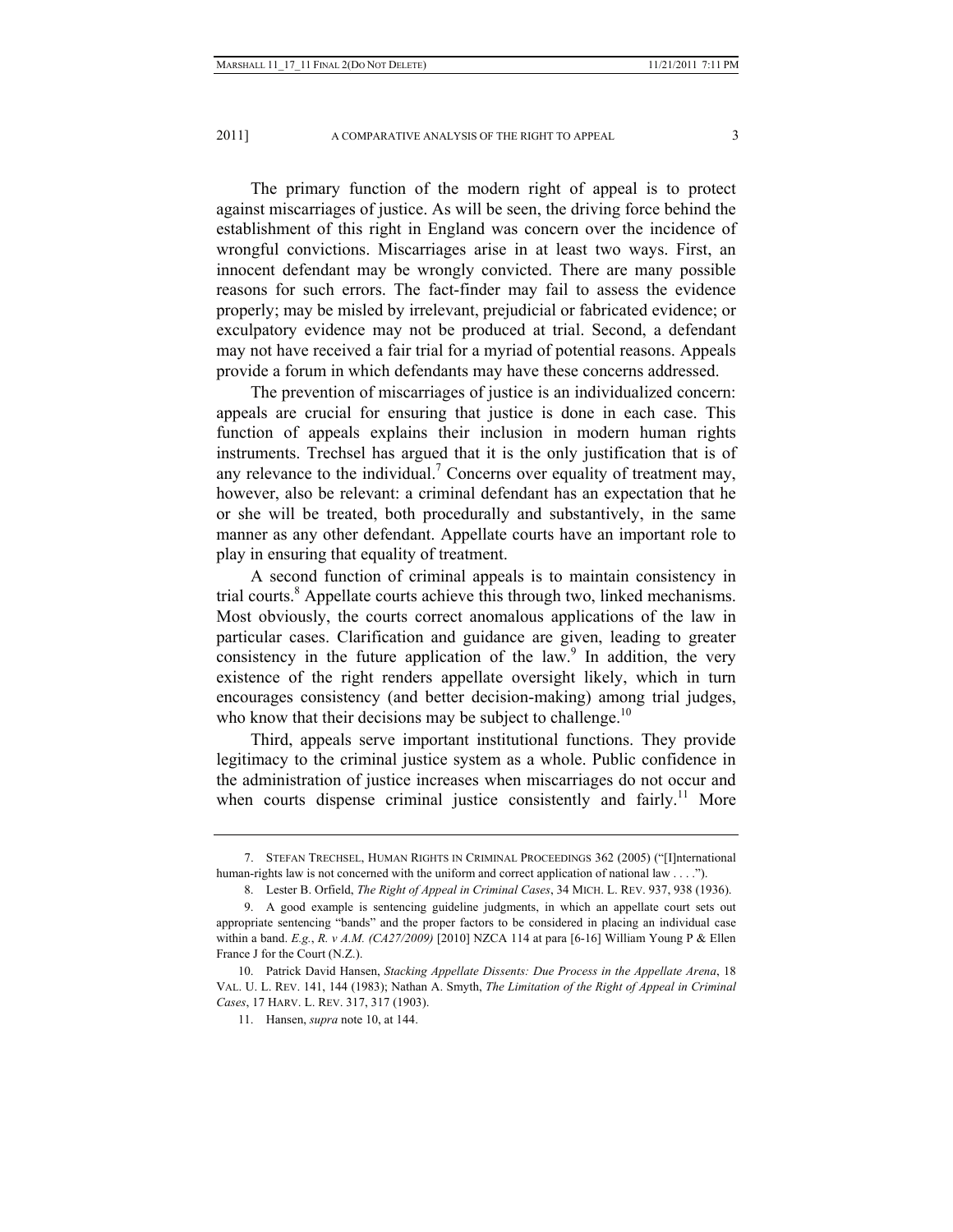The primary function of the modern right of appeal is to protect against miscarriages of justice. As will be seen, the driving force behind the establishment of this right in England was concern over the incidence of wrongful convictions. Miscarriages arise in at least two ways. First, an innocent defendant may be wrongly convicted. There are many possible reasons for such errors. The fact-finder may fail to assess the evidence properly; may be misled by irrelevant, prejudicial or fabricated evidence; or exculpatory evidence may not be produced at trial. Second, a defendant may not have received a fair trial for a myriad of potential reasons. Appeals provide a forum in which defendants may have these concerns addressed.

The prevention of miscarriages of justice is an individualized concern: appeals are crucial for ensuring that justice is done in each case. This function of appeals explains their inclusion in modern human rights instruments. Trechsel has argued that it is the only justification that is of any relevance to the individual.[7] Concerns over equality of treatment may, however, also be relevant: a criminal defendant has an expectation that he or she will be treated, both procedurally and substantively, in the same manner as any other defendant. Appellate courts have an important role to play in ensuring that equality of treatment.

A second function of criminal appeals is to maintain consistency in trial courts.[8] Appellate courts achieve this through two, linked mechanisms. Most obviously, the courts correct anomalous applications of the law in particular cases. Clarification and guidance are given, leading to greater consistency in the future application of the law.[9] In addition, the very existence of the right renders appellate oversight likely, which in turn encourages consistency (and better decision-making) among trial judges, who know that their decisions may be subject to challenge.[10]

Third, appeals serve important institutional functions. They provide legitimacy to the criminal justice system as a whole. Public confidence in the administration of justice increases when miscarriages do not occur and when courts dispense criminal justice consistently and fairly.[11] More

---

7. STEFAN TRECHSEL, HUMAN RIGHTS IN CRIMINAL PROCEEDINGS 362 (2005) ("[I]nternational human-rights law is not concerned with the uniform and correct application of national law . . . .").

8. Lester B. Orfield, *The Right of Appeal in Criminal Cases*, 34 MICH. L. REV. 937, 938 (1936).

9. A good example is sentencing guideline judgments, in which an appellate court sets out appropriate sentencing "bands" and the proper factors to be considered in placing an individual case within a band. *E.g.*, *R. v A.M. (CA27/2009)* [2010] NZCA 114 at para [6-16] William Young P & Ellen France J for the Court (N.Z.).

10. Patrick David Hansen, *Stacking Appellate Dissents: Due Process in the Appellate Arena*, 18 VAL. U. L. REV. 141, 144 (1983); Nathan A. Smyth, *The Limitation of the Right of Appeal in Criminal Cases*, 17 HARV. L. REV. 317, 317 (1903).

11. Hansen, *supra* note 10, at 144.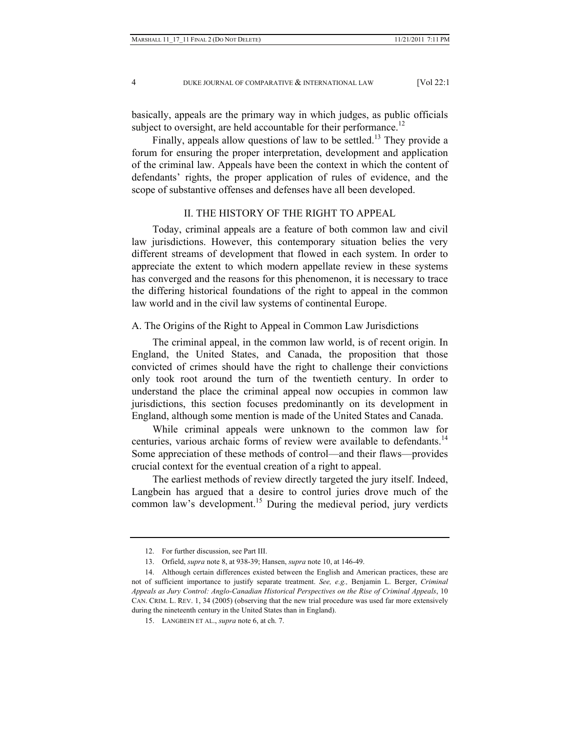basically, appeals are the primary way in which judges, as public officials subject to oversight, are held accountable for their performance.[12]

Finally, appeals allow questions of law to be settled.[13] They provide a forum for ensuring the proper interpretation, development and application of the criminal law. Appeals have been the context in which the content of defendants' rights, the proper application of rules of evidence, and the scope of substantive offenses and defenses have all been developed.

## II. THE HISTORY OF THE RIGHT TO APPEAL

Today, criminal appeals are a feature of both common law and civil law jurisdictions. However, this contemporary situation belies the very different streams of development that flowed in each system. In order to appreciate the extent to which modern appellate review in these systems has converged and the reasons for this phenomenon, it is necessary to trace the differing historical foundations of the right to appeal in the common law world and in the civil law systems of continental Europe.

### A. The Origins of the Right to Appeal in Common Law Jurisdictions

The criminal appeal, in the common law world, is of recent origin. In England, the United States, and Canada, the proposition that those convicted of crimes should have the right to challenge their convictions only took root around the turn of the twentieth century. In order to understand the place the criminal appeal now occupies in common law jurisdictions, this section focuses predominantly on its development in England, although some mention is made of the United States and Canada.

While criminal appeals were unknown to the common law for centuries, various archaic forms of review were available to defendants.[14] Some appreciation of these methods of control—and their flaws—provides crucial context for the eventual creation of a right to appeal.

The earliest methods of review directly targeted the jury itself. Indeed, Langbein has argued that a desire to control juries drove much of the common law's development.[15] During the medieval period, jury verdicts

---

12. For further discussion, see Part III.

13. Orfield, *supra* note 8, at 938-39; Hansen, *supra* note 10, at 146-49.

14. Although certain differences existed between the English and American practices, these are not of sufficient importance to justify separate treatment. *See, e.g.,* Benjamin L. Berger, *Criminal Appeals as Jury Control: Anglo-Canadian Historical Perspectives on the Rise of Criminal Appeals*, 10 CAN. CRIM. L. REV. 1, 34 (2005) (observing that the new trial procedure was used far more extensively during the nineteenth century in the United States than in England).

15. LANGBEIN ET AL., *supra* note 6, at ch. 7.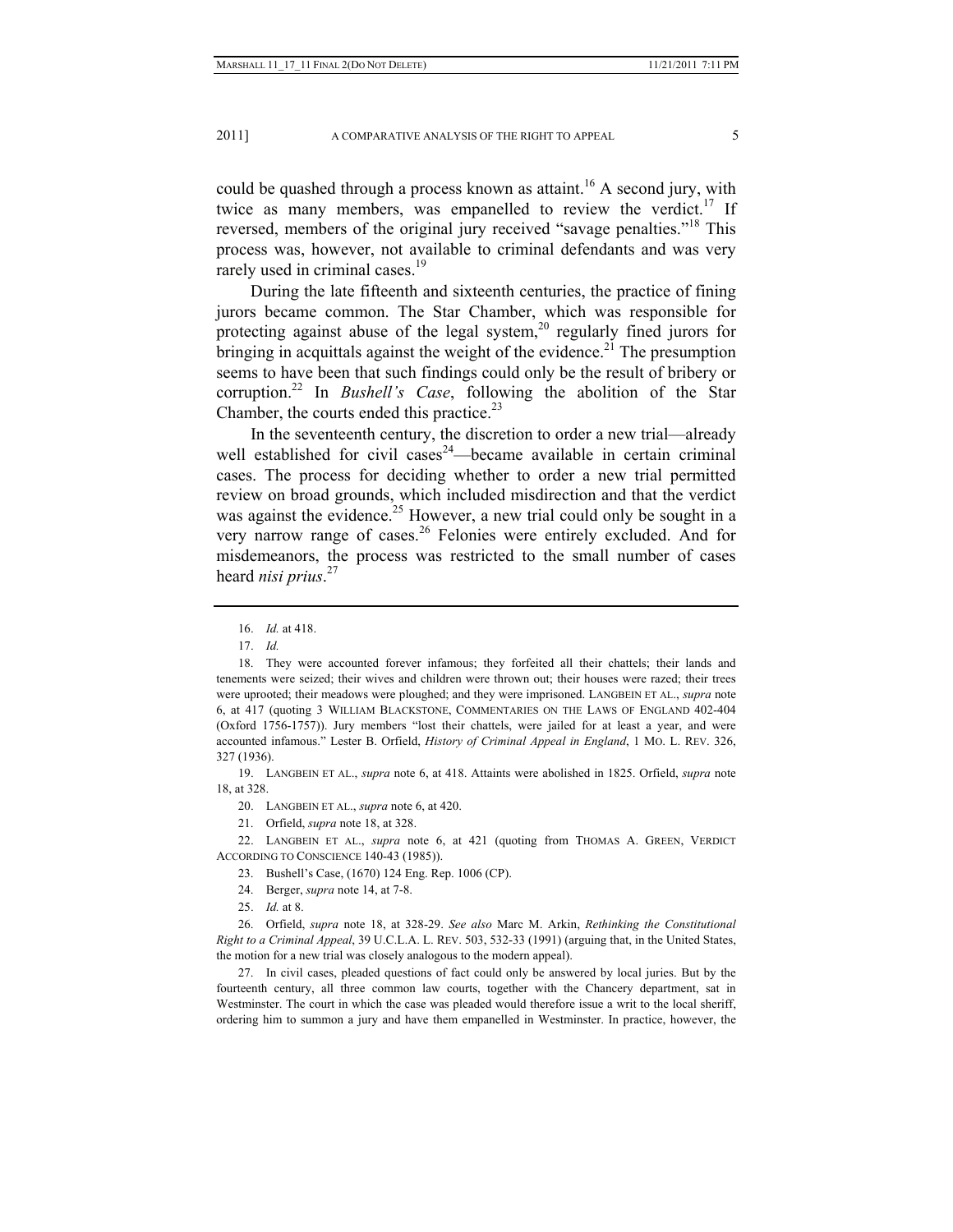could be quashed through a process known as attaint.[16] A second jury, with twice as many members, was empanelled to review the verdict.[17] If reversed, members of the original jury received "savage penalties."[18] This process was, however, not available to criminal defendants and was very rarely used in criminal cases.[19]

During the late fifteenth and sixteenth centuries, the practice of fining jurors became common. The Star Chamber, which was responsible for protecting against abuse of the legal system,[20] regularly fined jurors for bringing in acquittals against the weight of the evidence.[21] The presumption seems to have been that such findings could only be the result of bribery or corruption.[22] In *Bushell's Case*, following the abolition of the Star Chamber, the courts ended this practice.[23]

In the seventeenth century, the discretion to order a new trial—already well established for civil cases[24]—became available in certain criminal cases. The process for deciding whether to order a new trial permitted review on broad grounds, which included misdirection and that the verdict was against the evidence.[25] However, a new trial could only be sought in a very narrow range of cases.[26] Felonies were entirely excluded. And for misdemeanors, the process was restricted to the small number of cases heard *nisi prius*.[27]

---

16. *Id.* at 418.

17. *Id.*

18. They were accounted forever infamous; they forfeited all their chattels; their lands and tenements were seized; their wives and children were thrown out; their houses were razed; their trees were uprooted; their meadows were ploughed; and they were imprisoned. LANGBEIN ET AL., *supra* note 6, at 417 (quoting 3 WILLIAM BLACKSTONE, COMMENTARIES ON THE LAWS OF ENGLAND 402-404 (Oxford 1756-1757)). Jury members "lost their chattels, were jailed for at least a year, and were accounted infamous." Lester B. Orfield, *History of Criminal Appeal in England*, 1 MO. L. REV. 326, 327 (1936).

19. LANGBEIN ET AL., *supra* note 6, at 418. Attaints were abolished in 1825. Orfield, *supra* note 18, at 328.

20. LANGBEIN ET AL., *supra* note 6, at 420.

21. Orfield, *supra* note 18, at 328.

22. LANGBEIN ET AL., *supra* note 6, at 421 (quoting from THOMAS A. GREEN, VERDICT ACCORDING TO CONSCIENCE 140-43 (1985)).

23. Bushell's Case, (1670) 124 Eng. Rep. 1006 (CP).

24. Berger, *supra* note 14, at 7-8.

25. *Id.* at 8.

26. Orfield, *supra* note 18, at 328-29. *See also* Marc M. Arkin, *Rethinking the Constitutional Right to a Criminal Appeal*, 39 U.C.L.A. L. REV. 503, 532-33 (1991) (arguing that, in the United States, the motion for a new trial was closely analogous to the modern appeal).

27. In civil cases, pleaded questions of fact could only be answered by local juries. But by the fourteenth century, all three common law courts, together with the Chancery department, sat in Westminster. The court in which the case was pleaded would therefore issue a writ to the local sheriff, ordering him to summon a jury and have them empanelled in Westminster. In practice, however, the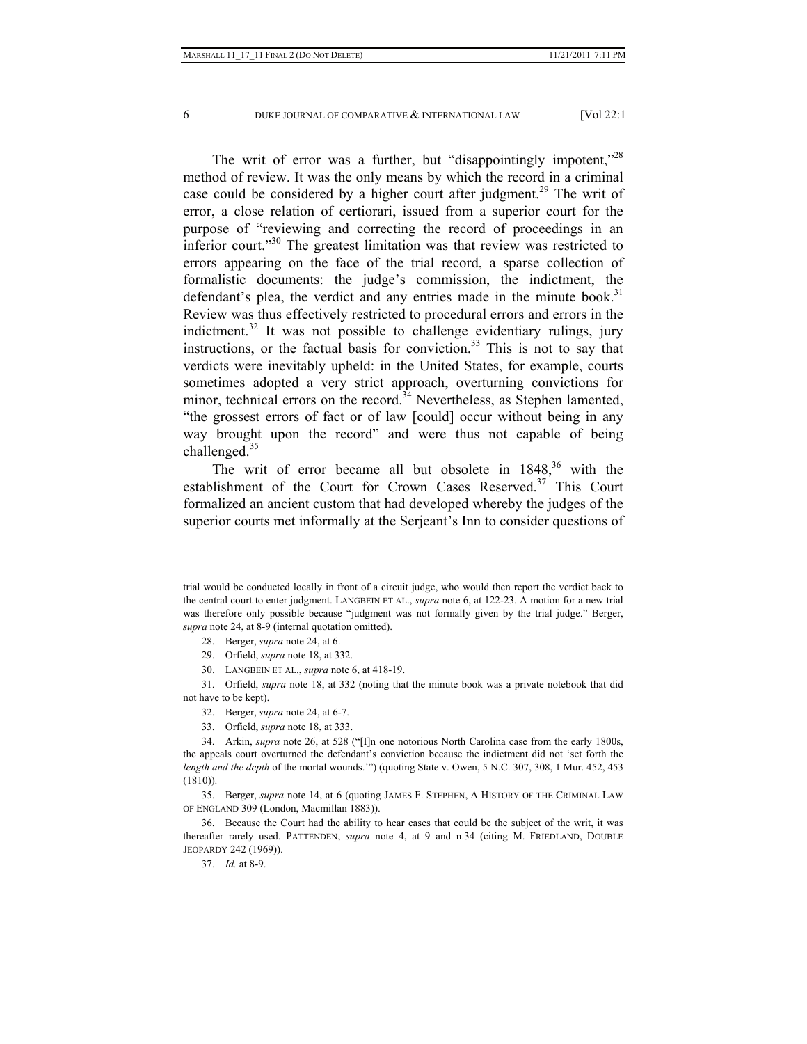The writ of error was a further, but "disappointingly impotent,"[28] method of review. It was the only means by which the record in a criminal case could be considered by a higher court after judgment.[29] The writ of error, a close relation of certiorari, issued from a superior court for the purpose of "reviewing and correcting the record of proceedings in an inferior court."[30] The greatest limitation was that review was restricted to errors appearing on the face of the trial record, a sparse collection of formalistic documents: the judge's commission, the indictment, the defendant's plea, the verdict and any entries made in the minute book.[31] Review was thus effectively restricted to procedural errors and errors in the indictment.[32] It was not possible to challenge evidentiary rulings, jury instructions, or the factual basis for conviction.[33] This is not to say that verdicts were inevitably upheld: in the United States, for example, courts sometimes adopted a very strict approach, overturning convictions for minor, technical errors on the record.[34] Nevertheless, as Stephen lamented, "the grossest errors of fact or of law [could] occur without being in any way brought upon the record" and were thus not capable of being challenged.[35]

The writ of error became all but obsolete in 1848,[36] with the establishment of the Court for Crown Cases Reserved.[37] This Court formalized an ancient custom that had developed whereby the judges of the superior courts met informally at the Serjeant's Inn to consider questions of

---

trial would be conducted locally in front of a circuit judge, who would then report the verdict back to the central court to enter judgment. LANGBEIN ET AL., *supra* note 6, at 122-23. A motion for a new trial was therefore only possible because "judgment was not formally given by the trial judge." Berger, *supra* note 24, at 8-9 (internal quotation omitted).

28. Berger, *supra* note 24, at 6.

29. Orfield, *supra* note 18, at 332.

30. LANGBEIN ET AL., *supra* note 6, at 418-19.

31. Orfield, *supra* note 18, at 332 (noting that the minute book was a private notebook that did not have to be kept).

32. Berger, *supra* note 24, at 6-7.

33. Orfield, *supra* note 18, at 333.

34. Arkin, *supra* note 26, at 528 ("[I]n one notorious North Carolina case from the early 1800s, the appeals court overturned the defendant's conviction because the indictment did not 'set forth the *length and the depth* of the mortal wounds.'") (quoting State v. Owen, 5 N.C. 307, 308, 1 Mur. 452, 453 (1810)).

35. Berger, *supra* note 14, at 6 (quoting JAMES F. STEPHEN, A HISTORY OF THE CRIMINAL LAW OF ENGLAND 309 (London, Macmillan 1883)).

36. Because the Court had the ability to hear cases that could be the subject of the writ, it was thereafter rarely used. PATTENDEN, *supra* note 4, at 9 and n.34 (citing M. FRIEDLAND, DOUBLE JEOPARDY 242 (1969)).

37. *Id.* at 8-9.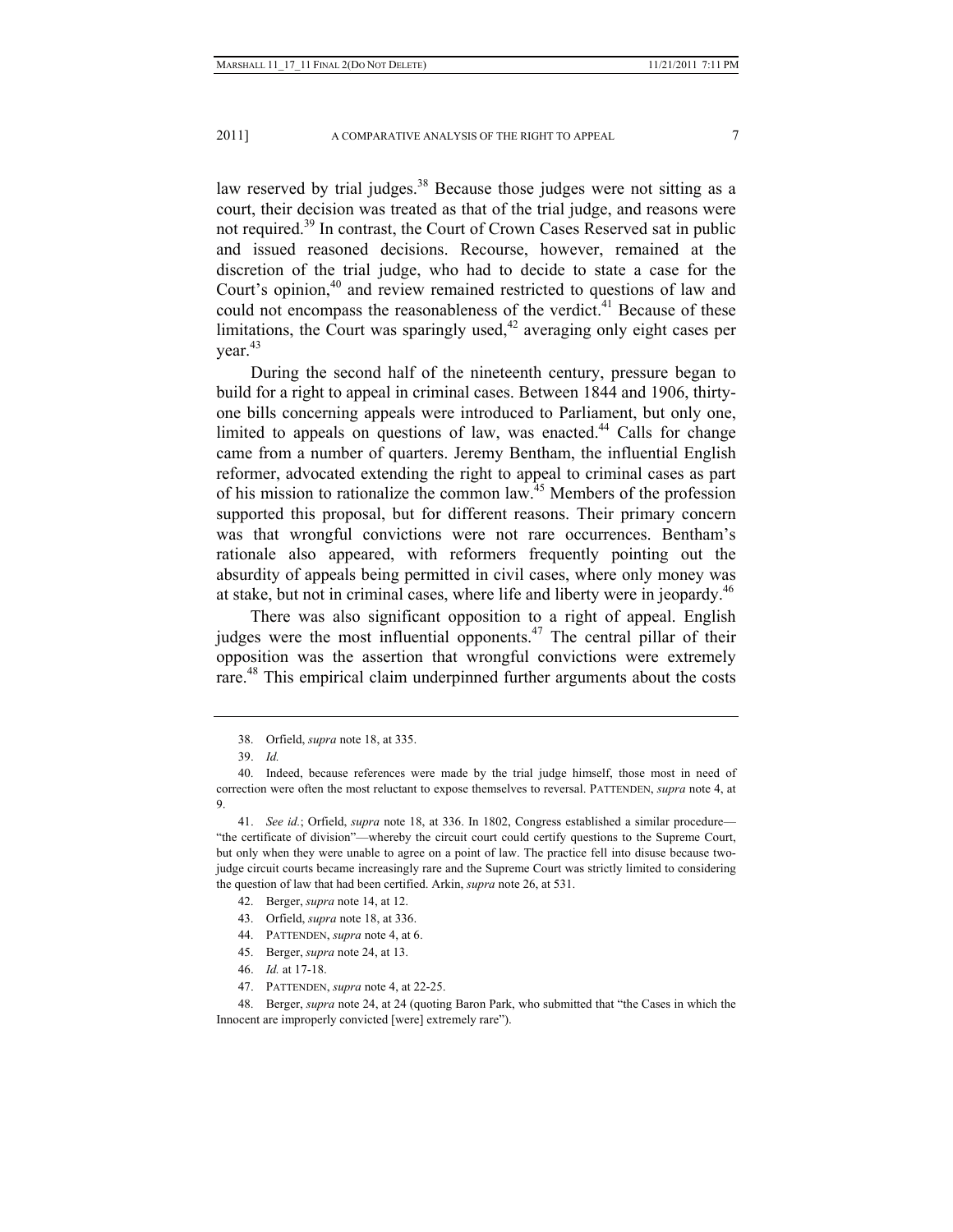law reserved by trial judges.[38] Because those judges were not sitting as a court, their decision was treated as that of the trial judge, and reasons were not required.[39] In contrast, the Court of Crown Cases Reserved sat in public and issued reasoned decisions. Recourse, however, remained at the discretion of the trial judge, who had to decide to state a case for the Court's opinion,[40] and review remained restricted to questions of law and could not encompass the reasonableness of the verdict.[41] Because of these limitations, the Court was sparingly used,[42] averaging only eight cases per year.[43]

During the second half of the nineteenth century, pressure began to build for a right to appeal in criminal cases. Between 1844 and 1906, thirty-one bills concerning appeals were introduced to Parliament, but only one, limited to appeals on questions of law, was enacted.[44] Calls for change came from a number of quarters. Jeremy Bentham, the influential English reformer, advocated extending the right to appeal to criminal cases as part of his mission to rationalize the common law.[45] Members of the profession supported this proposal, but for different reasons. Their primary concern was that wrongful convictions were not rare occurrences. Bentham's rationale also appeared, with reformers frequently pointing out the absurdity of appeals being permitted in civil cases, where only money was at stake, but not in criminal cases, where life and liberty were in jeopardy.[46]

There was also significant opposition to a right of appeal. English judges were the most influential opponents.[47] The central pillar of their opposition was the assertion that wrongful convictions were extremely rare.[48] This empirical claim underpinned further arguments about the costs

---

38. Orfield, *supra* note 18, at 335.

39. *Id.*

40. Indeed, because references were made by the trial judge himself, those most in need of correction were often the most reluctant to expose themselves to reversal. PATTENDEN, *supra* note 4, at 9.

41. *See id.*; Orfield, *supra* note 18, at 336. In 1802, Congress established a similar procedure—"the certificate of division"—whereby the circuit court could certify questions to the Supreme Court, but only when they were unable to agree on a point of law. The practice fell into disuse because two-judge circuit courts became increasingly rare and the Supreme Court was strictly limited to considering the question of law that had been certified. Arkin, *supra* note 26, at 531.

42. Berger, *supra* note 14, at 12.

43. Orfield, *supra* note 18, at 336.

44. PATTENDEN, *supra* note 4, at 6.

45. Berger, *supra* note 24, at 13.

46. *Id.* at 17-18.

47. PATTENDEN, *supra* note 4, at 22-25.

48. Berger, *supra* note 24, at 24 (quoting Baron Park, who submitted that "the Cases in which the Innocent are improperly convicted [were] extremely rare").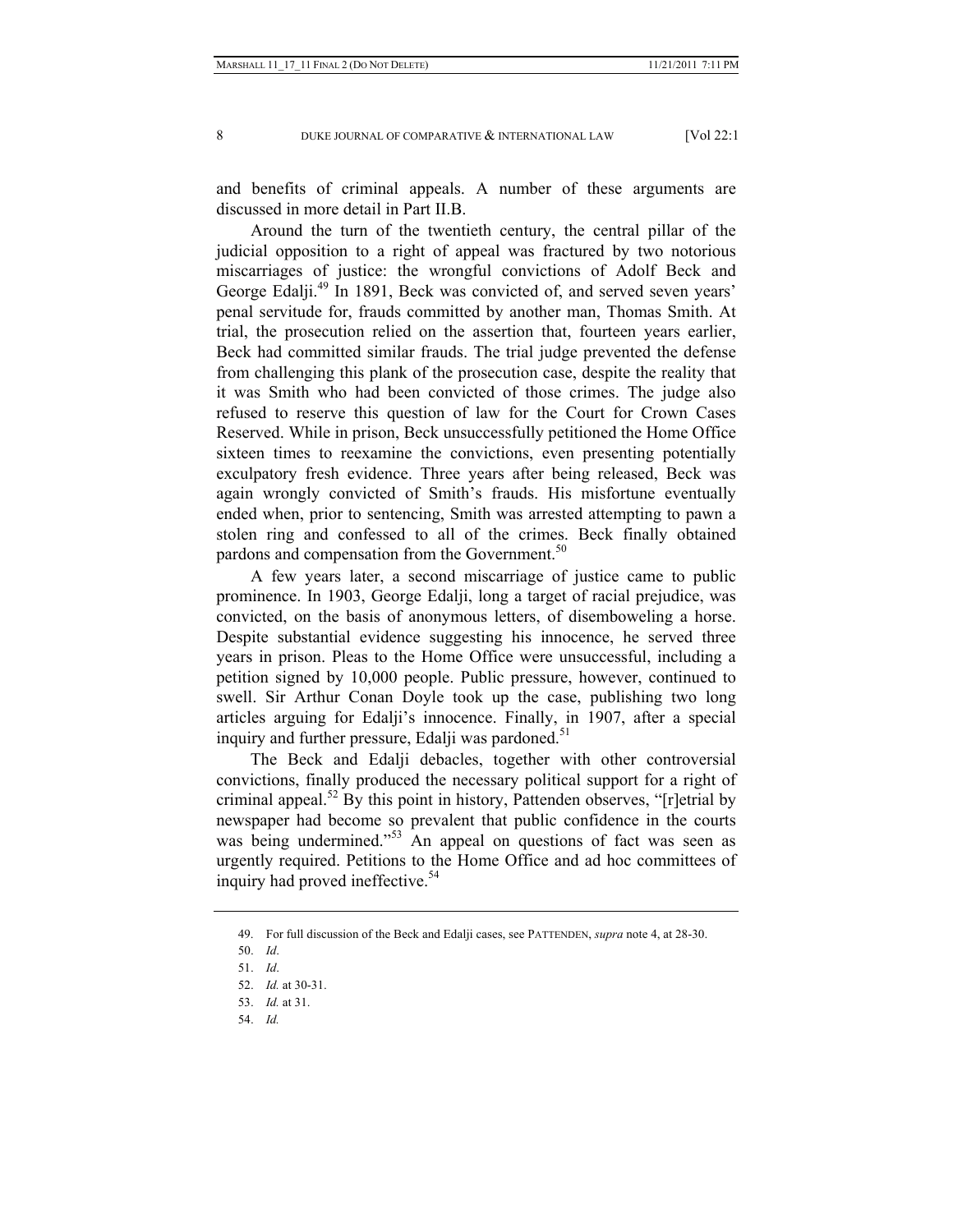and benefits of criminal appeals. A number of these arguments are discussed in more detail in Part II.B.

Around the turn of the twentieth century, the central pillar of the judicial opposition to a right of appeal was fractured by two notorious miscarriages of justice: the wrongful convictions of Adolf Beck and George Edalji.[49] In 1891, Beck was convicted of, and served seven years' penal servitude for, frauds committed by another man, Thomas Smith. At trial, the prosecution relied on the assertion that, fourteen years earlier, Beck had committed similar frauds. The trial judge prevented the defense from challenging this plank of the prosecution case, despite the reality that it was Smith who had been convicted of those crimes. The judge also refused to reserve this question of law for the Court for Crown Cases Reserved. While in prison, Beck unsuccessfully petitioned the Home Office sixteen times to reexamine the convictions, even presenting potentially exculpatory fresh evidence. Three years after being released, Beck was again wrongly convicted of Smith's frauds. His misfortune eventually ended when, prior to sentencing, Smith was arrested attempting to pawn a stolen ring and confessed to all of the crimes. Beck finally obtained pardons and compensation from the Government.[50]

A few years later, a second miscarriage of justice came to public prominence. In 1903, George Edalji, long a target of racial prejudice, was convicted, on the basis of anonymous letters, of disemboweling a horse. Despite substantial evidence suggesting his innocence, he served three years in prison. Pleas to the Home Office were unsuccessful, including a petition signed by 10,000 people. Public pressure, however, continued to swell. Sir Arthur Conan Doyle took up the case, publishing two long articles arguing for Edalji's innocence. Finally, in 1907, after a special inquiry and further pressure, Edalji was pardoned.[51]

The Beck and Edalji debacles, together with other controversial convictions, finally produced the necessary political support for a right of criminal appeal.[52] By this point in history, Pattenden observes, "[r]etrial by newspaper had become so prevalent that public confidence in the courts was being undermined."[53] An appeal on questions of fact was seen as urgently required. Petitions to the Home Office and ad hoc committees of inquiry had proved ineffective.[54]

---

49. For full discussion of the Beck and Edalji cases, see PATTENDEN, *supra* note 4, at 28-30.

50. *Id*.

51. *Id*.

52. *Id.* at 30-31.

53. *Id.* at 31.

54. *Id.*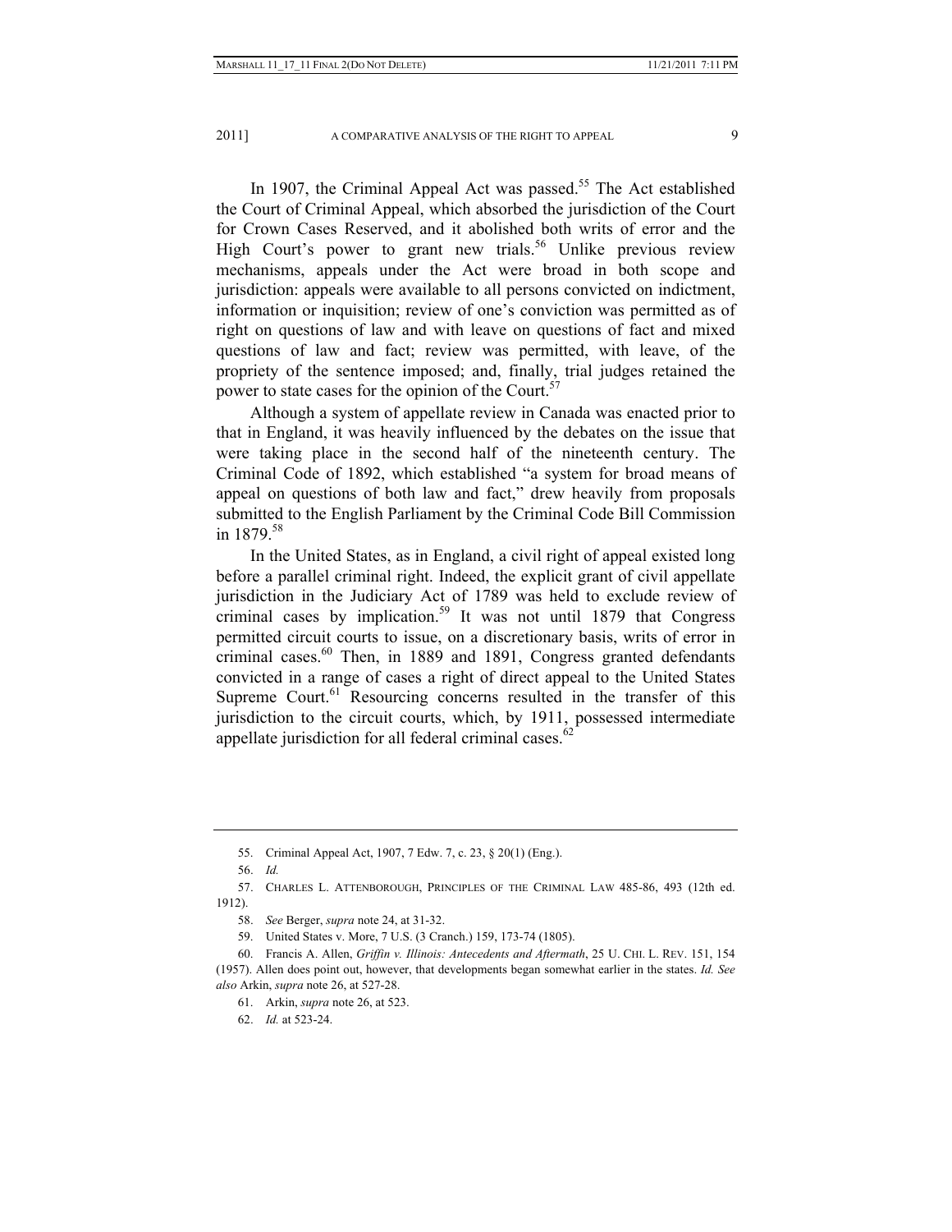In 1907, the Criminal Appeal Act was passed.[55] The Act established the Court of Criminal Appeal, which absorbed the jurisdiction of the Court for Crown Cases Reserved, and it abolished both writs of error and the High Court's power to grant new trials.[56] Unlike previous review mechanisms, appeals under the Act were broad in both scope and jurisdiction: appeals were available to all persons convicted on indictment, information or inquisition; review of one's conviction was permitted as of right on questions of law and with leave on questions of fact and mixed questions of law and fact; review was permitted, with leave, of the propriety of the sentence imposed; and, finally, trial judges retained the power to state cases for the opinion of the Court.[57]

Although a system of appellate review in Canada was enacted prior to that in England, it was heavily influenced by the debates on the issue that were taking place in the second half of the nineteenth century. The Criminal Code of 1892, which established "a system for broad means of appeal on questions of both law and fact," drew heavily from proposals submitted to the English Parliament by the Criminal Code Bill Commission in 1879.[58]

In the United States, as in England, a civil right of appeal existed long before a parallel criminal right. Indeed, the explicit grant of civil appellate jurisdiction in the Judiciary Act of 1789 was held to exclude review of criminal cases by implication.[59] It was not until 1879 that Congress permitted circuit courts to issue, on a discretionary basis, writs of error in criminal cases.[60] Then, in 1889 and 1891, Congress granted defendants convicted in a range of cases a right of direct appeal to the United States Supreme Court.[61] Resourcing concerns resulted in the transfer of this jurisdiction to the circuit courts, which, by 1911, possessed intermediate appellate jurisdiction for all federal criminal cases.[62]

---

55. Criminal Appeal Act, 1907, 7 Edw. 7, c. 23, § 20(1) (Eng.).

56. *Id.*

57. CHARLES L. ATTENBOROUGH, PRINCIPLES OF THE CRIMINAL LAW 485-86, 493 (12th ed. 1912).

58. *See* Berger, *supra* note 24, at 31-32.

59. United States v. More, 7 U.S. (3 Cranch.) 159, 173-74 (1805).

60. Francis A. Allen, *Griffin v. Illinois: Antecedents and Aftermath*, 25 U. CHI. L. REV. 151, 154 (1957). Allen does point out, however, that developments began somewhat earlier in the states. *Id. See also* Arkin, *supra* note 26, at 527-28.

61. Arkin, *supra* note 26, at 523.

62. *Id.* at 523-24.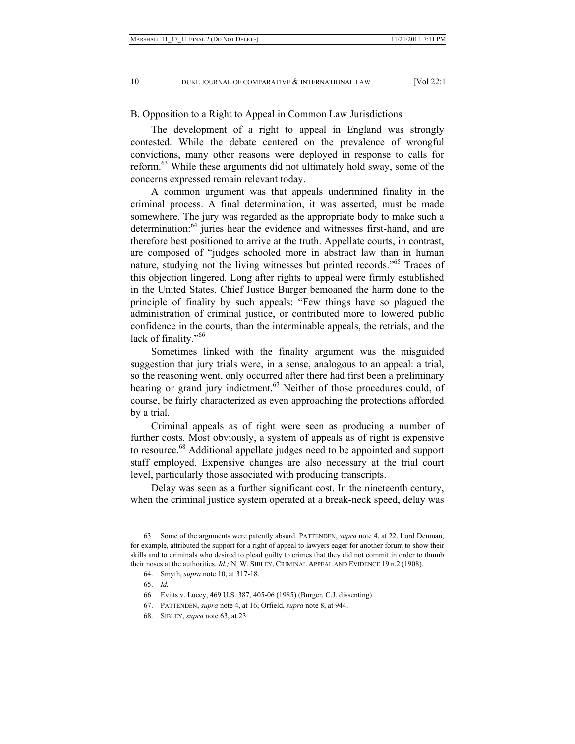## B. Opposition to a Right to Appeal in Common Law Jurisdictions

The development of a right to appeal in England was strongly contested. While the debate centered on the prevalence of wrongful convictions, many other reasons were deployed in response to calls for reform.[63] While these arguments did not ultimately hold sway, some of the concerns expressed remain relevant today.

A common argument was that appeals undermined finality in the criminal process. A final determination, it was asserted, must be made somewhere. The jury was regarded as the appropriate body to make such a determination:[64] juries hear the evidence and witnesses first-hand, and are therefore best positioned to arrive at the truth. Appellate courts, in contrast, are composed of "judges schooled more in abstract law than in human nature, studying not the living witnesses but printed records."[65] Traces of this objection lingered. Long after rights to appeal were firmly established in the United States, Chief Justice Burger bemoaned the harm done to the principle of finality by such appeals: "Few things have so plagued the administration of criminal justice, or contributed more to lowered public confidence in the courts, than the interminable appeals, the retrials, and the lack of finality."[66]

Sometimes linked with the finality argument was the misguided suggestion that jury trials were, in a sense, analogous to an appeal: a trial, so the reasoning went, only occurred after there had first been a preliminary hearing or grand jury indictment.[67] Neither of those procedures could, of course, be fairly characterized as even approaching the protections afforded by a trial.

Criminal appeals as of right were seen as producing a number of further costs. Most obviously, a system of appeals as of right is expensive to resource.[68] Additional appellate judges need to be appointed and support staff employed. Expensive changes are also necessary at the trial court level, particularly those associated with producing transcripts.

Delay was seen as a further significant cost. In the nineteenth century, when the criminal justice system operated at a break-neck speed, delay was

---

63. Some of the arguments were patently absurd. PATTENDEN, *supra* note 4, at 22. Lord Denman, for example, attributed the support for a right of appeal to lawyers eager for another forum to show their skills and to criminals who desired to plead guilty to crimes that they did not commit in order to thumb their noses at the authorities. *Id.;* N. W. SIBLEY, CRIMINAL APPEAL AND EVIDENCE 19 n.2 (1908).

64. Smyth, *supra* note 10, at 317-18.

65. *Id.*

66. Evitts v. Lucey, 469 U.S. 387, 405-06 (1985) (Burger, C.J. dissenting).

67. PATTENDEN, *supra* note 4, at 16; Orfield, *supra* note 8, at 944.

68. SIBLEY, *supra* note 63, at 23.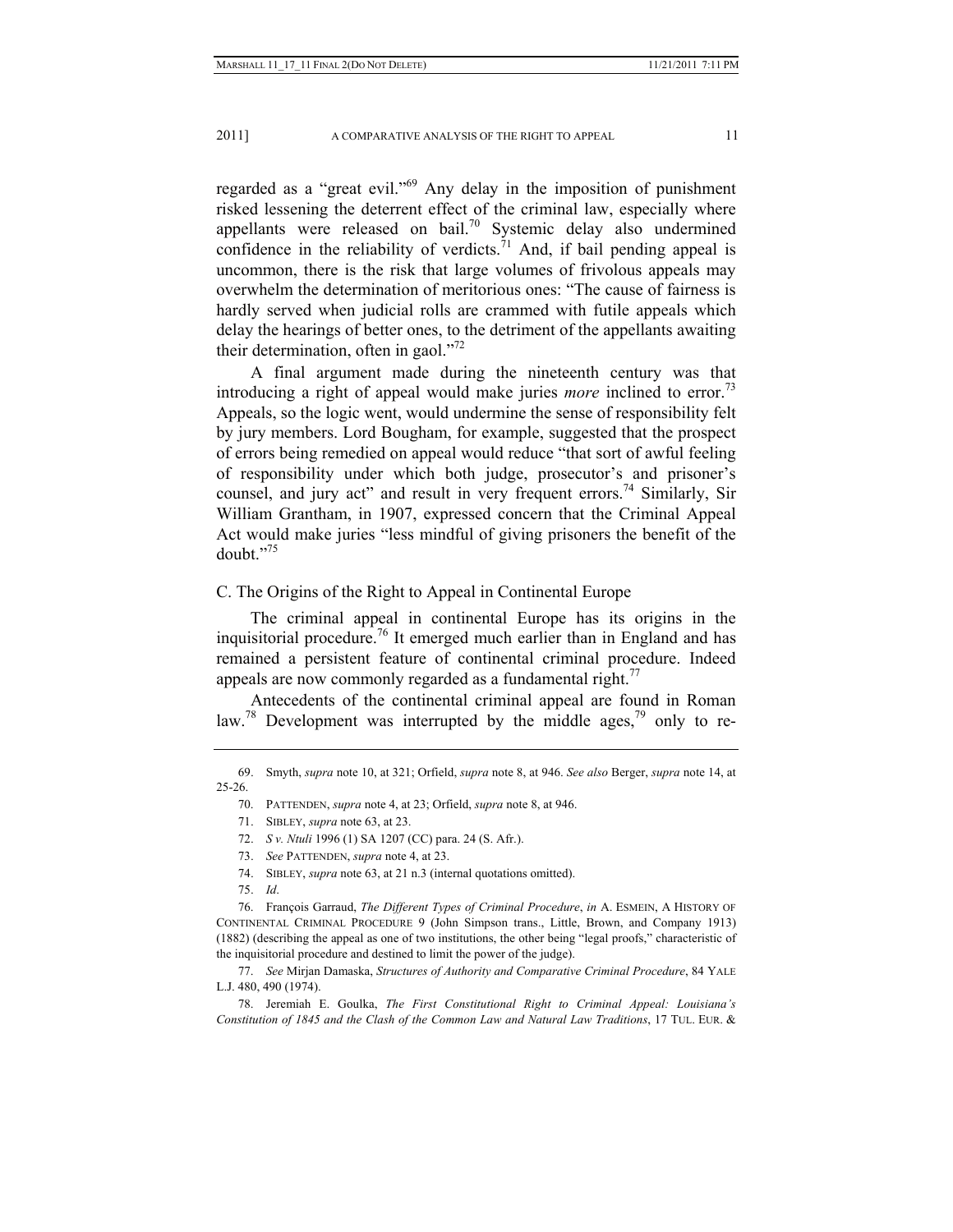regarded as a "great evil."[69] Any delay in the imposition of punishment risked lessening the deterrent effect of the criminal law, especially where appellants were released on bail.[70] Systemic delay also undermined confidence in the reliability of verdicts.[71] And, if bail pending appeal is uncommon, there is the risk that large volumes of frivolous appeals may overwhelm the determination of meritorious ones: "The cause of fairness is hardly served when judicial rolls are crammed with futile appeals which delay the hearings of better ones, to the detriment of the appellants awaiting their determination, often in gaol."[72]

A final argument made during the nineteenth century was that introducing a right of appeal would make juries *more* inclined to error.[73] Appeals, so the logic went, would undermine the sense of responsibility felt by jury members. Lord Bougham, for example, suggested that the prospect of errors being remedied on appeal would reduce "that sort of awful feeling of responsibility under which both judge, prosecutor's and prisoner's counsel, and jury act" and result in very frequent errors.[74] Similarly, Sir William Grantham, in 1907, expressed concern that the Criminal Appeal Act would make juries "less mindful of giving prisoners the benefit of the doubt."[75]

### C. The Origins of the Right to Appeal in Continental Europe

The criminal appeal in continental Europe has its origins in the inquisitorial procedure.[76] It emerged much earlier than in England and has remained a persistent feature of continental criminal procedure. Indeed appeals are now commonly regarded as a fundamental right.[77]

Antecedents of the continental criminal appeal are found in Roman law.[78] Development was interrupted by the middle ages,[79] only to re-

---

69. Smyth, *supra* note 10, at 321; Orfield, *supra* note 8, at 946. *See also* Berger, *supra* note 14, at 25-26.

70. PATTENDEN, *supra* note 4, at 23; Orfield, *supra* note 8, at 946.

71. SIBLEY, *supra* note 63, at 23.

72. *S v. Ntuli* 1996 (1) SA 1207 (CC) para. 24 (S. Afr.).

73. *See* PATTENDEN, *supra* note 4, at 23.

74. SIBLEY, *supra* note 63, at 21 n.3 (internal quotations omitted).

75. *Id*.

76. François Garraud, *The Different Types of Criminal Procedure*, *in* A. ESMEIN, A HISTORY OF CONTINENTAL CRIMINAL PROCEDURE 9 (John Simpson trans., Little, Brown, and Company 1913) (1882) (describing the appeal as one of two institutions, the other being "legal proofs," characteristic of the inquisitorial procedure and destined to limit the power of the judge).

77. *See* Mirjan Damaska, *Structures of Authority and Comparative Criminal Procedure*, 84 YALE L.J. 480, 490 (1974).

78. Jeremiah E. Goulka, *The First Constitutional Right to Criminal Appeal: Louisiana's Constitution of 1845 and the Clash of the Common Law and Natural Law Traditions*, 17 TUL. EUR. &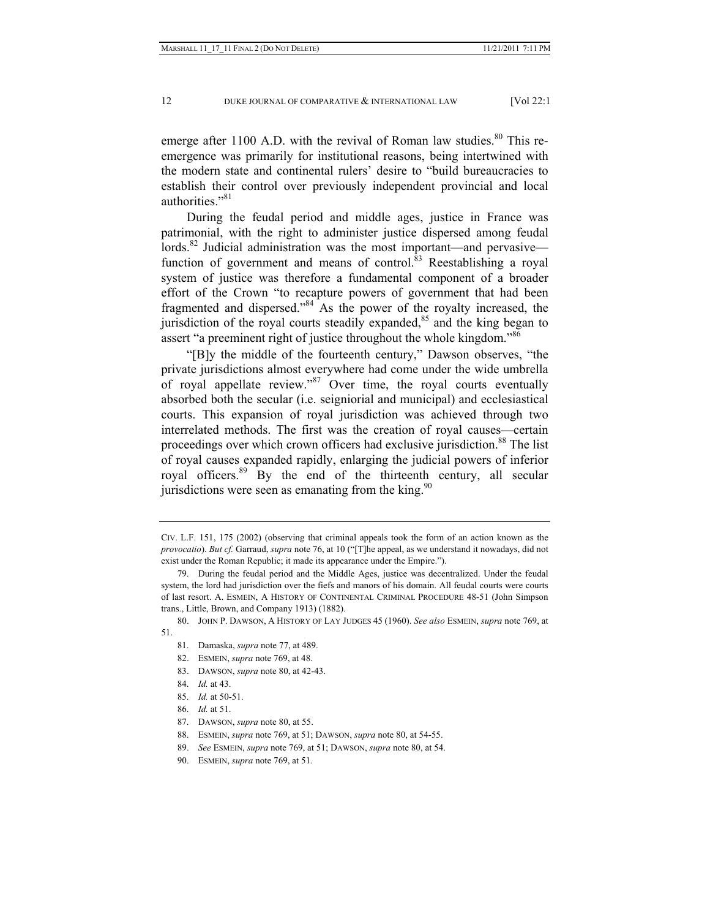emerge after 1100 A.D. with the revival of Roman law studies.[80] This re-emergence was primarily for institutional reasons, being intertwined with the modern state and continental rulers' desire to "build bureaucracies to establish their control over previously independent provincial and local authorities."[81]

During the feudal period and middle ages, justice in France was patrimonial, with the right to administer justice dispersed among feudal lords.[82] Judicial administration was the most important—and pervasive—function of government and means of control.[83] Reestablishing a royal system of justice was therefore a fundamental component of a broader effort of the Crown "to recapture powers of government that had been fragmented and dispersed."[84] As the power of the royalty increased, the jurisdiction of the royal courts steadily expanded,[85] and the king began to assert "a preeminent right of justice throughout the whole kingdom."[86]

"[B]y the middle of the fourteenth century," Dawson observes, "the private jurisdictions almost everywhere had come under the wide umbrella of royal appellate review."[87] Over time, the royal courts eventually absorbed both the secular (i.e. seigniorial and municipal) and ecclesiastical courts. This expansion of royal jurisdiction was achieved through two interrelated methods. The first was the creation of royal causes—certain proceedings over which crown officers had exclusive jurisdiction.[88] The list of royal causes expanded rapidly, enlarging the judicial powers of inferior royal officers.[89] By the end of the thirteenth century, all secular jurisdictions were seen as emanating from the king.[90]

---

CIV. L.F. 151, 175 (2002) (observing that criminal appeals took the form of an action known as the *provocatio*). *But cf.* Garraud, *supra* note 76, at 10 ("[T]he appeal, as we understand it nowadays, did not exist under the Roman Republic; it made its appearance under the Empire.").

79. During the feudal period and the Middle Ages, justice was decentralized. Under the feudal system, the lord had jurisdiction over the fiefs and manors of his domain. All feudal courts were courts of last resort. A. ESMEIN, A HISTORY OF CONTINENTAL CRIMINAL PROCEDURE 48-51 (John Simpson trans., Little, Brown, and Company 1913) (1882).

80. JOHN P. DAWSON, A HISTORY OF LAY JUDGES 45 (1960). *See also* ESMEIN, *supra* note 769, at 51.

81. Damaska, *supra* note 77, at 489.

82. ESMEIN, *supra* note 769, at 48.

83. DAWSON, *supra* note 80, at 42-43.

84. *Id.* at 43.

85. *Id.* at 50-51.

86. *Id.* at 51.

87. DAWSON, *supra* note 80, at 55.

88. ESMEIN, *supra* note 769, at 51; DAWSON, *supra* note 80, at 54-55.

89. *See* ESMEIN, *supra* note 769, at 51; DAWSON, *supra* note 80, at 54.

90. ESMEIN, *supra* note 769, at 51.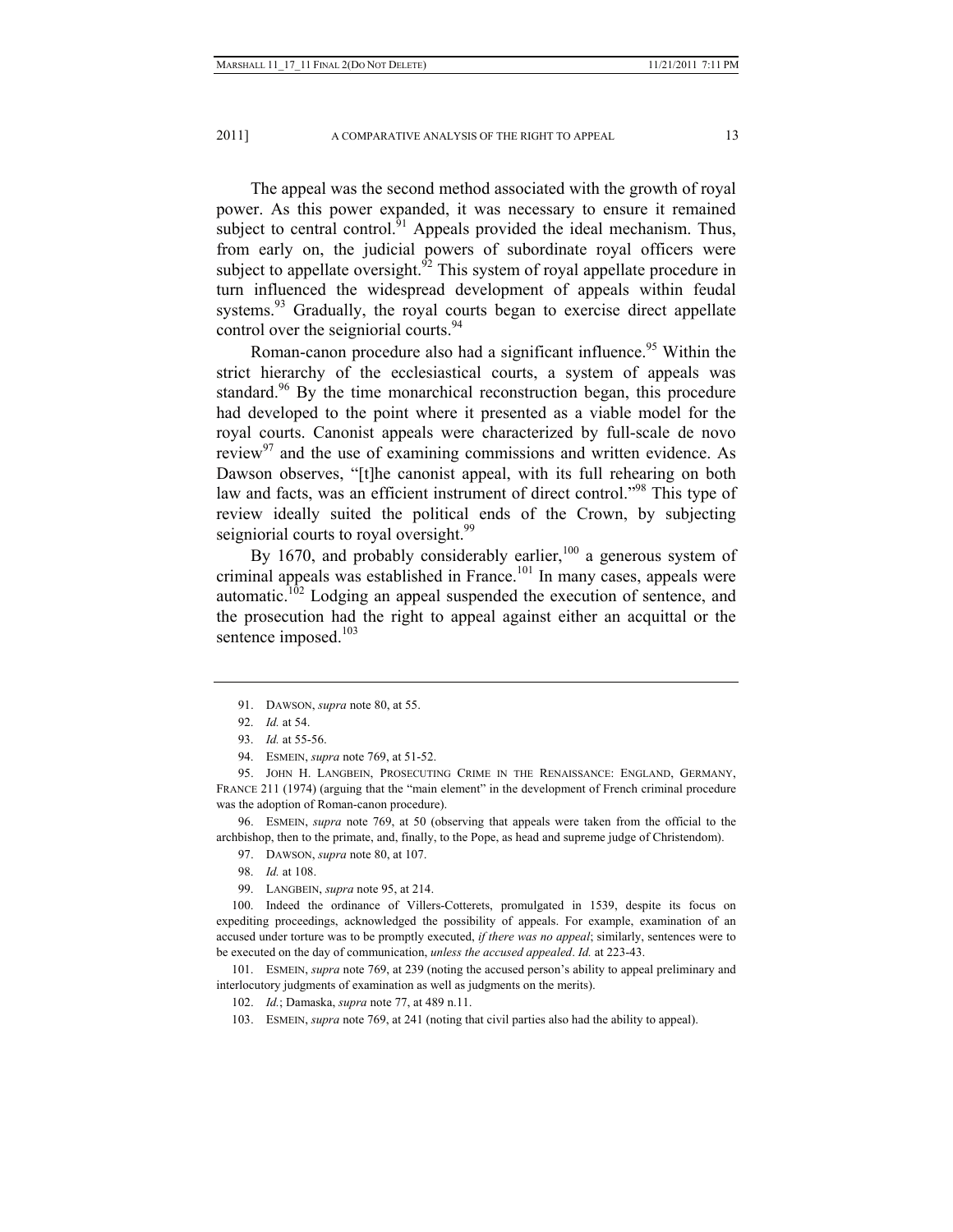The appeal was the second method associated with the growth of royal power. As this power expanded, it was necessary to ensure it remained subject to central control.[91] Appeals provided the ideal mechanism. Thus, from early on, the judicial powers of subordinate royal officers were subject to appellate oversight.[92] This system of royal appellate procedure in turn influenced the widespread development of appeals within feudal systems.[93] Gradually, the royal courts began to exercise direct appellate control over the seigniorial courts.[94]

Roman-canon procedure also had a significant influence.[95] Within the strict hierarchy of the ecclesiastical courts, a system of appeals was standard.[96] By the time monarchical reconstruction began, this procedure had developed to the point where it presented as a viable model for the royal courts. Canonist appeals were characterized by full-scale de novo review[97] and the use of examining commissions and written evidence. As Dawson observes, "[t]he canonist appeal, with its full rehearing on both law and facts, was an efficient instrument of direct control."[98] This type of review ideally suited the political ends of the Crown, by subjecting seigniorial courts to royal oversight.[99]

By 1670, and probably considerably earlier,[100] a generous system of criminal appeals was established in France.[101] In many cases, appeals were automatic.[102] Lodging an appeal suspended the execution of sentence, and the prosecution had the right to appeal against either an acquittal or the sentence imposed.[103]

---

91. DAWSON, *supra* note 80, at 55.

92. *Id.* at 54.

93. *Id.* at 55-56.

94. ESMEIN, *supra* note 769, at 51-52.

95. JOHN H. LANGBEIN, PROSECUTING CRIME IN THE RENAISSANCE: ENGLAND, GERMANY, FRANCE 211 (1974) (arguing that the "main element" in the development of French criminal procedure was the adoption of Roman-canon procedure).

96. ESMEIN, *supra* note 769, at 50 (observing that appeals were taken from the official to the archbishop, then to the primate, and, finally, to the Pope, as head and supreme judge of Christendom).

97. DAWSON, *supra* note 80, at 107.

98. *Id.* at 108.

99. LANGBEIN, *supra* note 95, at 214.

100. Indeed the ordinance of Villers-Cotterets, promulgated in 1539, despite its focus on expediting proceedings, acknowledged the possibility of appeals. For example, examination of an accused under torture was to be promptly executed, *if there was no appeal*; similarly, sentences were to be executed on the day of communication, *unless the accused appealed*. *Id.* at 223-43.

101. ESMEIN, *supra* note 769, at 239 (noting the accused person's ability to appeal preliminary and interlocutory judgments of examination as well as judgments on the merits).

102. *Id.*; Damaska, *supra* note 77, at 489 n.11.

103. ESMEIN, *supra* note 769, at 241 (noting that civil parties also had the ability to appeal).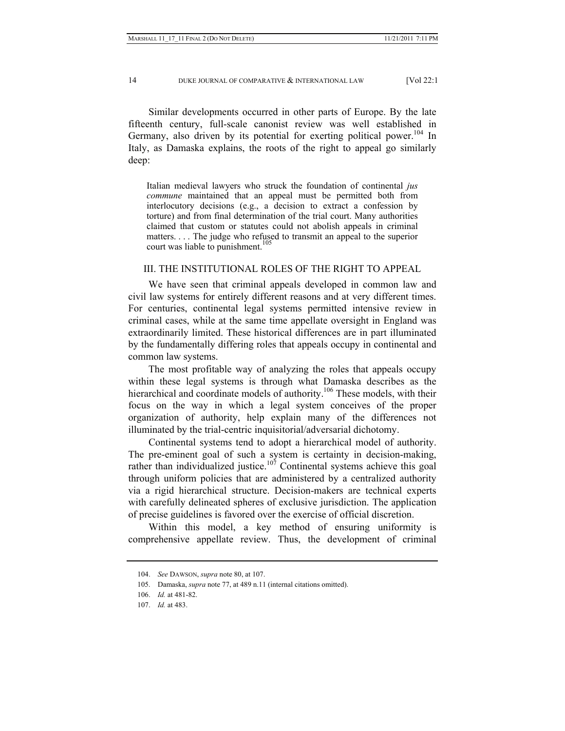Similar developments occurred in other parts of Europe. By the late fifteenth century, full-scale canonist review was well established in Germany, also driven by its potential for exerting political power.[104] In Italy, as Damaska explains, the roots of the right to appeal go similarly deep:

> Italian medieval lawyers who struck the foundation of continental *jus commune* maintained that an appeal must be permitted both from interlocutory decisions (e.g., a decision to extract a confession by torture) and from final determination of the trial court. Many authorities claimed that custom or statutes could not abolish appeals in criminal matters. . . . The judge who refused to transmit an appeal to the superior court was liable to punishment.[105]

## III. THE INSTITUTIONAL ROLES OF THE RIGHT TO APPEAL

We have seen that criminal appeals developed in common law and civil law systems for entirely different reasons and at very different times. For centuries, continental legal systems permitted intensive review in criminal cases, while at the same time appellate oversight in England was extraordinarily limited. These historical differences are in part illuminated by the fundamentally differing roles that appeals occupy in continental and common law systems.

The most profitable way of analyzing the roles that appeals occupy within these legal systems is through what Damaska describes as the hierarchical and coordinate models of authority.[106] These models, with their focus on the way in which a legal system conceives of the proper organization of authority, help explain many of the differences not illuminated by the trial-centric inquisitorial/adversarial dichotomy.

Continental systems tend to adopt a hierarchical model of authority. The pre-eminent goal of such a system is certainty in decision-making, rather than individualized justice.[107] Continental systems achieve this goal through uniform policies that are administered by a centralized authority via a rigid hierarchical structure. Decision-makers are technical experts with carefully delineated spheres of exclusive jurisdiction. The application of precise guidelines is favored over the exercise of official discretion.

Within this model, a key method of ensuring uniformity is comprehensive appellate review. Thus, the development of criminal

---

104. *See* DAWSON, *supra* note 80, at 107.

105. Damaska, *supra* note 77, at 489 n.11 (internal citations omitted).

106. *Id.* at 481-82.

107. *Id.* at 483.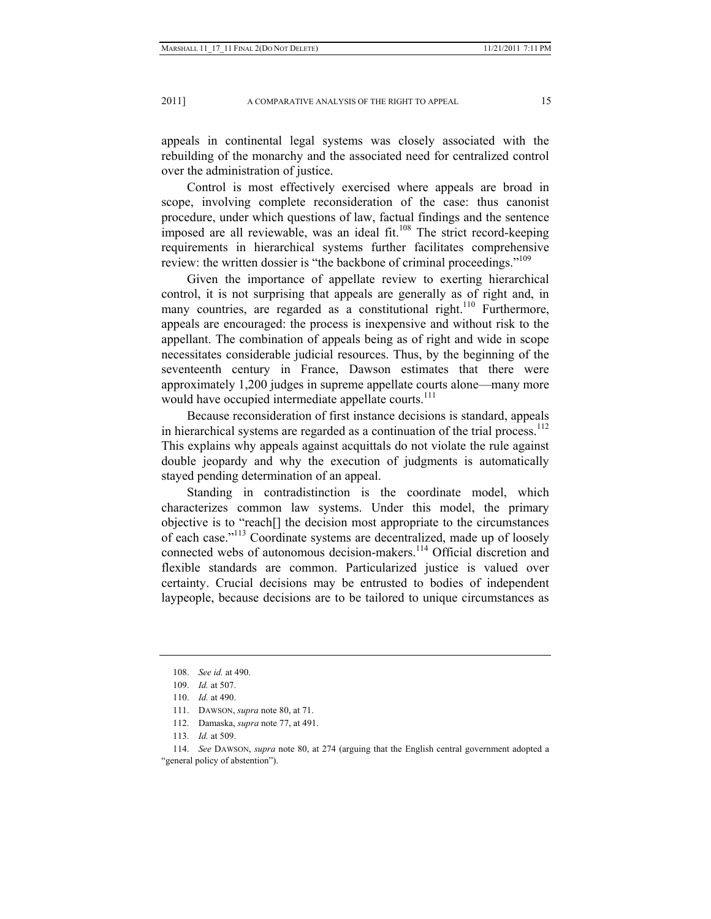appeals in continental legal systems was closely associated with the rebuilding of the monarchy and the associated need for centralized control over the administration of justice.

Control is most effectively exercised where appeals are broad in scope, involving complete reconsideration of the case: thus canonist procedure, under which questions of law, factual findings and the sentence imposed are all reviewable, was an ideal fit.[108] The strict record-keeping requirements in hierarchical systems further facilitates comprehensive review: the written dossier is "the backbone of criminal proceedings."[109]

Given the importance of appellate review to exerting hierarchical control, it is not surprising that appeals are generally as of right and, in many countries, are regarded as a constitutional right.[110] Furthermore, appeals are encouraged: the process is inexpensive and without risk to the appellant. The combination of appeals being as of right and wide in scope necessitates considerable judicial resources. Thus, by the beginning of the seventeenth century in France, Dawson estimates that there were approximately 1,200 judges in supreme appellate courts alone—many more would have occupied intermediate appellate courts.[111]

Because reconsideration of first instance decisions is standard, appeals in hierarchical systems are regarded as a continuation of the trial process.[112] This explains why appeals against acquittals do not violate the rule against double jeopardy and why the execution of judgments is automatically stayed pending determination of an appeal.

Standing in contradistinction is the coordinate model, which characterizes common law systems. Under this model, the primary objective is to "reach[] the decision most appropriate to the circumstances of each case."[113] Coordinate systems are decentralized, made up of loosely connected webs of autonomous decision-makers.[114] Official discretion and flexible standards are common. Particularized justice is valued over certainty. Crucial decisions may be entrusted to bodies of independent laypeople, because decisions are to be tailored to unique circumstances as

---

108. *See id.* at 490.

109. *Id.* at 507.

110. *Id.* at 490.

111. DAWSON, *supra* note 80, at 71.

112. Damaska, *supra* note 77, at 491.

113. *Id.* at 509.

114. *See* DAWSON, *supra* note 80, at 274 (arguing that the English central government adopted a "general policy of abstention").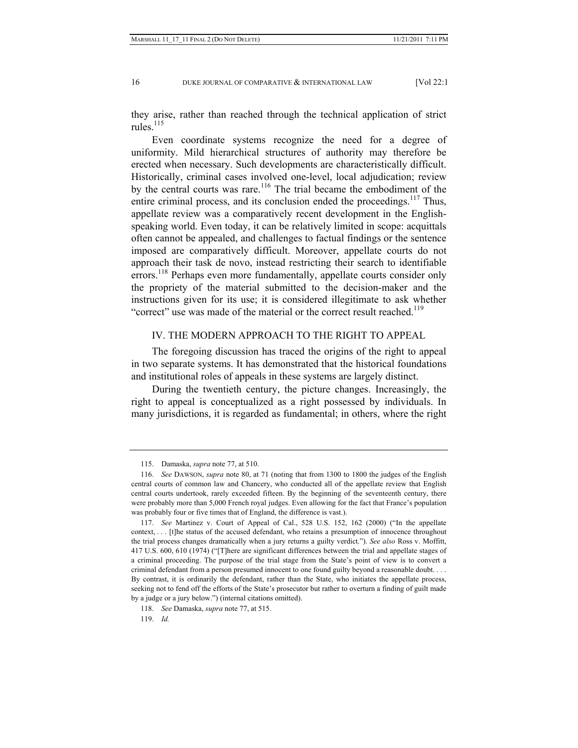they arise, rather than reached through the technical application of strict rules.[115]

Even coordinate systems recognize the need for a degree of uniformity. Mild hierarchical structures of authority may therefore be erected when necessary. Such developments are characteristically difficult. Historically, criminal cases involved one-level, local adjudication; review by the central courts was rare.[116] The trial became the embodiment of the entire criminal process, and its conclusion ended the proceedings.[117] Thus, appellate review was a comparatively recent development in the English-speaking world. Even today, it can be relatively limited in scope: acquittals often cannot be appealed, and challenges to factual findings or the sentence imposed are comparatively difficult. Moreover, appellate courts do not approach their task de novo, instead restricting their search to identifiable errors.[118] Perhaps even more fundamentally, appellate courts consider only the propriety of the material submitted to the decision-maker and the instructions given for its use; it is considered illegitimate to ask whether "correct" use was made of the material or the correct result reached.[119]

## IV. THE MODERN APPROACH TO THE RIGHT TO APPEAL

The foregoing discussion has traced the origins of the right to appeal in two separate systems. It has demonstrated that the historical foundations and institutional roles of appeals in these systems are largely distinct.

During the twentieth century, the picture changes. Increasingly, the right to appeal is conceptualized as a right possessed by individuals. In many jurisdictions, it is regarded as fundamental; in others, where the right

---

115. Damaska, *supra* note 77, at 510.

116. *See* DAWSON, *supra* note 80, at 71 (noting that from 1300 to 1800 the judges of the English central courts of common law and Chancery, who conducted all of the appellate review that English central courts undertook, rarely exceeded fifteen. By the beginning of the seventeenth century, there were probably more than 5,000 French royal judges. Even allowing for the fact that France's population was probably four or five times that of England, the difference is vast.).

117. *See* Martinez v. Court of Appeal of Cal., 528 U.S. 152, 162 (2000) ("In the appellate context, . . . [t]he status of the accused defendant, who retains a presumption of innocence throughout the trial process changes dramatically when a jury returns a guilty verdict."). *See also* Ross v. Moffitt, 417 U.S. 600, 610 (1974) ("[T]here are significant differences between the trial and appellate stages of a criminal proceeding. The purpose of the trial stage from the State's point of view is to convert a criminal defendant from a person presumed innocent to one found guilty beyond a reasonable doubt. . . . By contrast, it is ordinarily the defendant, rather than the State, who initiates the appellate process, seeking not to fend off the efforts of the State's prosecutor but rather to overturn a finding of guilt made by a judge or a jury below.") (internal citations omitted).

118. *See* Damaska, *supra* note 77, at 515.

119. *Id.*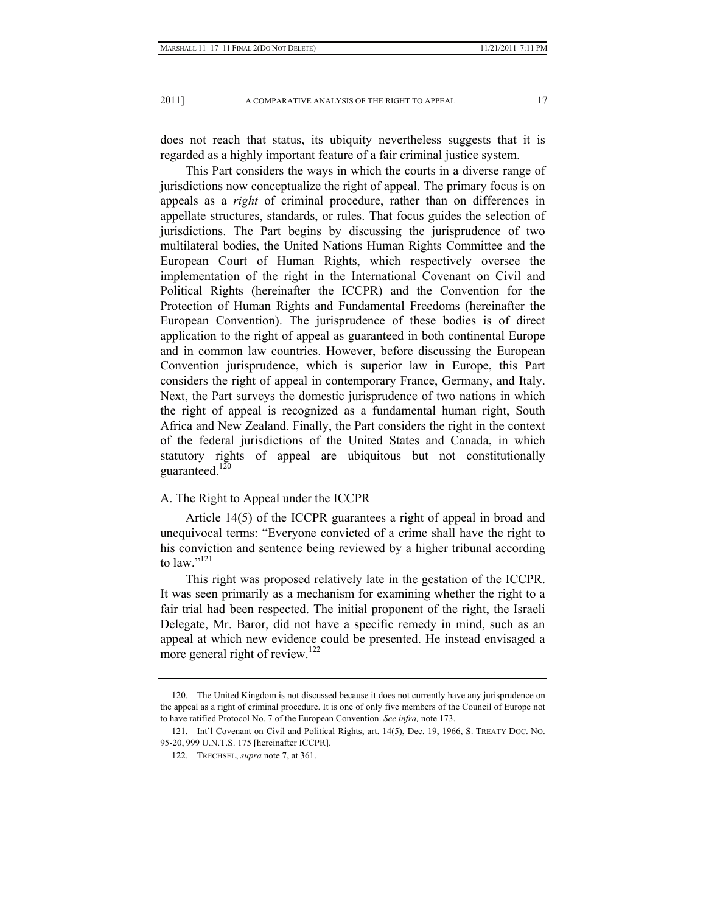does not reach that status, its ubiquity nevertheless suggests that it is regarded as a highly important feature of a fair criminal justice system.

This Part considers the ways in which the courts in a diverse range of jurisdictions now conceptualize the right of appeal. The primary focus is on appeals as a *right* of criminal procedure, rather than on differences in appellate structures, standards, or rules. That focus guides the selection of jurisdictions. The Part begins by discussing the jurisprudence of two multilateral bodies, the United Nations Human Rights Committee and the European Court of Human Rights, which respectively oversee the implementation of the right in the International Covenant on Civil and Political Rights (hereinafter the ICCPR) and the Convention for the Protection of Human Rights and Fundamental Freedoms (hereinafter the European Convention). The jurisprudence of these bodies is of direct application to the right of appeal as guaranteed in both continental Europe and in common law countries. However, before discussing the European Convention jurisprudence, which is superior law in Europe, this Part considers the right of appeal in contemporary France, Germany, and Italy. Next, the Part surveys the domestic jurisprudence of two nations in which the right of appeal is recognized as a fundamental human right, South Africa and New Zealand. Finally, the Part considers the right in the context of the federal jurisdictions of the United States and Canada, in which statutory rights of appeal are ubiquitous but not constitutionally guaranteed.[120]

### A. The Right to Appeal under the ICCPR

Article 14(5) of the ICCPR guarantees a right of appeal in broad and unequivocal terms: "Everyone convicted of a crime shall have the right to his conviction and sentence being reviewed by a higher tribunal according to law."[121]

This right was proposed relatively late in the gestation of the ICCPR. It was seen primarily as a mechanism for examining whether the right to a fair trial had been respected. The initial proponent of the right, the Israeli Delegate, Mr. Baror, did not have a specific remedy in mind, such as an appeal at which new evidence could be presented. He instead envisaged a more general right of review.[122]

---

120. The United Kingdom is not discussed because it does not currently have any jurisprudence on the appeal as a right of criminal procedure. It is one of only five members of the Council of Europe not to have ratified Protocol No. 7 of the European Convention. *See infra,* note 173.

121. Int'l Covenant on Civil and Political Rights, art. 14(5), Dec. 19, 1966, S. TREATY DOC. NO. 95-20, 999 U.N.T.S. 175 [hereinafter ICCPR].

122. TRECHSEL, *supra* note 7, at 361.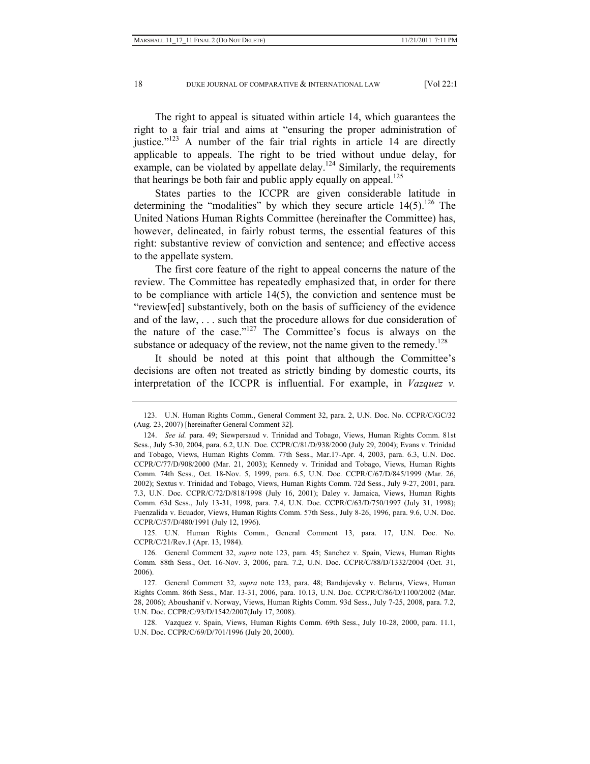The right to appeal is situated within article 14, which guarantees the right to a fair trial and aims at "ensuring the proper administration of justice."[123] A number of the fair trial rights in article 14 are directly applicable to appeals. The right to be tried without undue delay, for example, can be violated by appellate delay.[124] Similarly, the requirements that hearings be both fair and public apply equally on appeal.[125]

States parties to the ICCPR are given considerable latitude in determining the "modalities" by which they secure article 14(5).[126] The United Nations Human Rights Committee (hereinafter the Committee) has, however, delineated, in fairly robust terms, the essential features of this right: substantive review of conviction and sentence; and effective access to the appellate system.

The first core feature of the right to appeal concerns the nature of the review. The Committee has repeatedly emphasized that, in order for there to be compliance with article 14(5), the conviction and sentence must be "review[ed] substantively, both on the basis of sufficiency of the evidence and of the law, . . . such that the procedure allows for due consideration of the nature of the case."[127] The Committee's focus is always on the substance or adequacy of the review, not the name given to the remedy.[128]

It should be noted at this point that although the Committee's decisions are often not treated as strictly binding by domestic courts, its interpretation of the ICCPR is influential. For example, in *Vazquez v.*

---

123. U.N. Human Rights Comm., General Comment 32, para. 2, U.N. Doc. No. CCPR/C/GC/32 (Aug. 23, 2007) [hereinafter General Comment 32].

124. *See id.* para. 49; Siewpersaud v. Trinidad and Tobago, Views, Human Rights Comm. 81st Sess., July 5-30, 2004, para. 6.2, U.N. Doc. CCPR/C/81/D/938/2000 (July 29, 2004); Evans v. Trinidad and Tobago, Views, Human Rights Comm. 77th Sess., Mar.17-Apr. 4, 2003, para. 6.3, U.N. Doc. CCPR/C/77/D/908/2000 (Mar. 21, 2003); Kennedy v. Trinidad and Tobago, Views, Human Rights Comm. 74th Sess., Oct. 18-Nov. 5, 1999, para. 6.5, U.N. Doc. CCPR/C/67/D/845/1999 (Mar. 26, 2002); Sextus v. Trinidad and Tobago, Views, Human Rights Comm. 72d Sess., July 9-27, 2001, para. 7.3, U.N. Doc. CCPR/C/72/D/818/1998 (July 16, 2001); Daley v. Jamaica, Views, Human Rights Comm. 63d Sess., July 13-31, 1998, para. 7.4, U.N. Doc. CCPR/C/63/D/750/1997 (July 31, 1998); Fuenzalida v. Ecuador, Views, Human Rights Comm. 57th Sess., July 8-26, 1996, para. 9.6, U.N. Doc. CCPR/C/57/D/480/1991 (July 12, 1996).

125. U.N. Human Rights Comm., General Comment 13, para. 17, U.N. Doc. No. CCPR/C/21/Rev.1 (Apr. 13, 1984).

126. General Comment 32, *supra* note 123, para. 45; Sanchez v. Spain, Views, Human Rights Comm. 88th Sess., Oct. 16-Nov. 3, 2006, para. 7.2, U.N. Doc. CCPR/C/88/D/1332/2004 (Oct. 31, 2006).

127. General Comment 32, *supra* note 123, para. 48; Bandajevsky v. Belarus, Views, Human Rights Comm. 86th Sess., Mar. 13-31, 2006, para. 10.13, U.N. Doc. CCPR/C/86/D/1100/2002 (Mar. 28, 2006); Aboushanif v. Norway, Views, Human Rights Comm. 93d Sess., July 7-25, 2008, para. 7.2, U.N. Doc. CCPR/C/93/D/1542/2007(July 17, 2008).

128. Vazquez v. Spain, Views, Human Rights Comm. 69th Sess., July 10-28, 2000, para. 11.1, U.N. Doc. CCPR/C/69/D/701/1996 (July 20, 2000).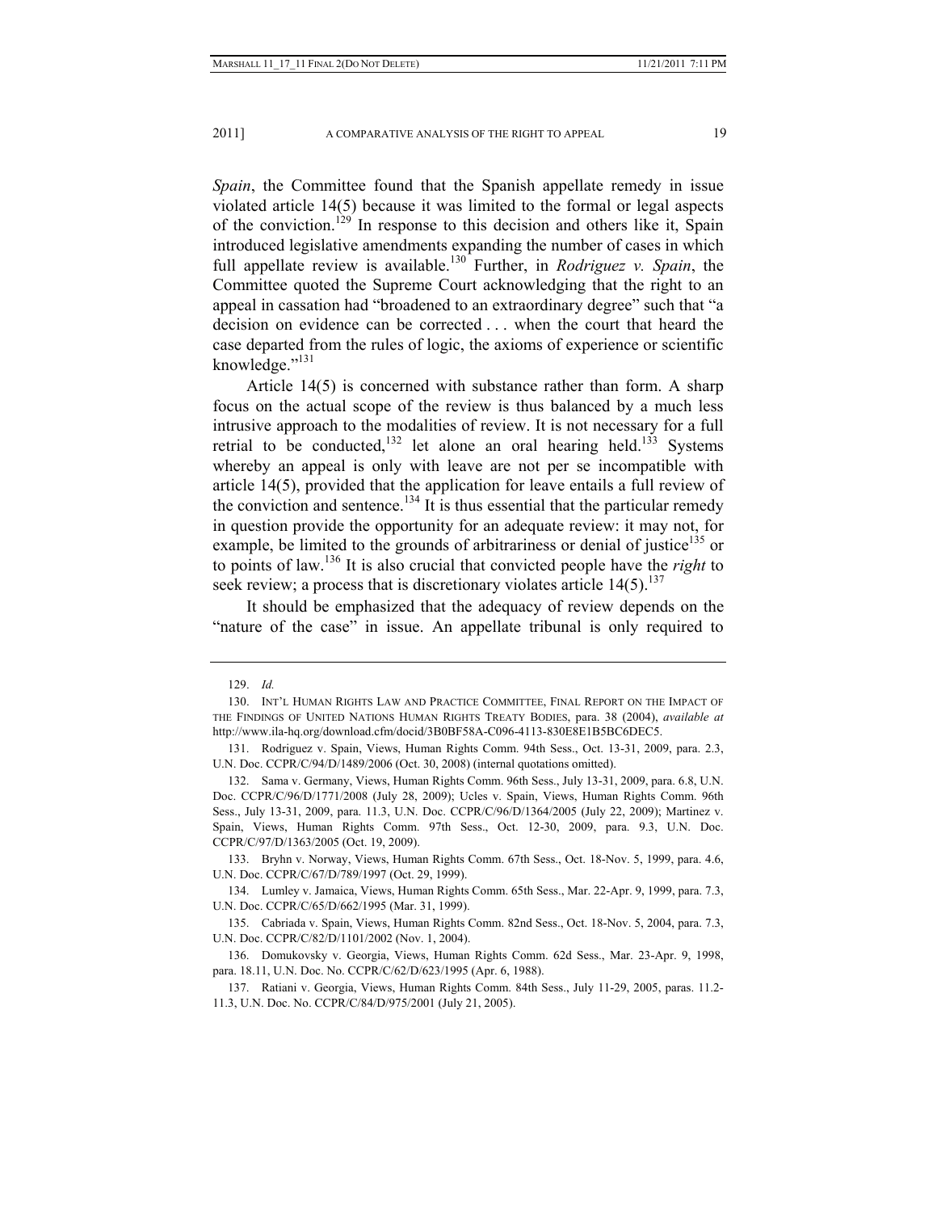*Spain*, the Committee found that the Spanish appellate remedy in issue violated article 14(5) because it was limited to the formal or legal aspects of the conviction.[129] In response to this decision and others like it, Spain introduced legislative amendments expanding the number of cases in which full appellate review is available.[130] Further, in *Rodriguez v. Spain*, the Committee quoted the Supreme Court acknowledging that the right to an appeal in cassation had "broadened to an extraordinary degree" such that "a decision on evidence can be corrected . . . when the court that heard the case departed from the rules of logic, the axioms of experience or scientific knowledge."[131]

Article 14(5) is concerned with substance rather than form. A sharp focus on the actual scope of the review is thus balanced by a much less intrusive approach to the modalities of review. It is not necessary for a full retrial to be conducted,[132] let alone an oral hearing held.[133] Systems whereby an appeal is only with leave are not per se incompatible with article 14(5), provided that the application for leave entails a full review of the conviction and sentence.[134] It is thus essential that the particular remedy in question provide the opportunity for an adequate review: it may not, for example, be limited to the grounds of arbitrariness or denial of justice[135] or to points of law.[136] It is also crucial that convicted people have the *right* to seek review; a process that is discretionary violates article 14(5).[137]

It should be emphasized that the adequacy of review depends on the "nature of the case" in issue. An appellate tribunal is only required to

---

129. *Id.*

130. INT'L HUMAN RIGHTS LAW AND PRACTICE COMMITTEE, FINAL REPORT ON THE IMPACT OF THE FINDINGS OF UNITED NATIONS HUMAN RIGHTS TREATY BODIES, para. 38 (2004), *available at* http://www.ila-hq.org/download.cfm/docid/3B0BF58A-C096-4113-830E8E1B5BC6DEC5.

131. Rodriguez v. Spain, Views, Human Rights Comm. 94th Sess., Oct. 13-31, 2009, para. 2.3, U.N. Doc. CCPR/C/94/D/1489/2006 (Oct. 30, 2008) (internal quotations omitted).

132. Sama v. Germany, Views, Human Rights Comm. 96th Sess., July 13-31, 2009, para. 6.8, U.N. Doc. CCPR/C/96/D/1771/2008 (July 28, 2009); Ucles v. Spain, Views, Human Rights Comm. 96th Sess., July 13-31, 2009, para. 11.3, U.N. Doc. CCPR/C/96/D/1364/2005 (July 22, 2009); Martinez v. Spain, Views, Human Rights Comm. 97th Sess., Oct. 12-30, 2009, para. 9.3, U.N. Doc. CCPR/C/97/D/1363/2005 (Oct. 19, 2009).

133. Bryhn v. Norway, Views, Human Rights Comm. 67th Sess., Oct. 18-Nov. 5, 1999, para. 4.6, U.N. Doc. CCPR/C/67/D/789/1997 (Oct. 29, 1999).

134. Lumley v. Jamaica, Views, Human Rights Comm. 65th Sess., Mar. 22-Apr. 9, 1999, para. 7.3, U.N. Doc. CCPR/C/65/D/662/1995 (Mar. 31, 1999).

135. Cabriada v. Spain, Views, Human Rights Comm. 82nd Sess., Oct. 18-Nov. 5, 2004, para. 7.3, U.N. Doc. CCPR/C/82/D/1101/2002 (Nov. 1, 2004).

136. Domukovsky v. Georgia, Views, Human Rights Comm. 62d Sess., Mar. 23-Apr. 9, 1998, para. 18.11, U.N. Doc. No. CCPR/C/62/D/623/1995 (Apr. 6, 1988).

137. Ratiani v. Georgia, Views, Human Rights Comm. 84th Sess., July 11-29, 2005, paras. 11.2-11.3, U.N. Doc. No. CCPR/C/84/D/975/2001 (July 21, 2005).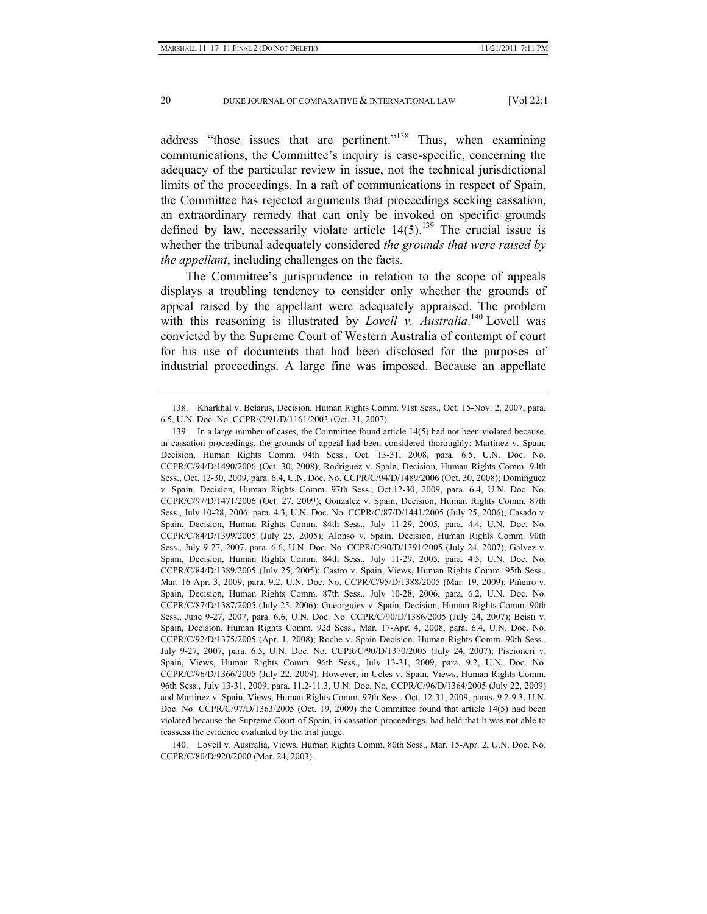address "those issues that are pertinent."[138] Thus, when examining communications, the Committee's inquiry is case-specific, concerning the adequacy of the particular review in issue, not the technical jurisdictional limits of the proceedings. In a raft of communications in respect of Spain, the Committee has rejected arguments that proceedings seeking cassation, an extraordinary remedy that can only be invoked on specific grounds defined by law, necessarily violate article 14(5).[139] The crucial issue is whether the tribunal adequately considered *the grounds that were raised by the appellant*, including challenges on the facts.

The Committee's jurisprudence in relation to the scope of appeals displays a troubling tendency to consider only whether the grounds of appeal raised by the appellant were adequately appraised. The problem with this reasoning is illustrated by *Lovell v. Australia*.[140] Lovell was convicted by the Supreme Court of Western Australia of contempt of court for his use of documents that had been disclosed for the purposes of industrial proceedings. A large fine was imposed. Because an appellate

---

138. Kharkhal v. Belarus, Decision, Human Rights Comm. 91st Sess., Oct. 15-Nov. 2, 2007, para. 6.5, U.N. Doc. No. CCPR/C/91/D/1161/2003 (Oct. 31, 2007).

139. In a large number of cases, the Committee found article 14(5) had not been violated because, in cassation proceedings, the grounds of appeal had been considered thoroughly: Martinez v. Spain, Decision, Human Rights Comm. 94th Sess., Oct. 13-31, 2008, para. 6.5, U.N. Doc. No. CCPR/C/94/D/1490/2006 (Oct. 30, 2008); Rodriguez v. Spain, Decision, Human Rights Comm. 94th Sess., Oct. 12-30, 2009, para. 6.4, U.N. Doc. No. CCPR/C/94/D/1489/2006 (Oct. 30, 2008); Dominguez v. Spain, Decision, Human Rights Comm. 97th Sess., Oct.12-30, 2009, para. 6.4, U.N. Doc. No. CCPR/C/97/D/1471/2006 (Oct. 27, 2009); Gonzalez v. Spain, Decision, Human Rights Comm. 87th Sess., July 10-28, 2006, para. 4.3, U.N. Doc. No. CCPR/C/87/D/1441/2005 (July 25, 2006); Casado v. Spain, Decision, Human Rights Comm. 84th Sess., July 11-29, 2005, para. 4.4, U.N. Doc. No. CCPR/C/84/D/1399/2005 (July 25, 2005); Alonso v. Spain, Decision, Human Rights Comm. 90th Sess., July 9-27, 2007, para. 6.6, U.N. Doc. No. CCPR/C/90/D/1391/2005 (July 24, 2007); Galvez v. Spain, Decision, Human Rights Comm. 84th Sess., July 11-29, 2005, para. 4.5, U.N. Doc. No. CCPR/C/84/D/1389/2005 (July 25, 2005); Castro v. Spain, Views, Human Rights Comm. 95th Sess., Mar. 16-Apr. 3, 2009, para. 9.2, U.N. Doc. No. CCPR/C/95/D/1388/2005 (Mar. 19, 2009); Piñeiro v. Spain, Decision, Human Rights Comm. 87th Sess., July 10-28, 2006, para. 6.2, U.N. Doc. No. CCPR/C/87/D/1387/2005 (July 25, 2006); Gueorguiev v. Spain, Decision, Human Rights Comm. 90th Sess., June 9-27, 2007, para. 6.6, U.N. Doc. No. CCPR/C/90/D/1386/2005 (July 24, 2007); Beisti v. Spain, Decision, Human Rights Comm. 92d Sess., Mar. 17-Apr. 4, 2008, para. 6.4, U.N. Doc. No. CCPR/C/92/D/1375/2005 (Apr. 1, 2008); Roche v. Spain Decision, Human Rights Comm. 90th Sess., July 9-27, 2007, para. 6.5, U.N. Doc. No. CCPR/C/90/D/1370/2005 (July 24, 2007); Piscioneri v. Spain, Views, Human Rights Comm. 96th Sess., July 13-31, 2009, para. 9.2, U.N. Doc. No. CCPR/C/96/D/1366/2005 (July 22, 2009). However, in Ucles v. Spain, Views, Human Rights Comm. 96th Sess., July 13-31, 2009, para. 11.2-11.3, U.N. Doc. No. CCPR/C/96/D/1364/2005 (July 22, 2009) and Martinez v. Spain, Views, Human Rights Comm. 97th Sess., Oct. 12-31, 2009, paras. 9.2-9.3, U.N. Doc. No. CCPR/C/97/D/1363/2005 (Oct. 19, 2009) the Committee found that article 14(5) had been violated because the Supreme Court of Spain, in cassation proceedings, had held that it was not able to reassess the evidence evaluated by the trial judge.

140. Lovell v. Australia, Views, Human Rights Comm. 80th Sess., Mar. 15-Apr. 2, U.N. Doc. No. CCPR/C/80/D/920/2000 (Mar. 24, 2003).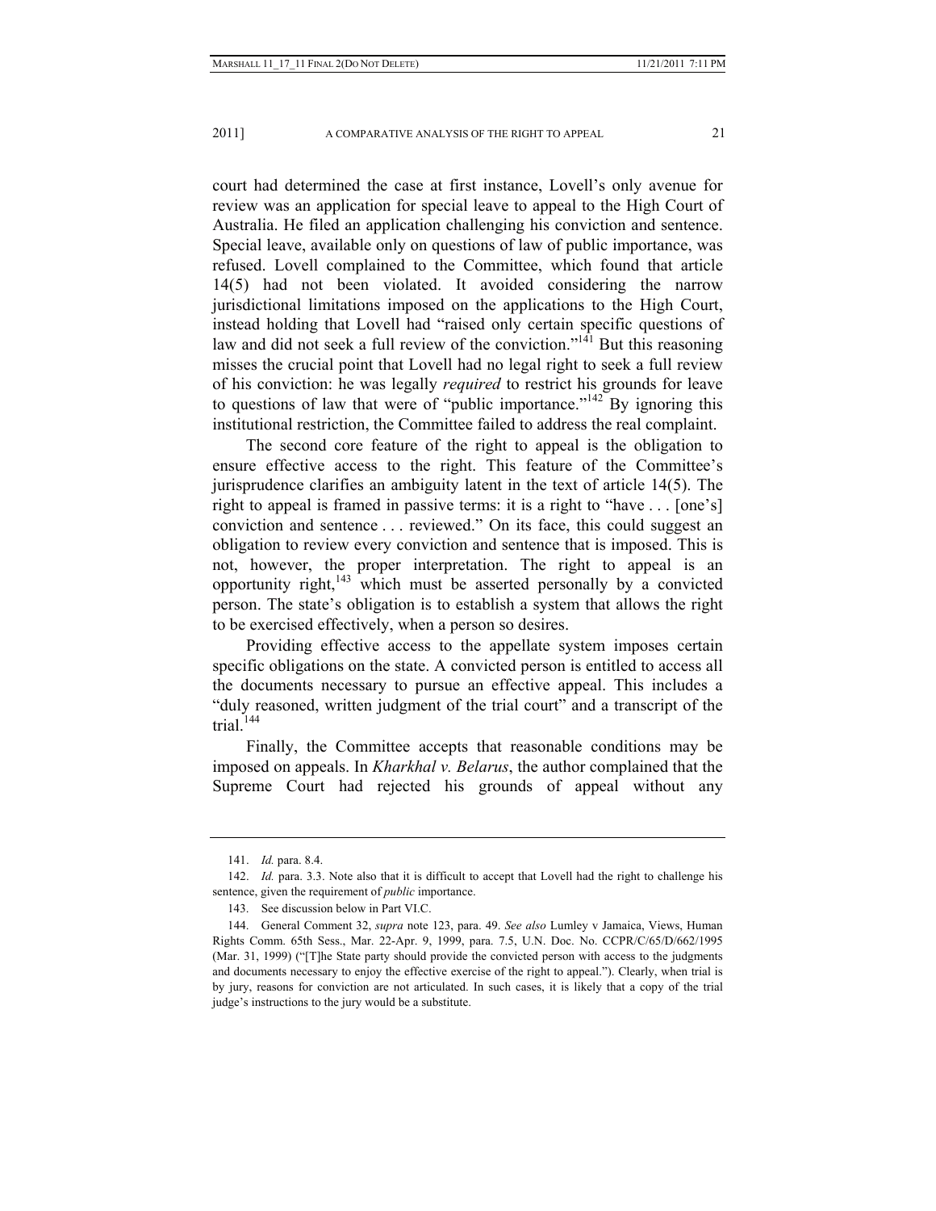court had determined the case at first instance, Lovell's only avenue for review was an application for special leave to appeal to the High Court of Australia. He filed an application challenging his conviction and sentence. Special leave, available only on questions of law of public importance, was refused. Lovell complained to the Committee, which found that article 14(5) had not been violated. It avoided considering the narrow jurisdictional limitations imposed on the applications to the High Court, instead holding that Lovell had "raised only certain specific questions of law and did not seek a full review of the conviction."[141] But this reasoning misses the crucial point that Lovell had no legal right to seek a full review of his conviction: he was legally *required* to restrict his grounds for leave to questions of law that were of "public importance."[142] By ignoring this institutional restriction, the Committee failed to address the real complaint.

The second core feature of the right to appeal is the obligation to ensure effective access to the right. This feature of the Committee's jurisprudence clarifies an ambiguity latent in the text of article 14(5). The right to appeal is framed in passive terms: it is a right to "have . . . [one's] conviction and sentence . . . reviewed." On its face, this could suggest an obligation to review every conviction and sentence that is imposed. This is not, however, the proper interpretation. The right to appeal is an opportunity right,[143] which must be asserted personally by a convicted person. The state's obligation is to establish a system that allows the right to be exercised effectively, when a person so desires.

Providing effective access to the appellate system imposes certain specific obligations on the state. A convicted person is entitled to access all the documents necessary to pursue an effective appeal. This includes a "duly reasoned, written judgment of the trial court" and a transcript of the trial.[144]

Finally, the Committee accepts that reasonable conditions may be imposed on appeals. In *Kharkhal v. Belarus*, the author complained that the Supreme Court had rejected his grounds of appeal without any

---

141. *Id.* para. 8.4.

142. *Id.* para. 3.3. Note also that it is difficult to accept that Lovell had the right to challenge his sentence, given the requirement of *public* importance.

143. See discussion below in Part VI.C.

144. General Comment 32, *supra* note 123, para. 49. *See also* Lumley v Jamaica, Views, Human Rights Comm. 65th Sess., Mar. 22-Apr. 9, 1999, para. 7.5, U.N. Doc. No. CCPR/C/65/D/662/1995 (Mar. 31, 1999) ("[T]he State party should provide the convicted person with access to the judgments and documents necessary to enjoy the effective exercise of the right to appeal."). Clearly, when trial is by jury, reasons for conviction are not articulated. In such cases, it is likely that a copy of the trial judge's instructions to the jury would be a substitute.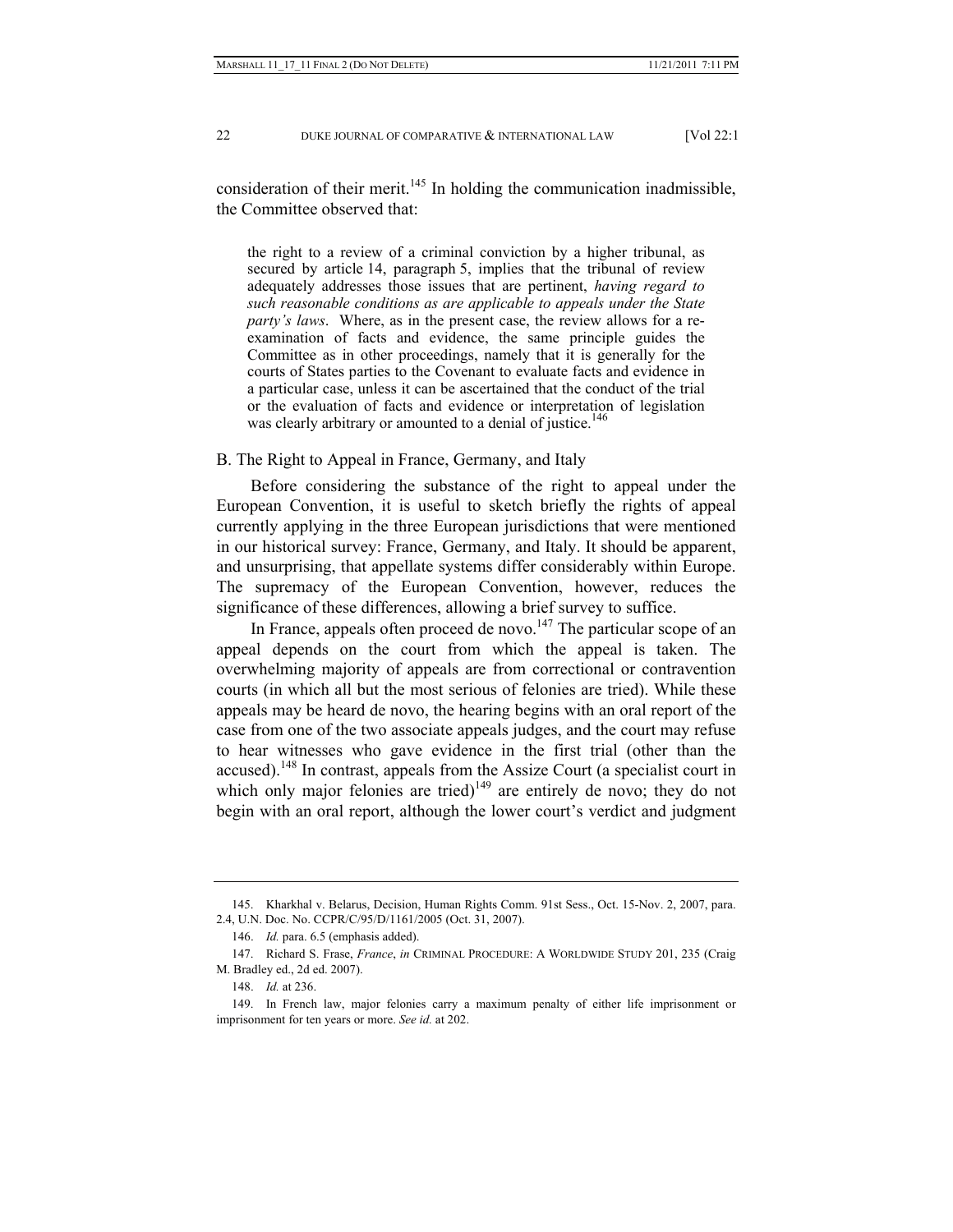consideration of their merit.[145] In holding the communication inadmissible, the Committee observed that:

> the right to a review of a criminal conviction by a higher tribunal, as secured by article 14, paragraph 5, implies that the tribunal of review adequately addresses those issues that are pertinent, *having regard to such reasonable conditions as are applicable to appeals under the State party's laws*. Where, as in the present case, the review allows for a re-examination of facts and evidence, the same principle guides the Committee as in other proceedings, namely that it is generally for the courts of States parties to the Covenant to evaluate facts and evidence in a particular case, unless it can be ascertained that the conduct of the trial or the evaluation of facts and evidence or interpretation of legislation was clearly arbitrary or amounted to a denial of justice.[146]

### B. The Right to Appeal in France, Germany, and Italy

Before considering the substance of the right to appeal under the European Convention, it is useful to sketch briefly the rights of appeal currently applying in the three European jurisdictions that were mentioned in our historical survey: France, Germany, and Italy. It should be apparent, and unsurprising, that appellate systems differ considerably within Europe. The supremacy of the European Convention, however, reduces the significance of these differences, allowing a brief survey to suffice.

In France, appeals often proceed de novo.[147] The particular scope of an appeal depends on the court from which the appeal is taken. The overwhelming majority of appeals are from correctional or contravention courts (in which all but the most serious of felonies are tried). While these appeals may be heard de novo, the hearing begins with an oral report of the case from one of the two associate appeals judges, and the court may refuse to hear witnesses who gave evidence in the first trial (other than the accused).[148] In contrast, appeals from the Assize Court (a specialist court in which only major felonies are tried)[149] are entirely de novo; they do not begin with an oral report, although the lower court's verdict and judgment

---

145. Kharkhal v. Belarus, Decision, Human Rights Comm. 91st Sess., Oct. 15-Nov. 2, 2007, para. 2.4, U.N. Doc. No. CCPR/C/95/D/1161/2005 (Oct. 31, 2007).

146. *Id.* para. 6.5 (emphasis added).

147. Richard S. Frase, *France*, *in* CRIMINAL PROCEDURE: A WORLDWIDE STUDY 201, 235 (Craig M. Bradley ed., 2d ed. 2007).

148. *Id.* at 236.

149. In French law, major felonies carry a maximum penalty of either life imprisonment or imprisonment for ten years or more. *See id.* at 202.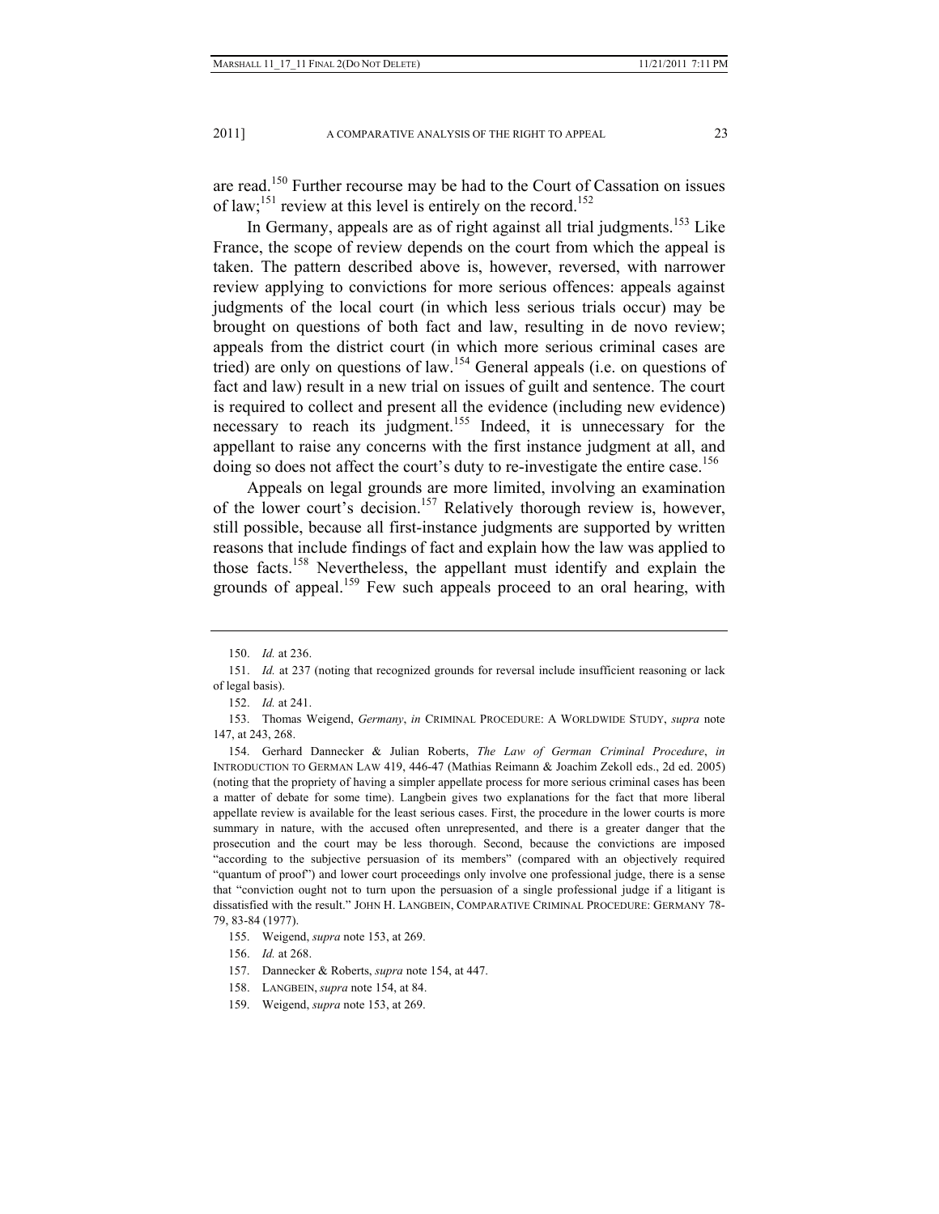are read.[150] Further recourse may be had to the Court of Cassation on issues of law;[151] review at this level is entirely on the record.[152]

In Germany, appeals are as of right against all trial judgments.[153] Like France, the scope of review depends on the court from which the appeal is taken. The pattern described above is, however, reversed, with narrower review applying to convictions for more serious offences: appeals against judgments of the local court (in which less serious trials occur) may be brought on questions of both fact and law, resulting in de novo review; appeals from the district court (in which more serious criminal cases are tried) are only on questions of law.[154] General appeals (i.e. on questions of fact and law) result in a new trial on issues of guilt and sentence. The court is required to collect and present all the evidence (including new evidence) necessary to reach its judgment.[155] Indeed, it is unnecessary for the appellant to raise any concerns with the first instance judgment at all, and doing so does not affect the court's duty to re-investigate the entire case.[156]

Appeals on legal grounds are more limited, involving an examination of the lower court's decision.[157] Relatively thorough review is, however, still possible, because all first-instance judgments are supported by written reasons that include findings of fact and explain how the law was applied to those facts.[158] Nevertheless, the appellant must identify and explain the grounds of appeal.[159] Few such appeals proceed to an oral hearing, with

---

150. *Id.* at 236.

151. *Id.* at 237 (noting that recognized grounds for reversal include insufficient reasoning or lack of legal basis).

152. *Id.* at 241.

153. Thomas Weigend, *Germany*, *in* CRIMINAL PROCEDURE: A WORLDWIDE STUDY, *supra* note 147, at 243, 268.

154. Gerhard Dannecker & Julian Roberts, *The Law of German Criminal Procedure*, *in* INTRODUCTION TO GERMAN LAW 419, 446-47 (Mathias Reimann & Joachim Zekoll eds., 2d ed. 2005) (noting that the propriety of having a simpler appellate process for more serious criminal cases has been a matter of debate for some time). Langbein gives two explanations for the fact that more liberal appellate review is available for the least serious cases. First, the procedure in the lower courts is more summary in nature, with the accused often unrepresented, and there is a greater danger that the prosecution and the court may be less thorough. Second, because the convictions are imposed "according to the subjective persuasion of its members" (compared with an objectively required "quantum of proof") and lower court proceedings only involve one professional judge, there is a sense that "conviction ought not to turn upon the persuasion of a single professional judge if a litigant is dissatisfied with the result." JOHN H. LANGBEIN, COMPARATIVE CRIMINAL PROCEDURE: GERMANY 78-79, 83-84 (1977).

155. Weigend, *supra* note 153, at 269.

156. *Id.* at 268.

157. Dannecker & Roberts, *supra* note 154, at 447.

158. LANGBEIN, *supra* note 154, at 84.

159. Weigend, *supra* note 153, at 269.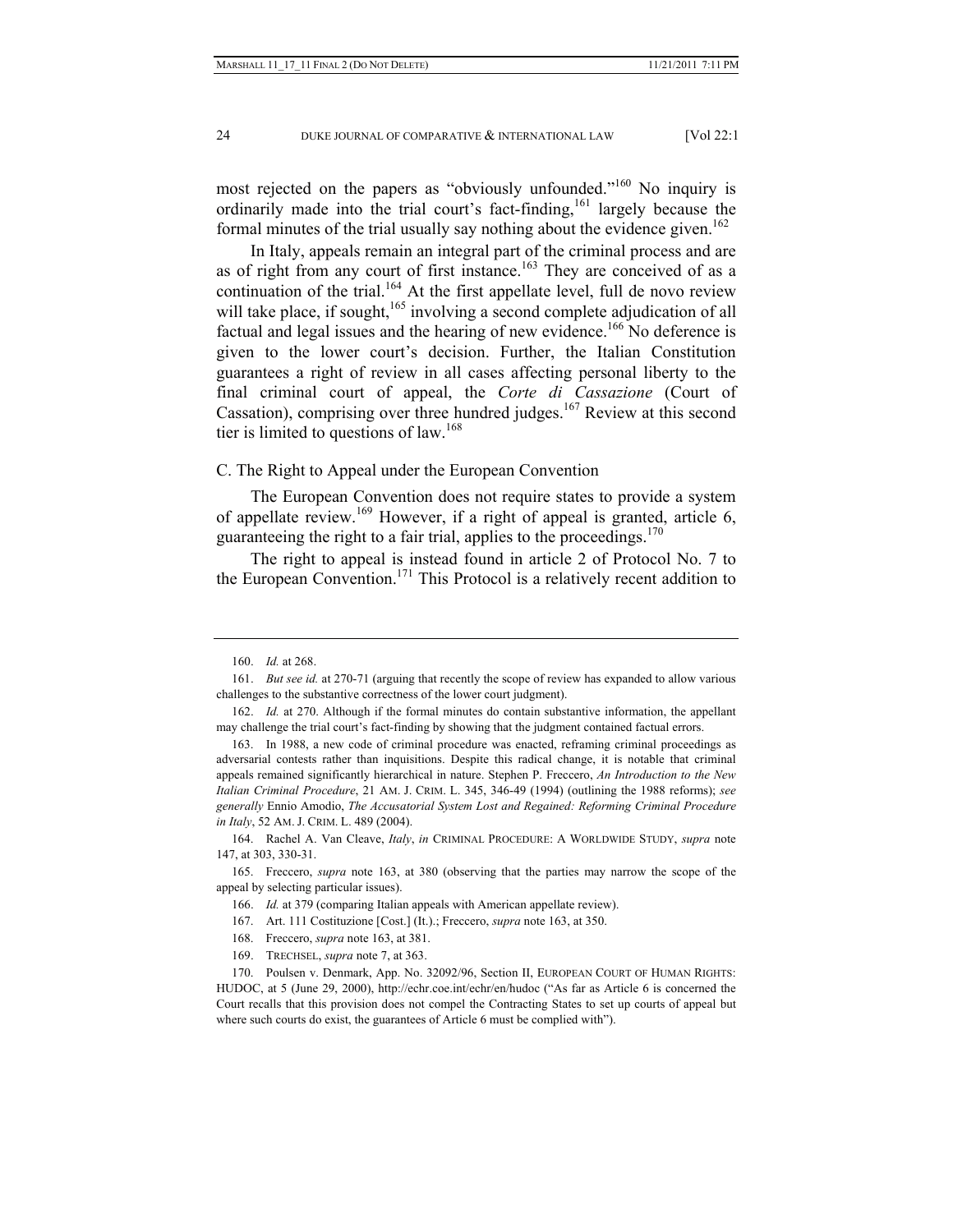most rejected on the papers as "obviously unfounded."[160] No inquiry is ordinarily made into the trial court's fact-finding,[161] largely because the formal minutes of the trial usually say nothing about the evidence given.[162]

In Italy, appeals remain an integral part of the criminal process and are as of right from any court of first instance.[163] They are conceived of as a continuation of the trial.[164] At the first appellate level, full de novo review will take place, if sought,[165] involving a second complete adjudication of all factual and legal issues and the hearing of new evidence.[166] No deference is given to the lower court's decision. Further, the Italian Constitution guarantees a right of review in all cases affecting personal liberty to the final criminal court of appeal, the *Corte di Cassazione* (Court of Cassation), comprising over three hundred judges.[167] Review at this second tier is limited to questions of law.[168]

### C. The Right to Appeal under the European Convention

The European Convention does not require states to provide a system of appellate review.[169] However, if a right of appeal is granted, article 6, guaranteeing the right to a fair trial, applies to the proceedings.[170]

The right to appeal is instead found in article 2 of Protocol No. 7 to the European Convention.[171] This Protocol is a relatively recent addition to

---

160. *Id.* at 268.

161. *But see id.* at 270-71 (arguing that recently the scope of review has expanded to allow various challenges to the substantive correctness of the lower court judgment).

162. *Id.* at 270. Although if the formal minutes do contain substantive information, the appellant may challenge the trial court's fact-finding by showing that the judgment contained factual errors.

163. In 1988, a new code of criminal procedure was enacted, reframing criminal proceedings as adversarial contests rather than inquisitions. Despite this radical change, it is notable that criminal appeals remained significantly hierarchical in nature. Stephen P. Freccero, *An Introduction to the New Italian Criminal Procedure*, 21 AM. J. CRIM. L. 345, 346-49 (1994) (outlining the 1988 reforms); *see generally* Ennio Amodio, *The Accusatorial System Lost and Regained: Reforming Criminal Procedure in Italy*, 52 AM. J. CRIM. L. 489 (2004).

164. Rachel A. Van Cleave, *Italy*, *in* CRIMINAL PROCEDURE: A WORLDWIDE STUDY, *supra* note 147, at 303, 330-31.

165. Freccero, *supra* note 163, at 380 (observing that the parties may narrow the scope of the appeal by selecting particular issues).

166. *Id.* at 379 (comparing Italian appeals with American appellate review).

167. Art. 111 Costituzione [Cost.] (It.).; Freccero, *supra* note 163, at 350.

168. Freccero, *supra* note 163, at 381.

169. TRECHSEL, *supra* note 7, at 363.

170. Poulsen v. Denmark, App. No. 32092/96, Section II, EUROPEAN COURT OF HUMAN RIGHTS: HUDOC, at 5 (June 29, 2000), http://echr.coe.int/echr/en/hudoc ("As far as Article 6 is concerned the Court recalls that this provision does not compel the Contracting States to set up courts of appeal but where such courts do exist, the guarantees of Article 6 must be complied with").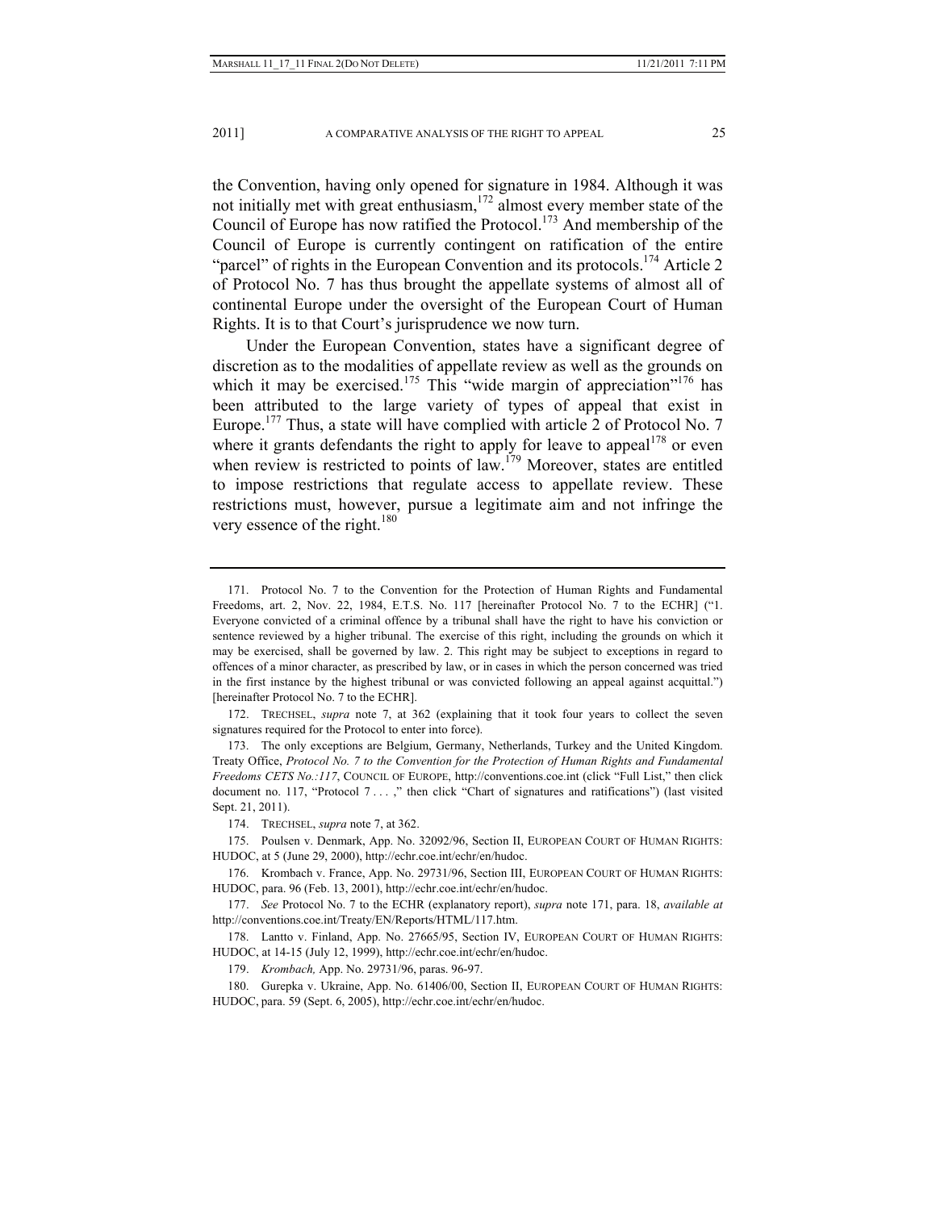the Convention, having only opened for signature in 1984. Although it was not initially met with great enthusiasm,[172] almost every member state of the Council of Europe has now ratified the Protocol.[173] And membership of the Council of Europe is currently contingent on ratification of the entire "parcel" of rights in the European Convention and its protocols.[174] Article 2 of Protocol No. 7 has thus brought the appellate systems of almost all of continental Europe under the oversight of the European Court of Human Rights. It is to that Court's jurisprudence we now turn.

Under the European Convention, states have a significant degree of discretion as to the modalities of appellate review as well as the grounds on which it may be exercised.[175] This "wide margin of appreciation"[176] has been attributed to the large variety of types of appeal that exist in Europe.[177] Thus, a state will have complied with article 2 of Protocol No. 7 where it grants defendants the right to apply for leave to appeal[178] or even when review is restricted to points of law.[179] Moreover, states are entitled to impose restrictions that regulate access to appellate review. These restrictions must, however, pursue a legitimate aim and not infringe the very essence of the right.[180]

---

171. Protocol No. 7 to the Convention for the Protection of Human Rights and Fundamental Freedoms, art. 2, Nov. 22, 1984, E.T.S. No. 117 [hereinafter Protocol No. 7 to the ECHR] ("1. Everyone convicted of a criminal offence by a tribunal shall have the right to have his conviction or sentence reviewed by a higher tribunal. The exercise of this right, including the grounds on which it may be exercised, shall be governed by law. 2. This right may be subject to exceptions in regard to offences of a minor character, as prescribed by law, or in cases in which the person concerned was tried in the first instance by the highest tribunal or was convicted following an appeal against acquittal.") [hereinafter Protocol No. 7 to the ECHR].

172. TRECHSEL, *supra* note 7, at 362 (explaining that it took four years to collect the seven signatures required for the Protocol to enter into force).

173. The only exceptions are Belgium, Germany, Netherlands, Turkey and the United Kingdom. Treaty Office, *Protocol No. 7 to the Convention for the Protection of Human Rights and Fundamental Freedoms CETS No.:117*, COUNCIL OF EUROPE, http://conventions.coe.int (click "Full List," then click document no. 117, "Protocol 7 . . . ," then click "Chart of signatures and ratifications") (last visited Sept. 21, 2011).

174. TRECHSEL, *supra* note 7, at 362.

175. Poulsen v. Denmark, App. No. 32092/96, Section II, EUROPEAN COURT OF HUMAN RIGHTS: HUDOC, at 5 (June 29, 2000), http://echr.coe.int/echr/en/hudoc.

176. Krombach v. France, App. No. 29731/96, Section III, EUROPEAN COURT OF HUMAN RIGHTS: HUDOC, para. 96 (Feb. 13, 2001), http://echr.coe.int/echr/en/hudoc.

177. *See* Protocol No. 7 to the ECHR (explanatory report), *supra* note 171, para. 18, *available at* http://conventions.coe.int/Treaty/EN/Reports/HTML/117.htm.

178. Lantto v. Finland, App. No. 27665/95, Section IV, EUROPEAN COURT OF HUMAN RIGHTS: HUDOC, at 14-15 (July 12, 1999), http://echr.coe.int/echr/en/hudoc.

179. *Krombach,* App. No. 29731/96, paras. 96-97.

180. Gurepka v. Ukraine, App. No. 61406/00, Section II, EUROPEAN COURT OF HUMAN RIGHTS: HUDOC, para. 59 (Sept. 6, 2005), http://echr.coe.int/echr/en/hudoc.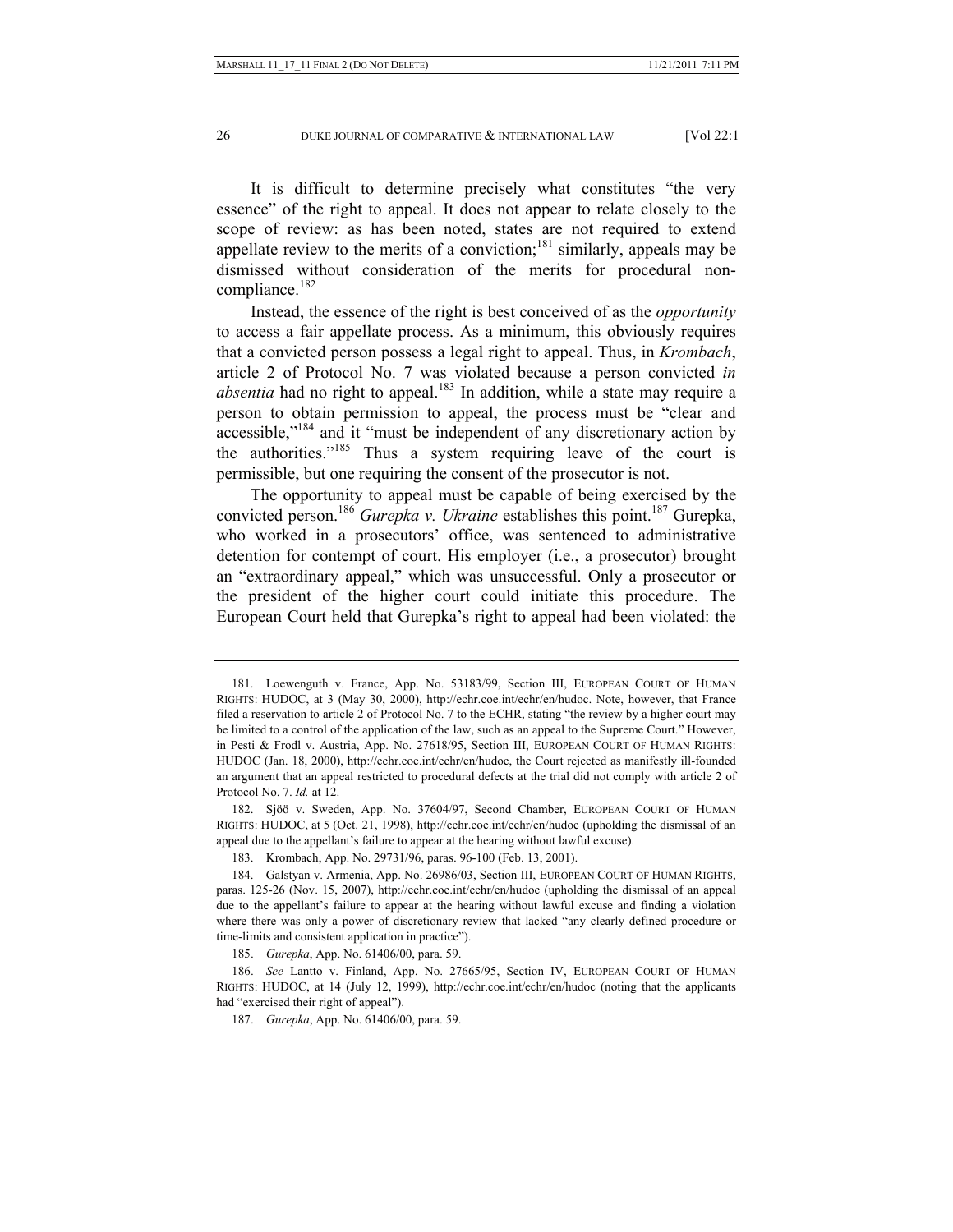It is difficult to determine precisely what constitutes "the very essence" of the right to appeal. It does not appear to relate closely to the scope of review: as has been noted, states are not required to extend appellate review to the merits of a conviction;[181] similarly, appeals may be dismissed without consideration of the merits for procedural non-compliance.[182]

Instead, the essence of the right is best conceived of as the *opportunity* to access a fair appellate process. As a minimum, this obviously requires that a convicted person possess a legal right to appeal. Thus, in *Krombach*, article 2 of Protocol No. 7 was violated because a person convicted *in absentia* had no right to appeal.[183] In addition, while a state may require a person to obtain permission to appeal, the process must be "clear and accessible,"[184] and it "must be independent of any discretionary action by the authorities."[185] Thus a system requiring leave of the court is permissible, but one requiring the consent of the prosecutor is not.

The opportunity to appeal must be capable of being exercised by the convicted person.[186] *Gurepka v. Ukraine* establishes this point.[187] Gurepka, who worked in a prosecutors' office, was sentenced to administrative detention for contempt of court. His employer (i.e., a prosecutor) brought an "extraordinary appeal," which was unsuccessful. Only a prosecutor or the president of the higher court could initiate this procedure. The European Court held that Gurepka's right to appeal had been violated: the

---

181. Loewenguth v. France, App. No. 53183/99, Section III, EUROPEAN COURT OF HUMAN RIGHTS: HUDOC, at 3 (May 30, 2000), http://echr.coe.int/echr/en/hudoc. Note, however, that France filed a reservation to article 2 of Protocol No. 7 to the ECHR, stating "the review by a higher court may be limited to a control of the application of the law, such as an appeal to the Supreme Court." However, in Pesti & Frodl v. Austria, App. No. 27618/95, Section III, EUROPEAN COURT OF HUMAN RIGHTS: HUDOC (Jan. 18, 2000), http://echr.coe.int/echr/en/hudoc, the Court rejected as manifestly ill-founded an argument that an appeal restricted to procedural defects at the trial did not comply with article 2 of Protocol No. 7. *Id.* at 12.

182. Sjöö v. Sweden, App. No. 37604/97, Second Chamber, EUROPEAN COURT OF HUMAN RIGHTS: HUDOC, at 5 (Oct. 21, 1998), http://echr.coe.int/echr/en/hudoc (upholding the dismissal of an appeal due to the appellant's failure to appear at the hearing without lawful excuse).

183. Krombach, App. No. 29731/96, paras. 96-100 (Feb. 13, 2001).

184. Galstyan v. Armenia, App. No. 26986/03, Section III, EUROPEAN COURT OF HUMAN RIGHTS, paras. 125-26 (Nov. 15, 2007), http://echr.coe.int/echr/en/hudoc (upholding the dismissal of an appeal due to the appellant's failure to appear at the hearing without lawful excuse and finding a violation where there was only a power of discretionary review that lacked "any clearly defined procedure or time-limits and consistent application in practice").

185. *Gurepka*, App. No. 61406/00, para. 59.

186. *See* Lantto v. Finland, App. No. 27665/95, Section IV, EUROPEAN COURT OF HUMAN RIGHTS: HUDOC, at 14 (July 12, 1999), http://echr.coe.int/echr/en/hudoc (noting that the applicants had "exercised their right of appeal").

187. *Gurepka*, App. No. 61406/00, para. 59.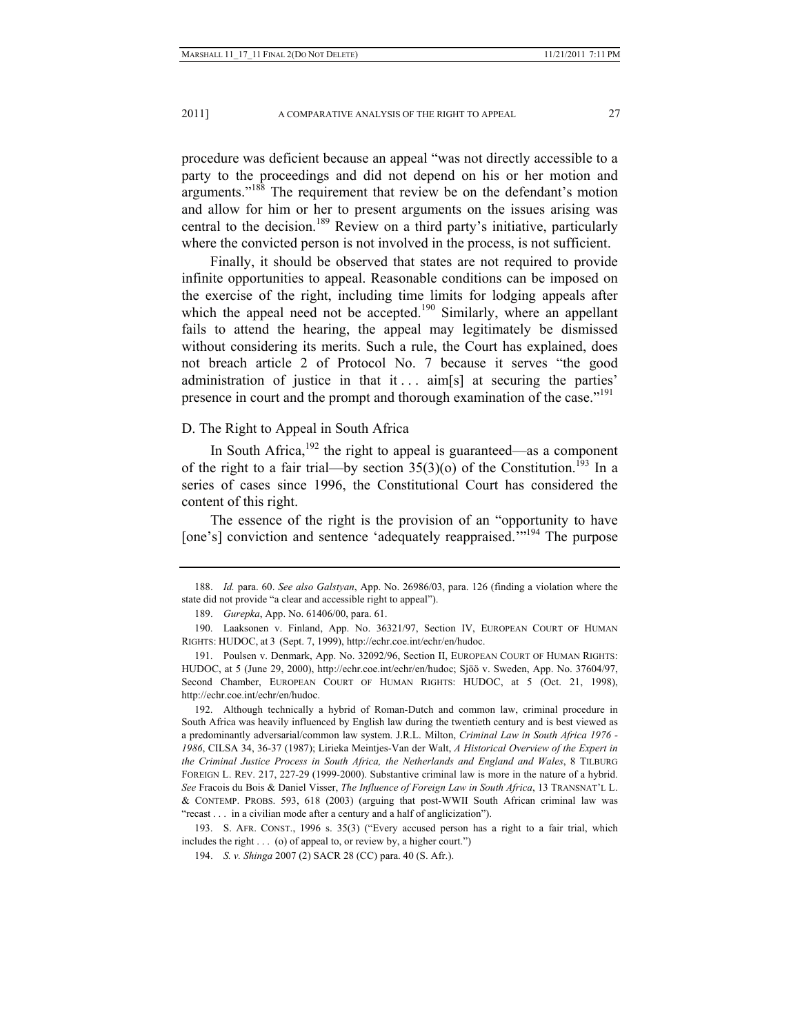procedure was deficient because an appeal "was not directly accessible to a party to the proceedings and did not depend on his or her motion and arguments."[188] The requirement that review be on the defendant's motion and allow for him or her to present arguments on the issues arising was central to the decision.[189] Review on a third party's initiative, particularly where the convicted person is not involved in the process, is not sufficient.

Finally, it should be observed that states are not required to provide infinite opportunities to appeal. Reasonable conditions can be imposed on the exercise of the right, including time limits for lodging appeals after which the appeal need not be accepted.[190] Similarly, where an appellant fails to attend the hearing, the appeal may legitimately be dismissed without considering its merits. Such a rule, the Court has explained, does not breach article 2 of Protocol No. 7 because it serves "the good administration of justice in that it . . . aim[s] at securing the parties' presence in court and the prompt and thorough examination of the case."[191]

### D. The Right to Appeal in South Africa

In South Africa,[192] the right to appeal is guaranteed—as a component of the right to a fair trial—by section 35(3)(o) of the Constitution.[193] In a series of cases since 1996, the Constitutional Court has considered the content of this right.

The essence of the right is the provision of an "opportunity to have [one's] conviction and sentence 'adequately reappraised.'"[194] The purpose

---

188. *Id.* para. 60. *See also Galstyan*, App. No. 26986/03, para. 126 (finding a violation where the state did not provide "a clear and accessible right to appeal").

189. *Gurepka*, App. No. 61406/00, para. 61.

190. Laaksonen v. Finland, App. No. 36321/97, Section IV, EUROPEAN COURT OF HUMAN RIGHTS: HUDOC, at 3 (Sept. 7, 1999), http://echr.coe.int/echr/en/hudoc.

191. Poulsen v. Denmark, App. No. 32092/96, Section II, EUROPEAN COURT OF HUMAN RIGHTS: HUDOC, at 5 (June 29, 2000), http://echr.coe.int/echr/en/hudoc; Sjöö v. Sweden, App. No. 37604/97, Second Chamber, EUROPEAN COURT OF HUMAN RIGHTS: HUDOC, at 5 (Oct. 21, 1998), http://echr.coe.int/echr/en/hudoc.

192. Although technically a hybrid of Roman-Dutch and common law, criminal procedure in South Africa was heavily influenced by English law during the twentieth century and is best viewed as a predominantly adversarial/common law system. J.R.L. Milton, *Criminal Law in South Africa 1976 - 1986*, CILSA 34, 36-37 (1987); Lirieka Meintjes-Van der Walt, *A Historical Overview of the Expert in the Criminal Justice Process in South Africa, the Netherlands and England and Wales*, 8 TILBURG FOREIGN L. REV. 217, 227-29 (1999-2000). Substantive criminal law is more in the nature of a hybrid. *See* Fracois du Bois & Daniel Visser, *The Influence of Foreign Law in South Africa*, 13 TRANSNAT'L L. & CONTEMP. PROBS. 593, 618 (2003) (arguing that post-WWII South African criminal law was "recast . . . in a civilian mode after a century and a half of anglicization").

193. S. AFR. CONST., 1996 s. 35(3) ("Every accused person has a right to a fair trial, which includes the right . . . (o) of appeal to, or review by, a higher court.")

194. *S. v. Shinga* 2007 (2) SACR 28 (CC) para. 40 (S. Afr.).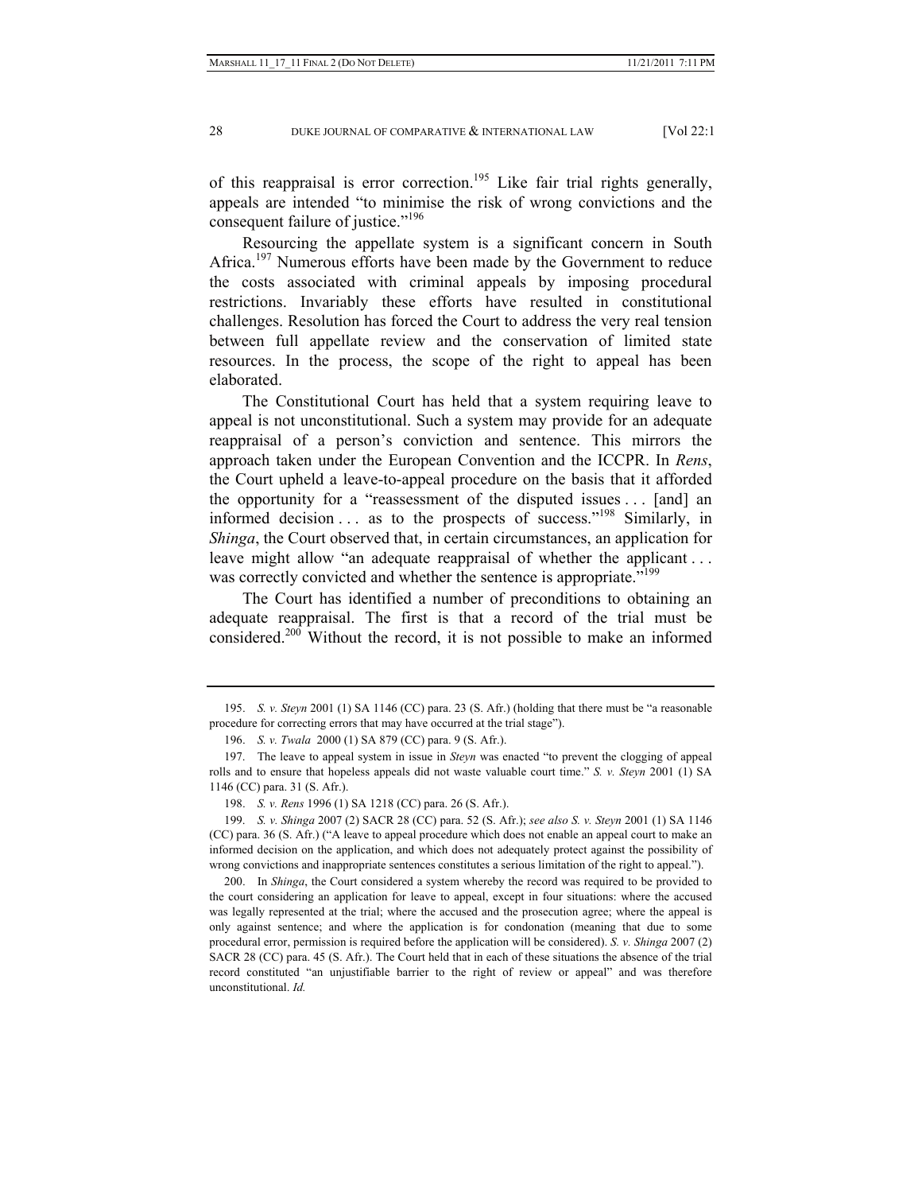of this reappraisal is error correction.[195] Like fair trial rights generally, appeals are intended "to minimise the risk of wrong convictions and the consequent failure of justice."[196]

Resourcing the appellate system is a significant concern in South Africa.[197] Numerous efforts have been made by the Government to reduce the costs associated with criminal appeals by imposing procedural restrictions. Invariably these efforts have resulted in constitutional challenges. Resolution has forced the Court to address the very real tension between full appellate review and the conservation of limited state resources. In the process, the scope of the right to appeal has been elaborated.

The Constitutional Court has held that a system requiring leave to appeal is not unconstitutional. Such a system may provide for an adequate reappraisal of a person's conviction and sentence. This mirrors the approach taken under the European Convention and the ICCPR. In *Rens*, the Court upheld a leave-to-appeal procedure on the basis that it afforded the opportunity for a "reassessment of the disputed issues . . . [and] an informed decision . . . as to the prospects of success."[198] Similarly, in *Shinga*, the Court observed that, in certain circumstances, an application for leave might allow "an adequate reappraisal of whether the applicant . . . was correctly convicted and whether the sentence is appropriate."[199]

The Court has identified a number of preconditions to obtaining an adequate reappraisal. The first is that a record of the trial must be considered.[200] Without the record, it is not possible to make an informed

---

195. *S. v. Steyn* 2001 (1) SA 1146 (CC) para. 23 (S. Afr.) (holding that there must be "a reasonable procedure for correcting errors that may have occurred at the trial stage").

196. *S. v. Twala* 2000 (1) SA 879 (CC) para. 9 (S. Afr.).

197. The leave to appeal system in issue in *Steyn* was enacted "to prevent the clogging of appeal rolls and to ensure that hopeless appeals did not waste valuable court time." *S. v. Steyn* 2001 (1) SA 1146 (CC) para. 31 (S. Afr.).

198. *S. v. Rens* 1996 (1) SA 1218 (CC) para. 26 (S. Afr.).

199. *S. v. Shinga* 2007 (2) SACR 28 (CC) para. 52 (S. Afr.); *see also S. v. Steyn* 2001 (1) SA 1146 (CC) para. 36 (S. Afr.) ("A leave to appeal procedure which does not enable an appeal court to make an informed decision on the application, and which does not adequately protect against the possibility of wrong convictions and inappropriate sentences constitutes a serious limitation of the right to appeal.").

200. In *Shinga*, the Court considered a system whereby the record was required to be provided to the court considering an application for leave to appeal, except in four situations: where the accused was legally represented at the trial; where the accused and the prosecution agree; where the appeal is only against sentence; and where the application is for condonation (meaning that due to some procedural error, permission is required before the application will be considered). *S. v. Shinga* 2007 (2) SACR 28 (CC) para. 45 (S. Afr.). The Court held that in each of these situations the absence of the trial record constituted "an unjustifiable barrier to the right of review or appeal" and was therefore unconstitutional. *Id.*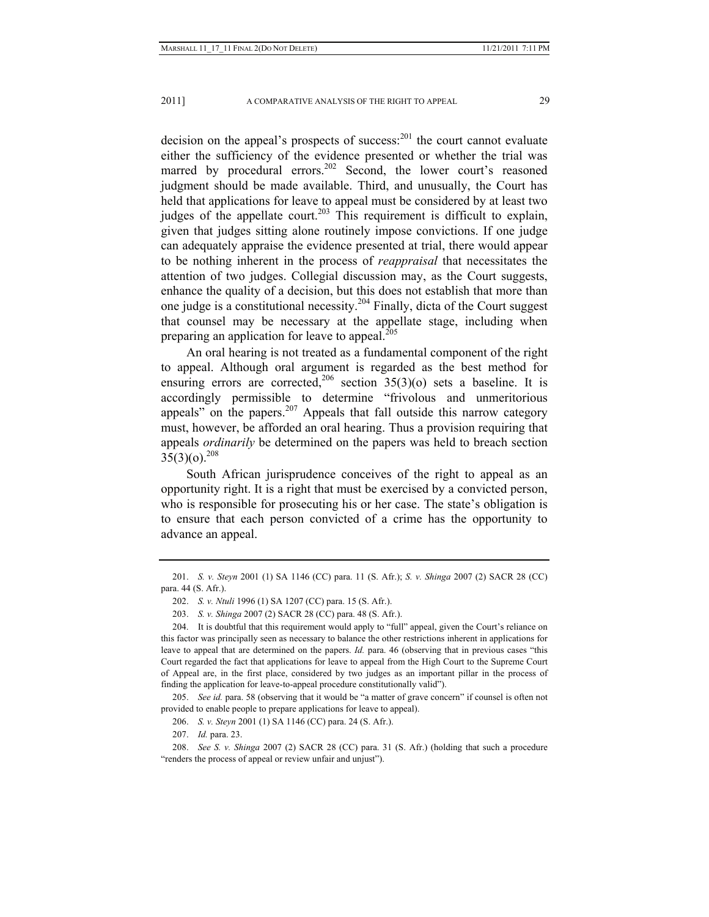decision on the appeal's prospects of success:[201] the court cannot evaluate either the sufficiency of the evidence presented or whether the trial was marred by procedural errors.[202] Second, the lower court's reasoned judgment should be made available. Third, and unusually, the Court has held that applications for leave to appeal must be considered by at least two judges of the appellate court.[203] This requirement is difficult to explain, given that judges sitting alone routinely impose convictions. If one judge can adequately appraise the evidence presented at trial, there would appear to be nothing inherent in the process of *reappraisal* that necessitates the attention of two judges. Collegial discussion may, as the Court suggests, enhance the quality of a decision, but this does not establish that more than one judge is a constitutional necessity.[204] Finally, dicta of the Court suggest that counsel may be necessary at the appellate stage, including when preparing an application for leave to appeal.[205]

An oral hearing is not treated as a fundamental component of the right to appeal. Although oral argument is regarded as the best method for ensuring errors are corrected,[206] section 35(3)(o) sets a baseline. It is accordingly permissible to determine "frivolous and unmeritorious appeals" on the papers.[207] Appeals that fall outside this narrow category must, however, be afforded an oral hearing. Thus a provision requiring that appeals *ordinarily* be determined on the papers was held to breach section 35(3)(o).[208]

South African jurisprudence conceives of the right to appeal as an opportunity right. It is a right that must be exercised by a convicted person, who is responsible for prosecuting his or her case. The state's obligation is to ensure that each person convicted of a crime has the opportunity to advance an appeal.

---

201. *S. v. Steyn* 2001 (1) SA 1146 (CC) para. 11 (S. Afr.); *S. v. Shinga* 2007 (2) SACR 28 (CC) para. 44 (S. Afr.).

202. *S. v. Ntuli* 1996 (1) SA 1207 (CC) para. 15 (S. Afr.).

203. *S. v. Shinga* 2007 (2) SACR 28 (CC) para. 48 (S. Afr.).

204. It is doubtful that this requirement would apply to "full" appeal, given the Court's reliance on this factor was principally seen as necessary to balance the other restrictions inherent in applications for leave to appeal that are determined on the papers. *Id.* para. 46 (observing that in previous cases "this Court regarded the fact that applications for leave to appeal from the High Court to the Supreme Court of Appeal are, in the first place, considered by two judges as an important pillar in the process of finding the application for leave-to-appeal procedure constitutionally valid").

205. *See id.* para. 58 (observing that it would be "a matter of grave concern" if counsel is often not provided to enable people to prepare applications for leave to appeal).

206. *S. v. Steyn* 2001 (1) SA 1146 (CC) para. 24 (S. Afr.).

207. *Id.* para. 23.

208. *See S. v. Shinga* 2007 (2) SACR 28 (CC) para. 31 (S. Afr.) (holding that such a procedure "renders the process of appeal or review unfair and unjust").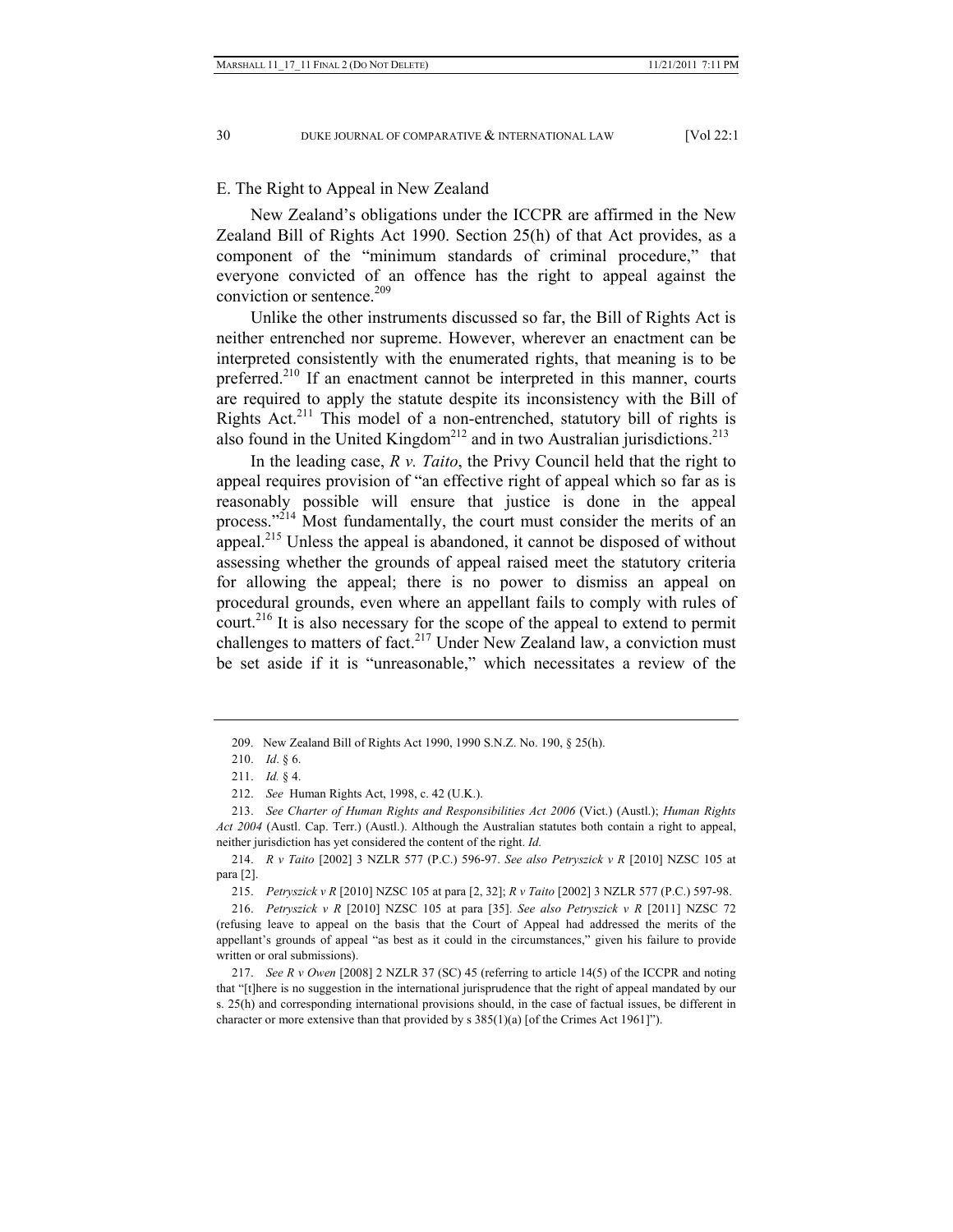### E. The Right to Appeal in New Zealand

New Zealand's obligations under the ICCPR are affirmed in the New Zealand Bill of Rights Act 1990. Section 25(h) of that Act provides, as a component of the "minimum standards of criminal procedure," that everyone convicted of an offence has the right to appeal against the conviction or sentence.[209]

Unlike the other instruments discussed so far, the Bill of Rights Act is neither entrenched nor supreme. However, wherever an enactment can be interpreted consistently with the enumerated rights, that meaning is to be preferred.[210] If an enactment cannot be interpreted in this manner, courts are required to apply the statute despite its inconsistency with the Bill of Rights Act.[211] This model of a non-entrenched, statutory bill of rights is also found in the United Kingdom[212] and in two Australian jurisdictions.[213]

In the leading case, *R v. Taito*, the Privy Council held that the right to appeal requires provision of "an effective right of appeal which so far as is reasonably possible will ensure that justice is done in the appeal process."[214] Most fundamentally, the court must consider the merits of an appeal.[215] Unless the appeal is abandoned, it cannot be disposed of without assessing whether the grounds of appeal raised meet the statutory criteria for allowing the appeal; there is no power to dismiss an appeal on procedural grounds, even where an appellant fails to comply with rules of court.[216] It is also necessary for the scope of the appeal to extend to permit challenges to matters of fact.[217] Under New Zealand law, a conviction must be set aside if it is "unreasonable," which necessitates a review of the

---

209. New Zealand Bill of Rights Act 1990, 1990 S.N.Z. No. 190, § 25(h).

210. *Id*. § 6.

211. *Id.* § 4.

212. *See* Human Rights Act, 1998, c. 42 (U.K.).

213. *See Charter of Human Rights and Responsibilities Act 2006* (Vict.) (Austl.); *Human Rights Act 2004* (Austl. Cap. Terr.) (Austl.). Although the Australian statutes both contain a right to appeal, neither jurisdiction has yet considered the content of the right. *Id.*

214. *R v Taito* [2002] 3 NZLR 577 (P.C.) 596-97. *See also Petryszick v R* [2010] NZSC 105 at para [2].

215. *Petryszick v R* [2010] NZSC 105 at para [2, 32]; *R v Taito* [2002] 3 NZLR 577 (P.C.) 597-98.

216. *Petryszick v R* [2010] NZSC 105 at para [35]. *See also Petryszick v R* [2011] NZSC 72 (refusing leave to appeal on the basis that the Court of Appeal had addressed the merits of the appellant's grounds of appeal "as best as it could in the circumstances," given his failure to provide written or oral submissions).

217. *See R v Owen* [2008] 2 NZLR 37 (SC) 45 (referring to article 14(5) of the ICCPR and noting that "[t]here is no suggestion in the international jurisprudence that the right of appeal mandated by our s. 25(h) and corresponding international provisions should, in the case of factual issues, be different in character or more extensive than that provided by s 385(1)(a) [of the Crimes Act 1961]").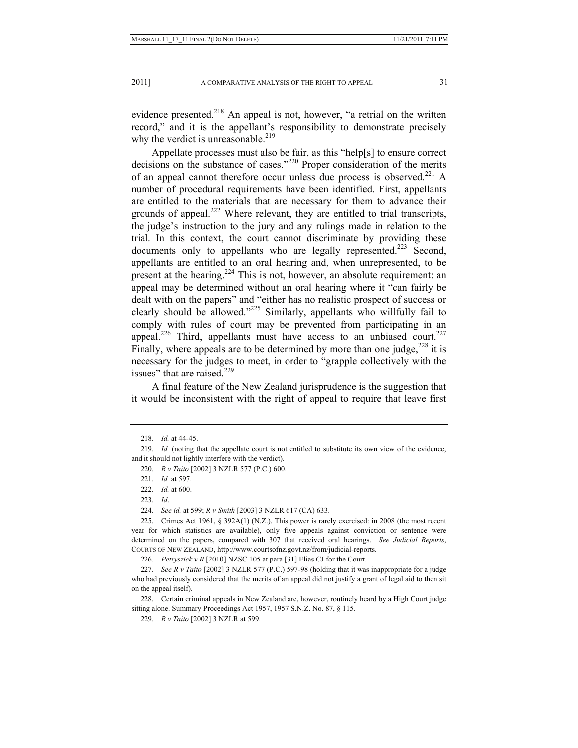evidence presented.[218] An appeal is not, however, "a retrial on the written record," and it is the appellant's responsibility to demonstrate precisely why the verdict is unreasonable.[219]

Appellate processes must also be fair, as this "help[s] to ensure correct decisions on the substance of cases."[220] Proper consideration of the merits of an appeal cannot therefore occur unless due process is observed.[221] A number of procedural requirements have been identified. First, appellants are entitled to the materials that are necessary for them to advance their grounds of appeal.[222] Where relevant, they are entitled to trial transcripts, the judge's instruction to the jury and any rulings made in relation to the trial. In this context, the court cannot discriminate by providing these documents only to appellants who are legally represented.[223] Second, appellants are entitled to an oral hearing and, when unrepresented, to be present at the hearing.[224] This is not, however, an absolute requirement: an appeal may be determined without an oral hearing where it "can fairly be dealt with on the papers" and "either has no realistic prospect of success or clearly should be allowed."[225] Similarly, appellants who willfully fail to comply with rules of court may be prevented from participating in an appeal.[226] Third, appellants must have access to an unbiased court.[227] Finally, where appeals are to be determined by more than one judge,[228] it is necessary for the judges to meet, in order to "grapple collectively with the issues" that are raised.[229]

A final feature of the New Zealand jurisprudence is the suggestion that it would be inconsistent with the right of appeal to require that leave first

---

218. *Id.* at 44-45.

219. *Id.* (noting that the appellate court is not entitled to substitute its own view of the evidence, and it should not lightly interfere with the verdict).

220. *R v Taito* [2002] 3 NZLR 577 (P.C.) 600.

221. *Id.* at 597.

222. *Id.* at 600.

223. *Id*.

224. *See id.* at 599; *R v Smith* [2003] 3 NZLR 617 (CA) 633.

225. Crimes Act 1961, § 392A(1) (N.Z.). This power is rarely exercised: in 2008 (the most recent year for which statistics are available), only five appeals against conviction or sentence were determined on the papers, compared with 307 that received oral hearings. *See Judicial Reports*, COURTS OF NEW ZEALAND, http://www.courtsofnz.govt.nz/from/judicial-reports.

226. *Petryszick v R* [2010] NZSC 105 at para [31] Elias CJ for the Court.

227. *See R v Taito* [2002] 3 NZLR 577 (P.C.) 597-98 (holding that it was inappropriate for a judge who had previously considered that the merits of an appeal did not justify a grant of legal aid to then sit on the appeal itself).

228. Certain criminal appeals in New Zealand are, however, routinely heard by a High Court judge sitting alone. Summary Proceedings Act 1957, 1957 S.N.Z. No. 87, § 115.

229. *R v Taito* [2002] 3 NZLR at 599.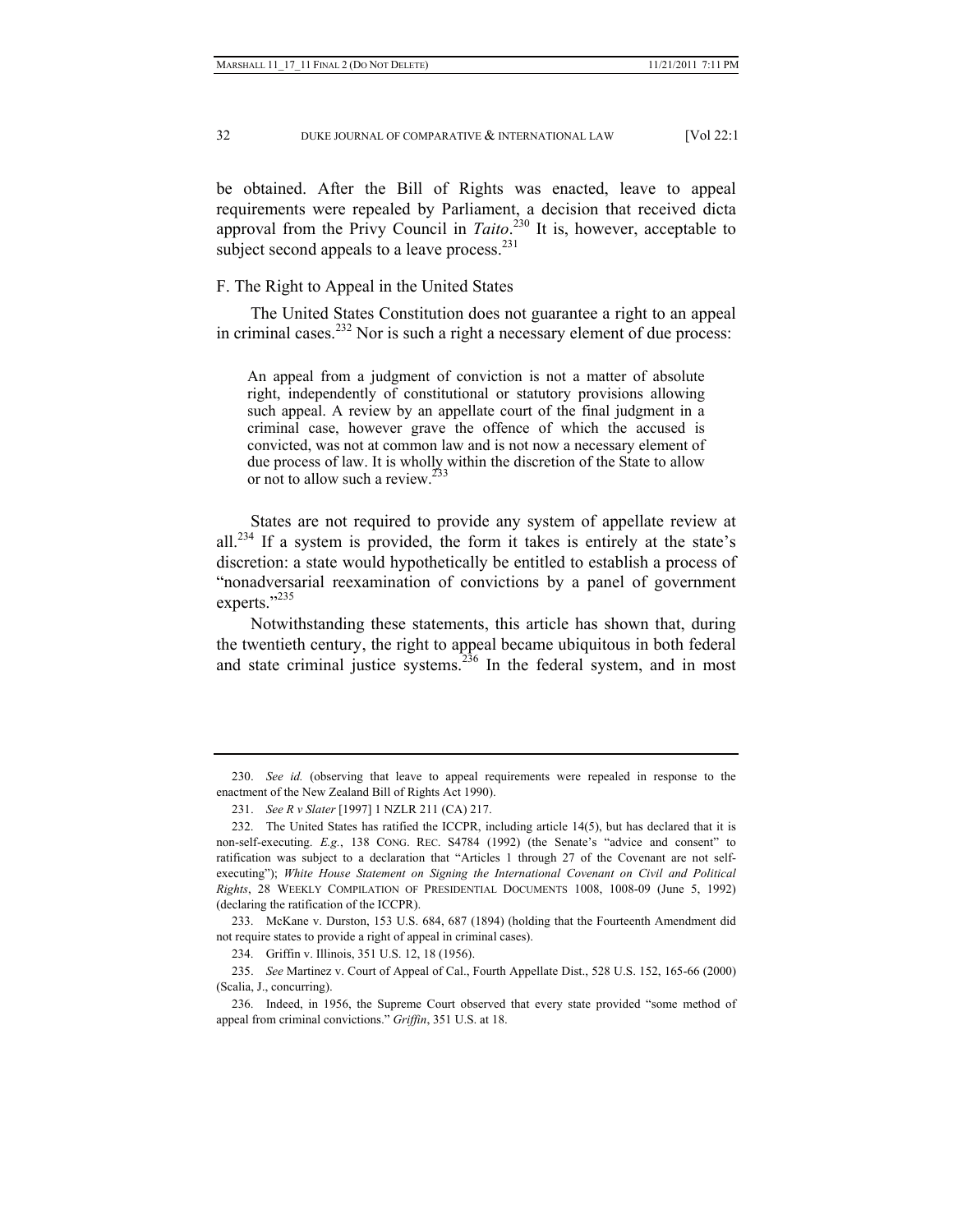be obtained. After the Bill of Rights was enacted, leave to appeal requirements were repealed by Parliament, a decision that received dicta approval from the Privy Council in *Taito*.[230] It is, however, acceptable to subject second appeals to a leave process.[231]

### F. The Right to Appeal in the United States

The United States Constitution does not guarantee a right to an appeal in criminal cases.[232] Nor is such a right a necessary element of due process:

> An appeal from a judgment of conviction is not a matter of absolute right, independently of constitutional or statutory provisions allowing such appeal. A review by an appellate court of the final judgment in a criminal case, however grave the offence of which the accused is convicted, was not at common law and is not now a necessary element of due process of law. It is wholly within the discretion of the State to allow or not to allow such a review.[233]

States are not required to provide any system of appellate review at all.[234] If a system is provided, the form it takes is entirely at the state's discretion: a state would hypothetically be entitled to establish a process of "nonadversarial reexamination of convictions by a panel of government experts."[235]

Notwithstanding these statements, this article has shown that, during the twentieth century, the right to appeal became ubiquitous in both federal and state criminal justice systems.[236] In the federal system, and in most

---

230. *See id.* (observing that leave to appeal requirements were repealed in response to the enactment of the New Zealand Bill of Rights Act 1990).

231. *See R v Slater* [1997] 1 NZLR 211 (CA) 217.

232. The United States has ratified the ICCPR, including article 14(5), but has declared that it is non-self-executing. *E.g.*, 138 CONG. REC. S4784 (1992) (the Senate's "advice and consent" to ratification was subject to a declaration that "Articles 1 through 27 of the Covenant are not self-executing"); *White House Statement on Signing the International Covenant on Civil and Political Rights*, 28 WEEKLY COMPILATION OF PRESIDENTIAL DOCUMENTS 1008, 1008-09 (June 5, 1992) (declaring the ratification of the ICCPR).

233. McKane v. Durston, 153 U.S. 684, 687 (1894) (holding that the Fourteenth Amendment did not require states to provide a right of appeal in criminal cases).

234. Griffin v. Illinois, 351 U.S. 12, 18 (1956).

235. *See* Martinez v. Court of Appeal of Cal., Fourth Appellate Dist., 528 U.S. 152, 165-66 (2000) (Scalia, J., concurring).

236. Indeed, in 1956, the Supreme Court observed that every state provided "some method of appeal from criminal convictions." *Griffin*, 351 U.S. at 18.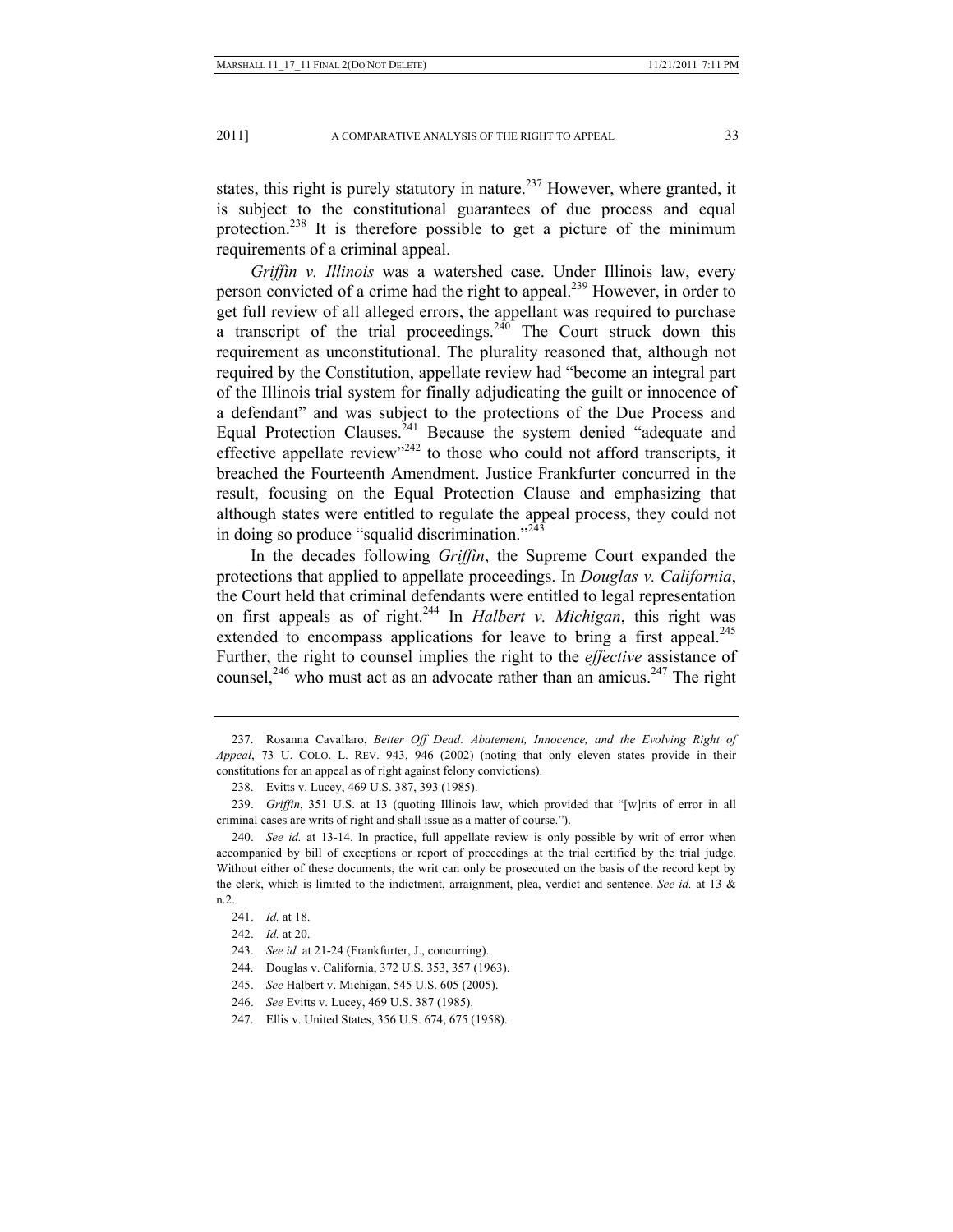states, this right is purely statutory in nature.[237] However, where granted, it is subject to the constitutional guarantees of due process and equal protection.[238] It is therefore possible to get a picture of the minimum requirements of a criminal appeal.

*Griffin v. Illinois* was a watershed case. Under Illinois law, every person convicted of a crime had the right to appeal.[239] However, in order to get full review of all alleged errors, the appellant was required to purchase a transcript of the trial proceedings.[240] The Court struck down this requirement as unconstitutional. The plurality reasoned that, although not required by the Constitution, appellate review had "become an integral part of the Illinois trial system for finally adjudicating the guilt or innocence of a defendant" and was subject to the protections of the Due Process and Equal Protection Clauses.[241] Because the system denied "adequate and effective appellate review"[242] to those who could not afford transcripts, it breached the Fourteenth Amendment. Justice Frankfurter concurred in the result, focusing on the Equal Protection Clause and emphasizing that although states were entitled to regulate the appeal process, they could not in doing so produce "squalid discrimination."[243]

In the decades following *Griffin*, the Supreme Court expanded the protections that applied to appellate proceedings. In *Douglas v. California*, the Court held that criminal defendants were entitled to legal representation on first appeals as of right.[244] In *Halbert v. Michigan*, this right was extended to encompass applications for leave to bring a first appeal.[245] Further, the right to counsel implies the right to the *effective* assistance of counsel,[246] who must act as an advocate rather than an amicus.[247] The right

---

237. Rosanna Cavallaro, *Better Off Dead: Abatement, Innocence, and the Evolving Right of Appeal*, 73 U. COLO. L. REV. 943, 946 (2002) (noting that only eleven states provide in their constitutions for an appeal as of right against felony convictions).

238. Evitts v. Lucey, 469 U.S. 387, 393 (1985).

239. *Griffin*, 351 U.S. at 13 (quoting Illinois law, which provided that "[w]rits of error in all criminal cases are writs of right and shall issue as a matter of course.").

240. *See id.* at 13-14. In practice, full appellate review is only possible by writ of error when accompanied by bill of exceptions or report of proceedings at the trial certified by the trial judge. Without either of these documents, the writ can only be prosecuted on the basis of the record kept by the clerk, which is limited to the indictment, arraignment, plea, verdict and sentence. *See id.* at 13 & n.2.

241. *Id.* at 18.

242. *Id.* at 20.

243. *See id.* at 21-24 (Frankfurter, J., concurring).

244. Douglas v. California, 372 U.S. 353, 357 (1963).

245. *See* Halbert v. Michigan, 545 U.S. 605 (2005).

246. *See* Evitts v. Lucey, 469 U.S. 387 (1985).

247. Ellis v. United States, 356 U.S. 674, 675 (1958).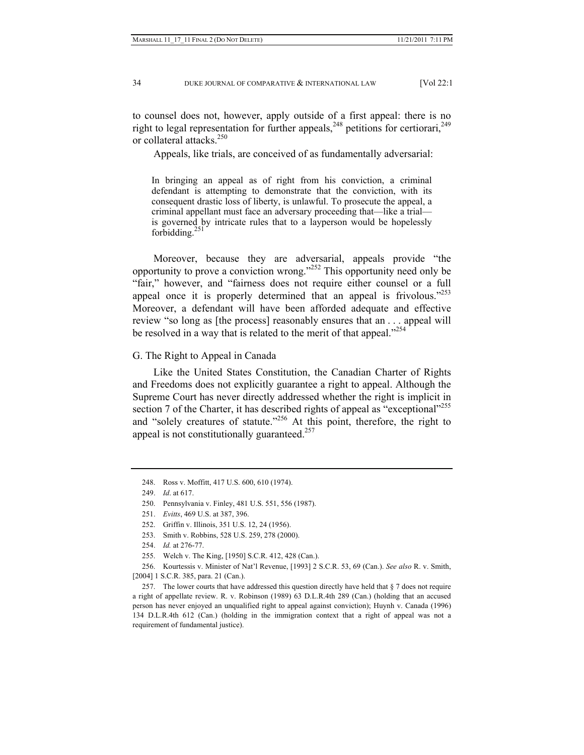to counsel does not, however, apply outside of a first appeal: there is no right to legal representation for further appeals,[248] petitions for certiorari,[249] or collateral attacks.[250]

Appeals, like trials, are conceived of as fundamentally adversarial:

> In bringing an appeal as of right from his conviction, a criminal defendant is attempting to demonstrate that the conviction, with its consequent drastic loss of liberty, is unlawful. To prosecute the appeal, a criminal appellant must face an adversary proceeding that—like a trial—is governed by intricate rules that to a layperson would be hopelessly forbidding.[251]

Moreover, because they are adversarial, appeals provide "the opportunity to prove a conviction wrong."[252] This opportunity need only be "fair," however, and "fairness does not require either counsel or a full appeal once it is properly determined that an appeal is frivolous."[253] Moreover, a defendant will have been afforded adequate and effective review "so long as [the process] reasonably ensures that an . . . appeal will be resolved in a way that is related to the merit of that appeal."[254]

### G. The Right to Appeal in Canada

Like the United States Constitution, the Canadian Charter of Rights and Freedoms does not explicitly guarantee a right to appeal. Although the Supreme Court has never directly addressed whether the right is implicit in section 7 of the Charter, it has described rights of appeal as "exceptional"[255] and "solely creatures of statute."[256] At this point, therefore, the right to appeal is not constitutionally guaranteed.[257]

---

248. Ross v. Moffitt, 417 U.S. 600, 610 (1974).

249. *Id*. at 617.

250. Pennsylvania v. Finley, 481 U.S. 551, 556 (1987).

251. *Evitts*, 469 U.S. at 387, 396.

252. Griffin v. Illinois, 351 U.S. 12, 24 (1956).

253. Smith v. Robbins, 528 U.S. 259, 278 (2000).

254. *Id.* at 276-77.

255. Welch v. The King, [1950] S.C.R. 412, 428 (Can.).

256. Kourtessis v. Minister of Nat'l Revenue, [1993] 2 S.C.R. 53, 69 (Can.). *See also* R. v. Smith, [2004] 1 S.C.R. 385, para. 21 (Can.).

257. The lower courts that have addressed this question directly have held that § 7 does not require a right of appellate review. R. v. Robinson (1989) 63 D.L.R.4th 289 (Can.) (holding that an accused person has never enjoyed an unqualified right to appeal against conviction); Huynh v. Canada (1996) 134 D.L.R.4th 612 (Can.) (holding in the immigration context that a right of appeal was not a requirement of fundamental justice).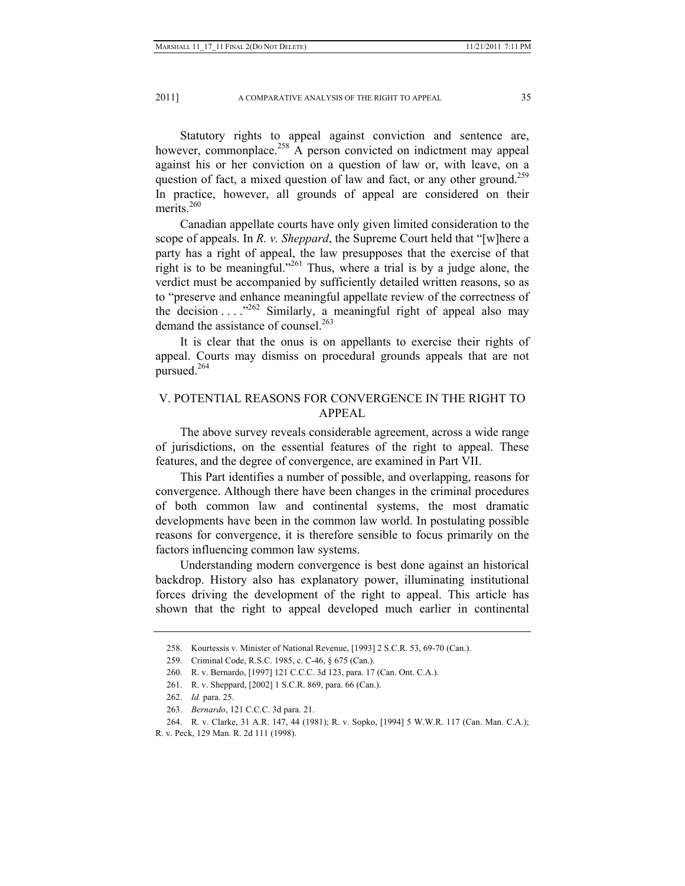Statutory rights to appeal against conviction and sentence are, however, commonplace.[258] A person convicted on indictment may appeal against his or her conviction on a question of law or, with leave, on a question of fact, a mixed question of law and fact, or any other ground.[259] In practice, however, all grounds of appeal are considered on their merits.[260]

Canadian appellate courts have only given limited consideration to the scope of appeals. In *R. v. Sheppard*, the Supreme Court held that "[w]here a party has a right of appeal, the law presupposes that the exercise of that right is to be meaningful."[261] Thus, where a trial is by a judge alone, the verdict must be accompanied by sufficiently detailed written reasons, so as to "preserve and enhance meaningful appellate review of the correctness of the decision . . . ."[262] Similarly, a meaningful right of appeal also may demand the assistance of counsel.[263]

It is clear that the onus is on appellants to exercise their rights of appeal. Courts may dismiss on procedural grounds appeals that are not pursued.[264]

## V. POTENTIAL REASONS FOR CONVERGENCE IN THE RIGHT TO APPEAL

The above survey reveals considerable agreement, across a wide range of jurisdictions, on the essential features of the right to appeal. These features, and the degree of convergence, are examined in Part VII.

This Part identifies a number of possible, and overlapping, reasons for convergence. Although there have been changes in the criminal procedures of both common law and continental systems, the most dramatic developments have been in the common law world. In postulating possible reasons for convergence, it is therefore sensible to focus primarily on the factors influencing common law systems.

Understanding modern convergence is best done against an historical backdrop. History also has explanatory power, illuminating institutional forces driving the development of the right to appeal. This article has shown that the right to appeal developed much earlier in continental

---

258. Kourtessis v. Minister of National Revenue, [1993] 2 S.C.R. 53, 69-70 (Can.).

259. Criminal Code, R.S.C. 1985, c. C-46, § 675 (Can.).

260. R. v. Bernardo, [1997] 121 C.C.C. 3d 123, para. 17 (Can. Ont. C.A.).

261. R. v. Sheppard, [2002] 1 S.C.R. 869, para. 66 (Can.).

262. *Id.* para. 25.

263. *Bernardo*, 121 C.C.C. 3d para. 21.

264. R. v. Clarke, 31 A.R. 147, 44 (1981); R. v. Sopko, [1994] 5 W.W.R. 117 (Can. Man. C.A.); R. v. Peck, 129 Man. R. 2d 111 (1998).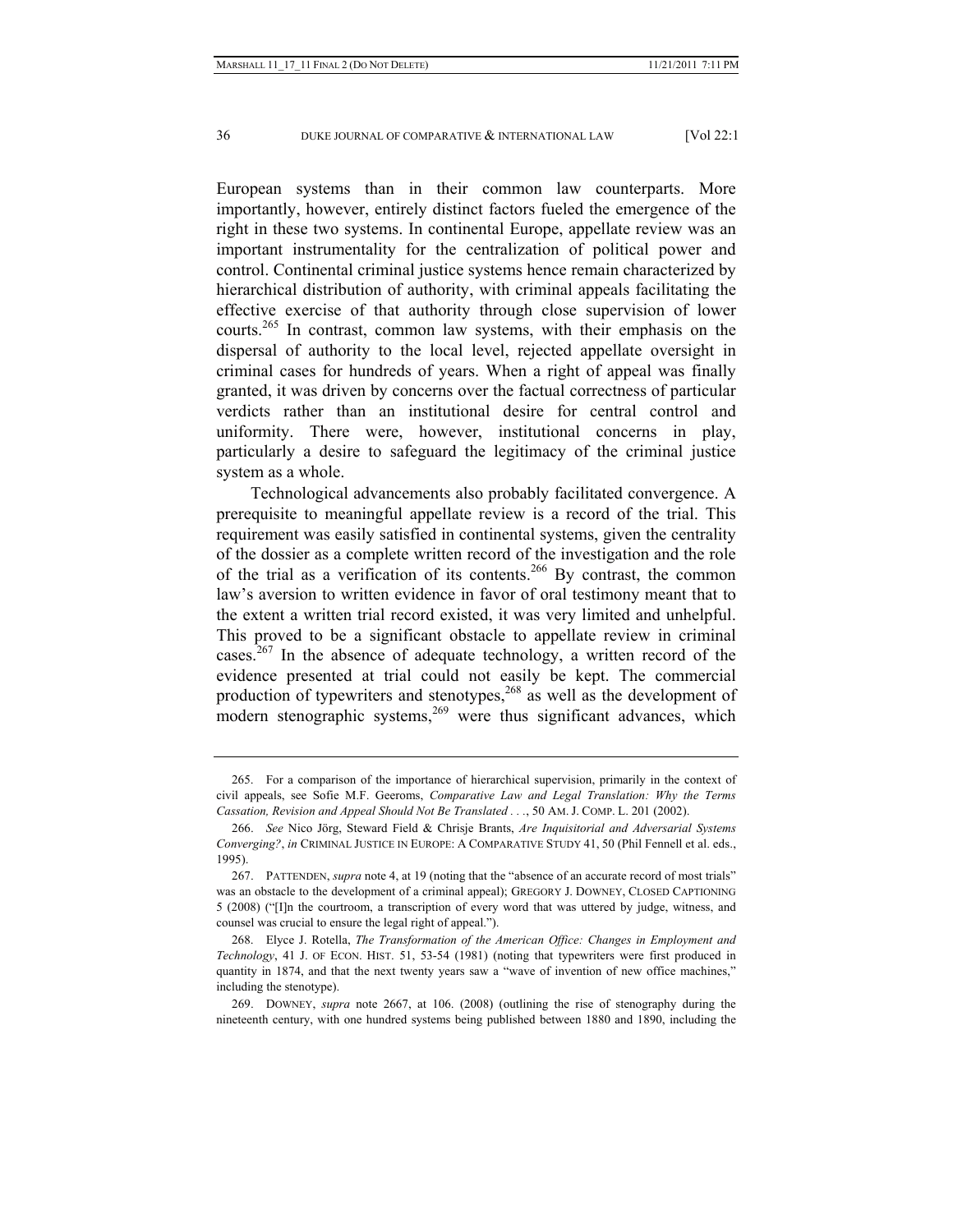European systems than in their common law counterparts. More importantly, however, entirely distinct factors fueled the emergence of the right in these two systems. In continental Europe, appellate review was an important instrumentality for the centralization of political power and control. Continental criminal justice systems hence remain characterized by hierarchical distribution of authority, with criminal appeals facilitating the effective exercise of that authority through close supervision of lower courts.[265] In contrast, common law systems, with their emphasis on the dispersal of authority to the local level, rejected appellate oversight in criminal cases for hundreds of years. When a right of appeal was finally granted, it was driven by concerns over the factual correctness of particular verdicts rather than an institutional desire for central control and uniformity. There were, however, institutional concerns in play, particularly a desire to safeguard the legitimacy of the criminal justice system as a whole.

Technological advancements also probably facilitated convergence. A prerequisite to meaningful appellate review is a record of the trial. This requirement was easily satisfied in continental systems, given the centrality of the dossier as a complete written record of the investigation and the role of the trial as a verification of its contents.[266] By contrast, the common law's aversion to written evidence in favor of oral testimony meant that to the extent a written trial record existed, it was very limited and unhelpful. This proved to be a significant obstacle to appellate review in criminal cases.[267] In the absence of adequate technology, a written record of the evidence presented at trial could not easily be kept. The commercial production of typewriters and stenotypes,[268] as well as the development of modern stenographic systems,[269] were thus significant advances, which

---

265. For a comparison of the importance of hierarchical supervision, primarily in the context of civil appeals, see Sofie M.F. Geeroms, *Comparative Law and Legal Translation: Why the Terms Cassation, Revision and Appeal Should Not Be Translated . . .*, 50 AM. J. COMP. L. 201 (2002).

266. *See* Nico Jörg, Steward Field & Chrisje Brants, *Are Inquisitorial and Adversarial Systems Converging?*, *in* CRIMINAL JUSTICE IN EUROPE: A COMPARATIVE STUDY 41, 50 (Phil Fennell et al. eds., 1995).

267. PATTENDEN, *supra* note 4, at 19 (noting that the "absence of an accurate record of most trials" was an obstacle to the development of a criminal appeal); GREGORY J. DOWNEY, CLOSED CAPTIONING 5 (2008) ("[I]n the courtroom, a transcription of every word that was uttered by judge, witness, and counsel was crucial to ensure the legal right of appeal.").

268. Elyce J. Rotella, *The Transformation of the American Office: Changes in Employment and Technology*, 41 J. OF ECON. HIST. 51, 53-54 (1981) (noting that typewriters were first produced in quantity in 1874, and that the next twenty years saw a "wave of invention of new office machines," including the stenotype).

269. DOWNEY, *supra* note 2667, at 106. (2008) (outlining the rise of stenography during the nineteenth century, with one hundred systems being published between 1880 and 1890, including the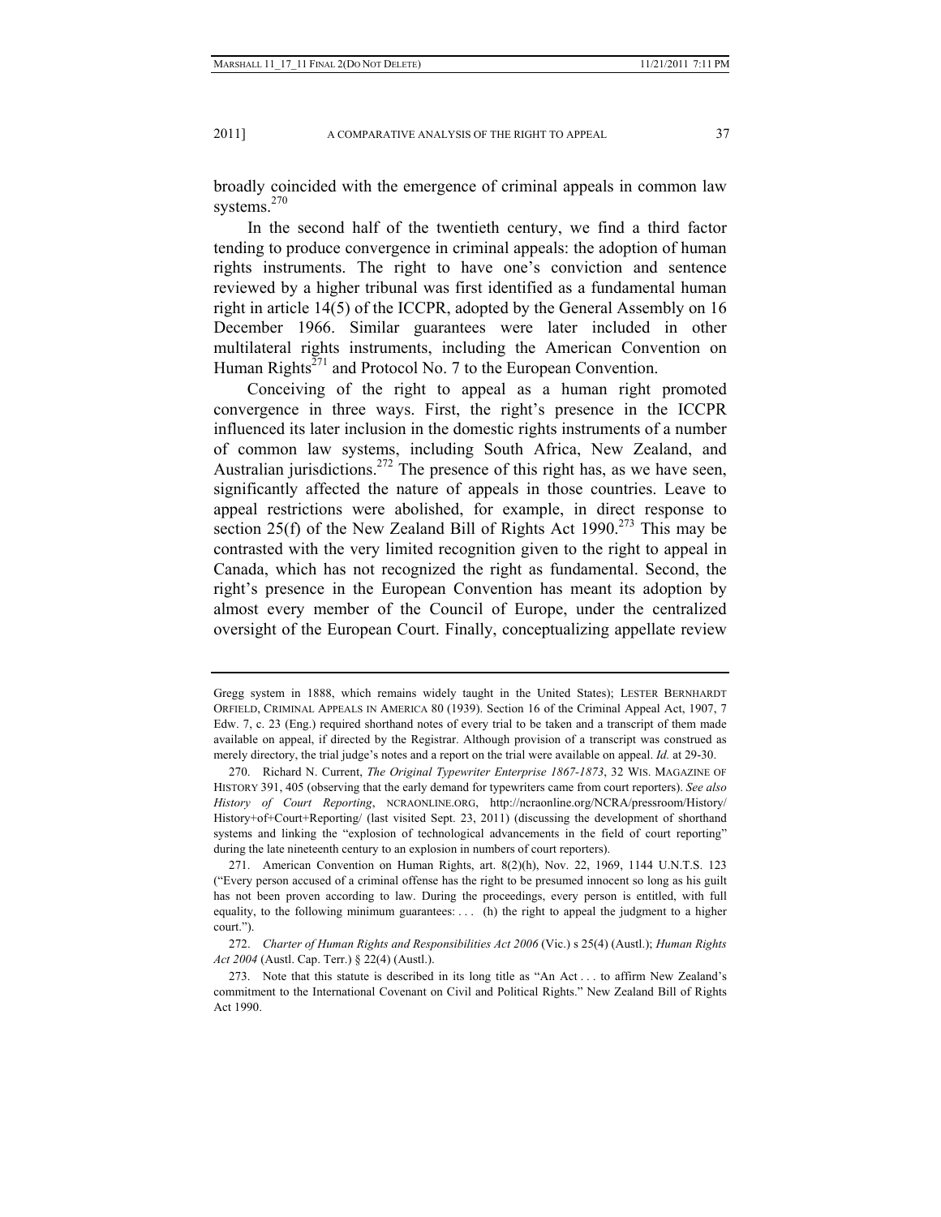broadly coincided with the emergence of criminal appeals in common law systems.[270]

In the second half of the twentieth century, we find a third factor tending to produce convergence in criminal appeals: the adoption of human rights instruments. The right to have one's conviction and sentence reviewed by a higher tribunal was first identified as a fundamental human right in article 14(5) of the ICCPR, adopted by the General Assembly on 16 December 1966. Similar guarantees were later included in other multilateral rights instruments, including the American Convention on Human Rights[271] and Protocol No. 7 to the European Convention.

Conceiving of the right to appeal as a human right promoted convergence in three ways. First, the right's presence in the ICCPR influenced its later inclusion in the domestic rights instruments of a number of common law systems, including South Africa, New Zealand, and Australian jurisdictions.[272] The presence of this right has, as we have seen, significantly affected the nature of appeals in those countries. Leave to appeal restrictions were abolished, for example, in direct response to section 25(f) of the New Zealand Bill of Rights Act 1990.[273] This may be contrasted with the very limited recognition given to the right to appeal in Canada, which has not recognized the right as fundamental. Second, the right's presence in the European Convention has meant its adoption by almost every member of the Council of Europe, under the centralized oversight of the European Court. Finally, conceptualizing appellate review

---

Gregg system in 1888, which remains widely taught in the United States); LESTER BERNHARDT ORFIELD, CRIMINAL APPEALS IN AMERICA 80 (1939). Section 16 of the Criminal Appeal Act, 1907, 7 Edw. 7, c. 23 (Eng.) required shorthand notes of every trial to be taken and a transcript of them made available on appeal, if directed by the Registrar. Although provision of a transcript was construed as merely directory, the trial judge's notes and a report on the trial were available on appeal. *Id.* at 29-30.

270. Richard N. Current, *The Original Typewriter Enterprise 1867-1873*, 32 WIS. MAGAZINE OF HISTORY 391, 405 (observing that the early demand for typewriters came from court reporters). *See also History of Court Reporting*, NCRAONLINE.ORG, http://ncraonline.org/NCRA/pressroom/History/History+of+Court+Reporting/ (last visited Sept. 23, 2011) (discussing the development of shorthand systems and linking the "explosion of technological advancements in the field of court reporting" during the late nineteenth century to an explosion in numbers of court reporters).

271. American Convention on Human Rights, art. 8(2)(h), Nov. 22, 1969, 1144 U.N.T.S. 123 ("Every person accused of a criminal offense has the right to be presumed innocent so long as his guilt has not been proven according to law. During the proceedings, every person is entitled, with full equality, to the following minimum guarantees: . . . (h) the right to appeal the judgment to a higher court.").

272. *Charter of Human Rights and Responsibilities Act 2006* (Vic.) s 25(4) (Austl.); *Human Rights Act 2004* (Austl. Cap. Terr.) § 22(4) (Austl.).

273. Note that this statute is described in its long title as "An Act . . . to affirm New Zealand's commitment to the International Covenant on Civil and Political Rights." New Zealand Bill of Rights Act 1990.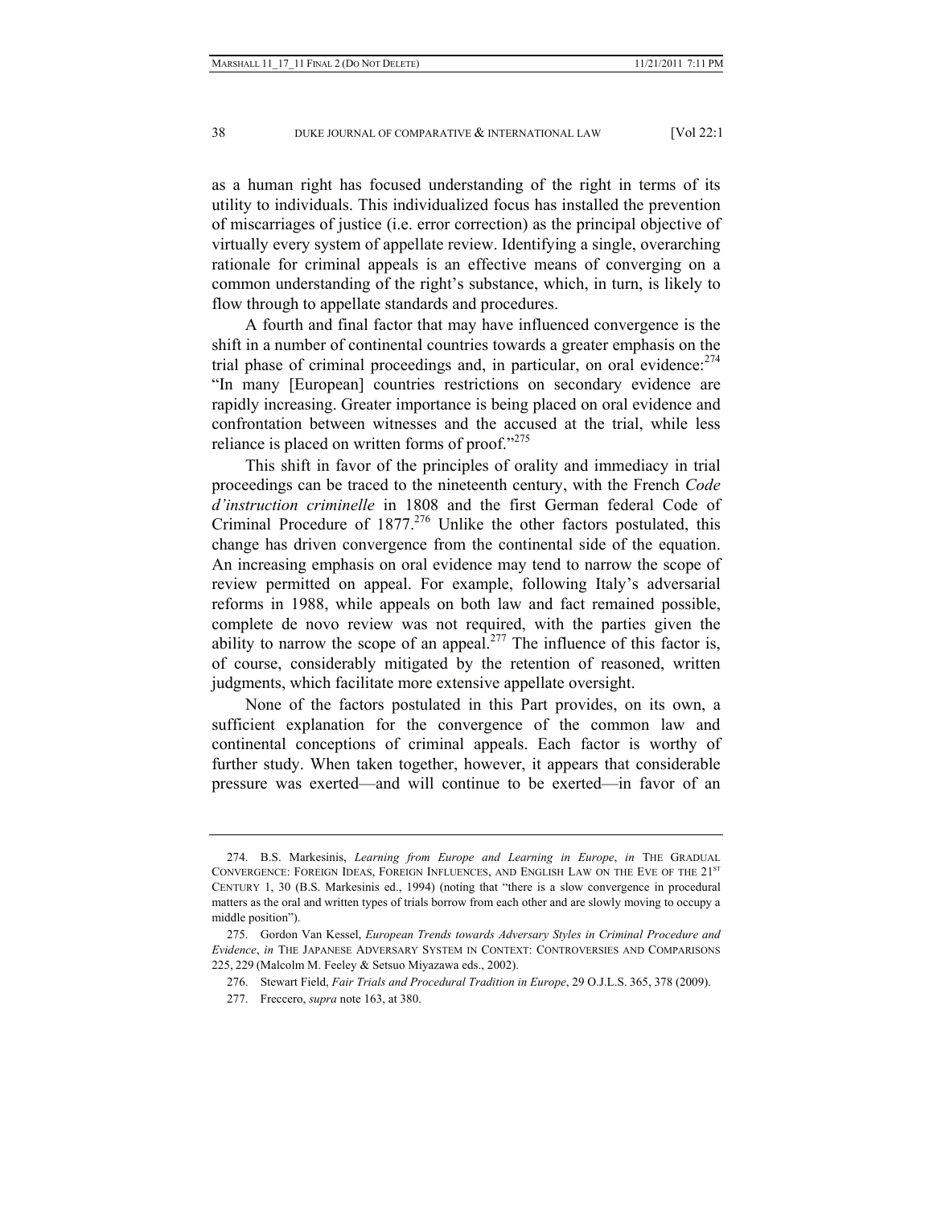as a human right has focused understanding of the right in terms of its utility to individuals. This individualized focus has installed the prevention of miscarriages of justice (i.e. error correction) as the principal objective of virtually every system of appellate review. Identifying a single, overarching rationale for criminal appeals is an effective means of converging on a common understanding of the right's substance, which, in turn, is likely to flow through to appellate standards and procedures.

A fourth and final factor that may have influenced convergence is the shift in a number of continental countries towards a greater emphasis on the trial phase of criminal proceedings and, in particular, on oral evidence:[274] "In many [European] countries restrictions on secondary evidence are rapidly increasing. Greater importance is being placed on oral evidence and confrontation between witnesses and the accused at the trial, while less reliance is placed on written forms of proof."[275]

This shift in favor of the principles of orality and immediacy in trial proceedings can be traced to the nineteenth century, with the French *Code d'instruction criminelle* in 1808 and the first German federal Code of Criminal Procedure of 1877.[276] Unlike the other factors postulated, this change has driven convergence from the continental side of the equation. An increasing emphasis on oral evidence may tend to narrow the scope of review permitted on appeal. For example, following Italy's adversarial reforms in 1988, while appeals on both law and fact remained possible, complete de novo review was not required, with the parties given the ability to narrow the scope of an appeal.[277] The influence of this factor is, of course, considerably mitigated by the retention of reasoned, written judgments, which facilitate more extensive appellate oversight.

None of the factors postulated in this Part provides, on its own, a sufficient explanation for the convergence of the common law and continental conceptions of criminal appeals. Each factor is worthy of further study. When taken together, however, it appears that considerable pressure was exerted—and will continue to be exerted—in favor of an

---

274. B.S. Markesinis, *Learning from Europe and Learning in Europe*, *in* THE GRADUAL CONVERGENCE: FOREIGN IDEAS, FOREIGN INFLUENCES, AND ENGLISH LAW ON THE EVE OF THE 21ST CENTURY 1, 30 (B.S. Markesinis ed., 1994) (noting that "there is a slow convergence in procedural matters as the oral and written types of trials borrow from each other and are slowly moving to occupy a middle position").

275. Gordon Van Kessel, *European Trends towards Adversary Styles in Criminal Procedure and Evidence*, *in* THE JAPANESE ADVERSARY SYSTEM IN CONTEXT: CONTROVERSIES AND COMPARISONS 225, 229 (Malcolm M. Feeley & Setsuo Miyazawa eds., 2002).

276. Stewart Field, *Fair Trials and Procedural Tradition in Europe*, 29 O.J.L.S. 365, 378 (2009).

277. Freccero, *supra* note 163, at 380.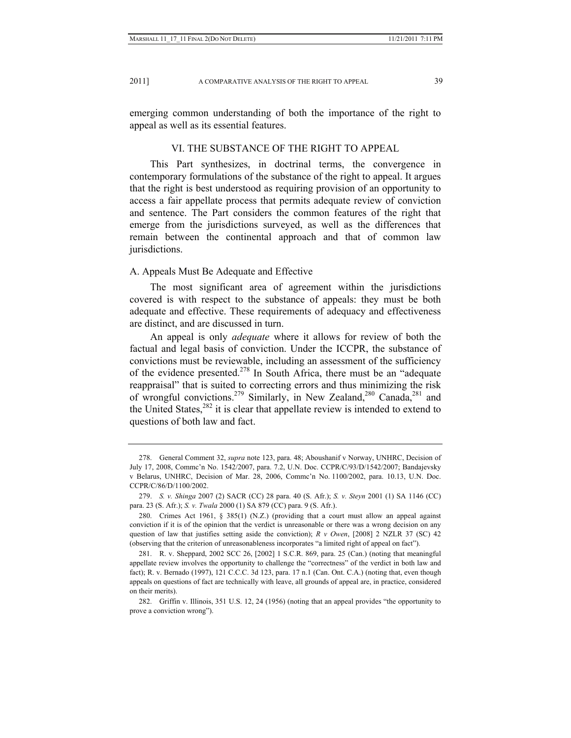emerging common understanding of both the importance of the right to appeal as well as its essential features.

## VI. THE SUBSTANCE OF THE RIGHT TO APPEAL

This Part synthesizes, in doctrinal terms, the convergence in contemporary formulations of the substance of the right to appeal. It argues that the right is best understood as requiring provision of an opportunity to access a fair appellate process that permits adequate review of conviction and sentence. The Part considers the common features of the right that emerge from the jurisdictions surveyed, as well as the differences that remain between the continental approach and that of common law jurisdictions.

### A. Appeals Must Be Adequate and Effective

The most significant area of agreement within the jurisdictions covered is with respect to the substance of appeals: they must be both adequate and effective. These requirements of adequacy and effectiveness are distinct, and are discussed in turn.

An appeal is only *adequate* where it allows for review of both the factual and legal basis of conviction. Under the ICCPR, the substance of convictions must be reviewable, including an assessment of the sufficiency of the evidence presented.[278] In South Africa, there must be an "adequate reappraisal" that is suited to correcting errors and thus minimizing the risk of wrongful convictions.[279] Similarly, in New Zealand,[280] Canada,[281] and the United States,[282] it is clear that appellate review is intended to extend to questions of both law and fact.

---

278. General Comment 32, *supra* note 123, para. 48; Aboushanif v Norway, UNHRC, Decision of July 17, 2008, Commc'n No. 1542/2007, para. 7.2, U.N. Doc. CCPR/C/93/D/1542/2007; Bandajevsky v Belarus, UNHRC, Decision of Mar. 28, 2006, Commc'n No. 1100/2002, para. 10.13, U.N. Doc. CCPR/C/86/D/1100/2002.

279. *S. v. Shinga* 2007 (2) SACR (CC) 28 para. 40 (S. Afr.); *S. v. Steyn* 2001 (1) SA 1146 (CC) para. 23 (S. Afr.); *S. v. Twala* 2000 (1) SA 879 (CC) para. 9 (S. Afr.).

280. Crimes Act 1961, § 385(1) (N.Z.) (providing that a court must allow an appeal against conviction if it is of the opinion that the verdict is unreasonable or there was a wrong decision on any question of law that justifies setting aside the conviction); *R v Owen*, [2008] 2 NZLR 37 (SC) 42 (observing that the criterion of unreasonableness incorporates "a limited right of appeal on fact").

281. R. v. Sheppard, 2002 SCC 26, [2002] 1 S.C.R. 869, para. 25 (Can.) (noting that meaningful appellate review involves the opportunity to challenge the "correctness" of the verdict in both law and fact); R. v. Bernado (1997), 121 C.C.C. 3d 123, para. 17 n.1 (Can. Ont. C.A.) (noting that, even though appeals on questions of fact are technically with leave, all grounds of appeal are, in practice, considered on their merits).

282. Griffin v. Illinois, 351 U.S. 12, 24 (1956) (noting that an appeal provides "the opportunity to prove a conviction wrong").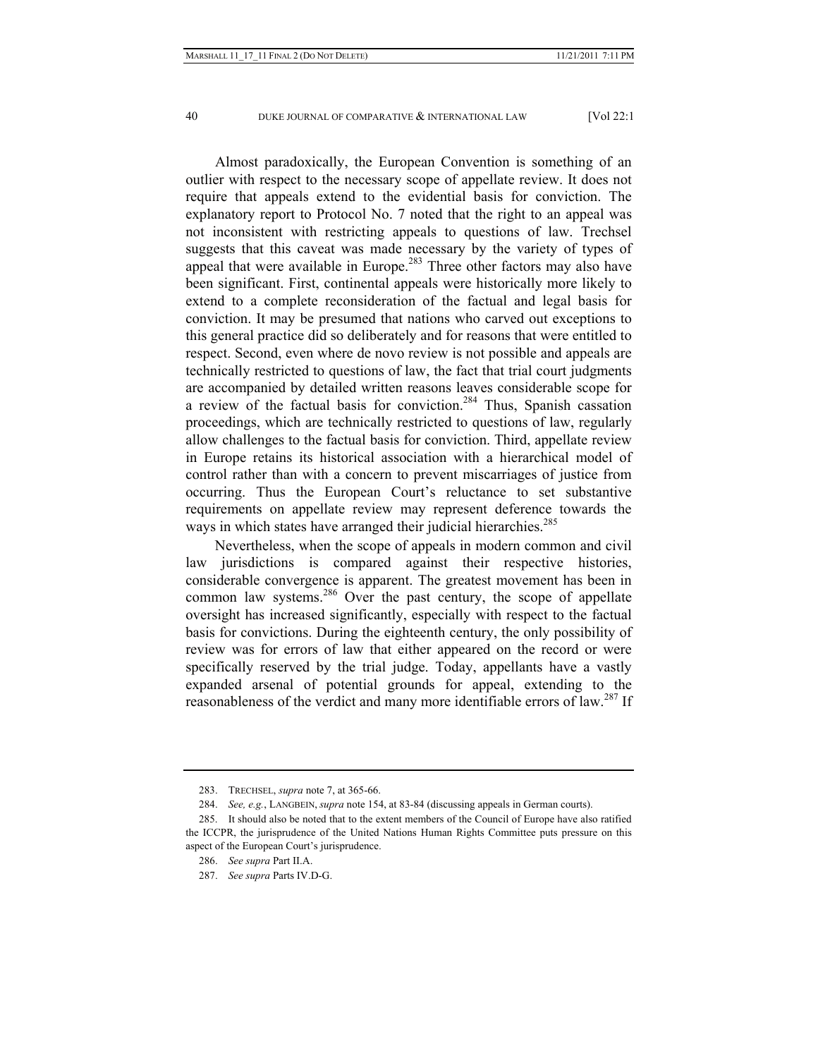Almost paradoxically, the European Convention is something of an outlier with respect to the necessary scope of appellate review. It does not require that appeals extend to the evidential basis for conviction. The explanatory report to Protocol No. 7 noted that the right to an appeal was not inconsistent with restricting appeals to questions of law. Trechsel suggests that this caveat was made necessary by the variety of types of appeal that were available in Europe.[283] Three other factors may also have been significant. First, continental appeals were historically more likely to extend to a complete reconsideration of the factual and legal basis for conviction. It may be presumed that nations who carved out exceptions to this general practice did so deliberately and for reasons that were entitled to respect. Second, even where de novo review is not possible and appeals are technically restricted to questions of law, the fact that trial court judgments are accompanied by detailed written reasons leaves considerable scope for a review of the factual basis for conviction.[284] Thus, Spanish cassation proceedings, which are technically restricted to questions of law, regularly allow challenges to the factual basis for conviction. Third, appellate review in Europe retains its historical association with a hierarchical model of control rather than with a concern to prevent miscarriages of justice from occurring. Thus the European Court's reluctance to set substantive requirements on appellate review may represent deference towards the ways in which states have arranged their judicial hierarchies.[285]

Nevertheless, when the scope of appeals in modern common and civil law jurisdictions is compared against their respective histories, considerable convergence is apparent. The greatest movement has been in common law systems.[286] Over the past century, the scope of appellate oversight has increased significantly, especially with respect to the factual basis for convictions. During the eighteenth century, the only possibility of review was for errors of law that either appeared on the record or were specifically reserved by the trial judge. Today, appellants have a vastly expanded arsenal of potential grounds for appeal, extending to the reasonableness of the verdict and many more identifiable errors of law.[287] If

283. TRECHSEL, *supra* note 7, at 365-66.

284. *See, e.g.*, LANGBEIN, *supra* note 154, at 83-84 (discussing appeals in German courts).

285. It should also be noted that to the extent members of the Council of Europe have also ratified the ICCPR, the jurisprudence of the United Nations Human Rights Committee puts pressure on this aspect of the European Court's jurisprudence.

286. *See supra* Part II.A.

287. *See supra* Parts IV.D-G.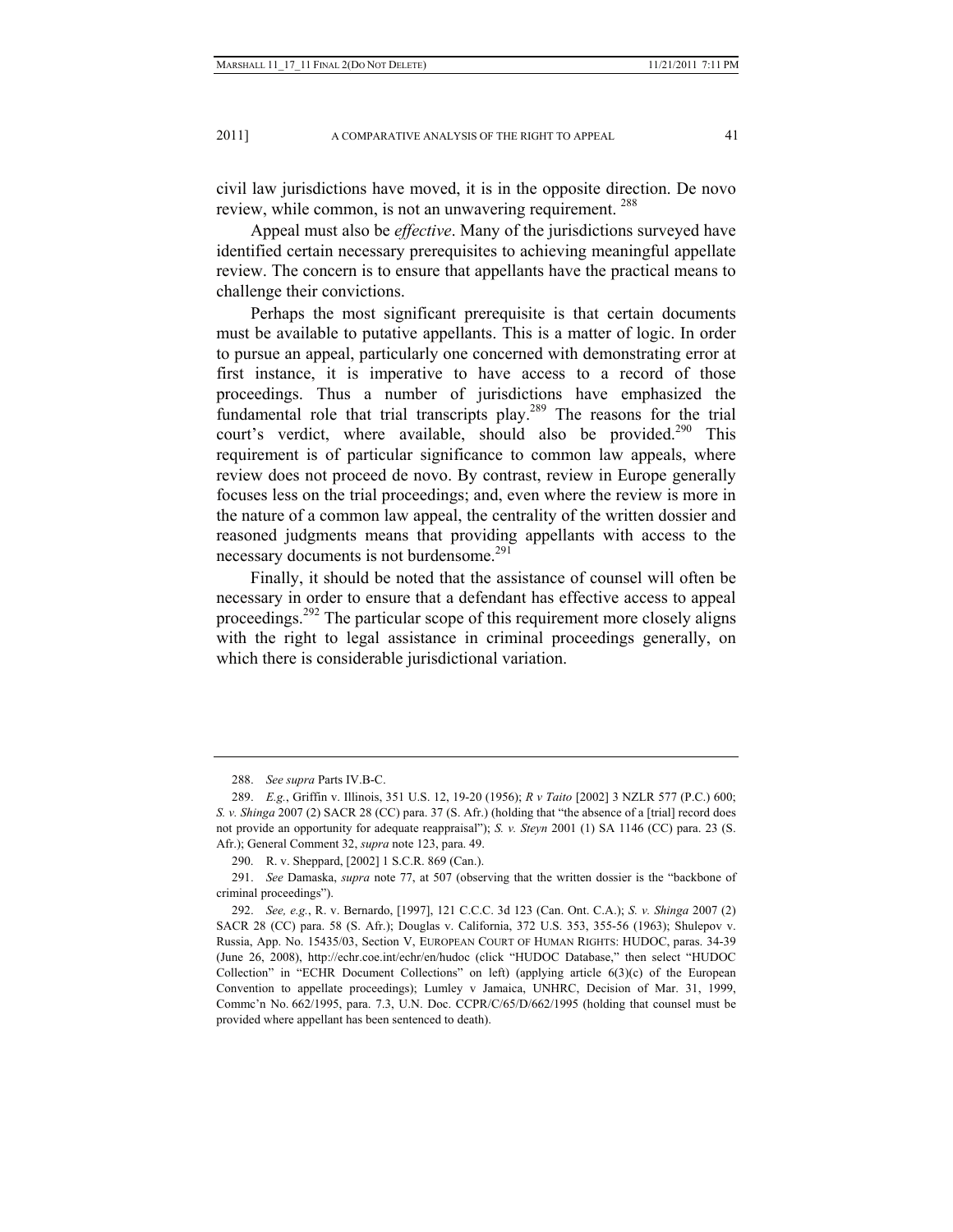civil law jurisdictions have moved, it is in the opposite direction. De novo review, while common, is not an unwavering requirement. [288]

Appeal must also be *effective*. Many of the jurisdictions surveyed have identified certain necessary prerequisites to achieving meaningful appellate review. The concern is to ensure that appellants have the practical means to challenge their convictions.

Perhaps the most significant prerequisite is that certain documents must be available to putative appellants. This is a matter of logic. In order to pursue an appeal, particularly one concerned with demonstrating error at first instance, it is imperative to have access to a record of those proceedings. Thus a number of jurisdictions have emphasized the fundamental role that trial transcripts play.[289] The reasons for the trial court's verdict, where available, should also be provided.[290] This requirement is of particular significance to common law appeals, where review does not proceed de novo. By contrast, review in Europe generally focuses less on the trial proceedings; and, even where the review is more in the nature of a common law appeal, the centrality of the written dossier and reasoned judgments means that providing appellants with access to the necessary documents is not burdensome.[291]

Finally, it should be noted that the assistance of counsel will often be necessary in order to ensure that a defendant has effective access to appeal proceedings.[292] The particular scope of this requirement more closely aligns with the right to legal assistance in criminal proceedings generally, on which there is considerable jurisdictional variation.

---

288. *See supra* Parts IV.B-C.

289. *E.g.*, Griffin v. Illinois, 351 U.S. 12, 19-20 (1956); *R v Taito* [2002] 3 NZLR 577 (P.C.) 600; *S. v. Shinga* 2007 (2) SACR 28 (CC) para. 37 (S. Afr.) (holding that "the absence of a [trial] record does not provide an opportunity for adequate reappraisal"); *S. v. Steyn* 2001 (1) SA 1146 (CC) para. 23 (S. Afr.); General Comment 32, *supra* note 123, para. 49.

290. R. v. Sheppard, [2002] 1 S.C.R. 869 (Can.).

291. *See* Damaska, *supra* note 77, at 507 (observing that the written dossier is the "backbone of criminal proceedings").

292. *See, e.g.*, R. v. Bernardo, [1997], 121 C.C.C. 3d 123 (Can. Ont. C.A.); *S. v. Shinga* 2007 (2) SACR 28 (CC) para. 58 (S. Afr.); Douglas v. California, 372 U.S. 353, 355-56 (1963); Shulepov v. Russia, App. No. 15435/03, Section V, EUROPEAN COURT OF HUMAN RIGHTS: HUDOC, paras. 34-39 (June 26, 2008), http://echr.coe.int/echr/en/hudoc (click "HUDOC Database," then select "HUDOC Collection" in "ECHR Document Collections" on left) (applying article 6(3)(c) of the European Convention to appellate proceedings); Lumley v Jamaica, UNHRC, Decision of Mar. 31, 1999, Commc'n No. 662/1995, para. 7.3, U.N. Doc. CCPR/C/65/D/662/1995 (holding that counsel must be provided where appellant has been sentenced to death).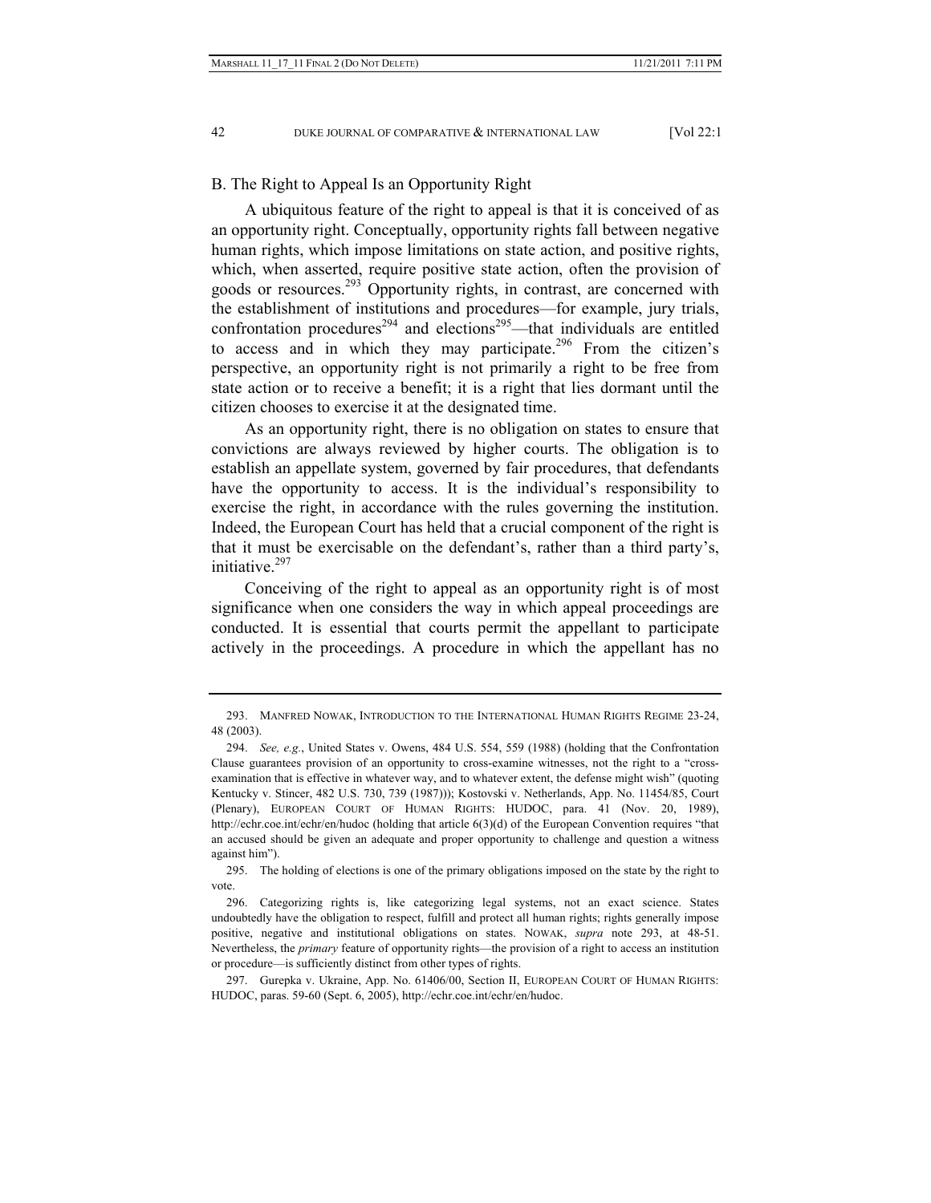### B. The Right to Appeal Is an Opportunity Right

A ubiquitous feature of the right to appeal is that it is conceived of as an opportunity right. Conceptually, opportunity rights fall between negative human rights, which impose limitations on state action, and positive rights, which, when asserted, require positive state action, often the provision of goods or resources.[293] Opportunity rights, in contrast, are concerned with the establishment of institutions and procedures—for example, jury trials, confrontation procedures[294] and elections[295]—that individuals are entitled to access and in which they may participate.[296] From the citizen's perspective, an opportunity right is not primarily a right to be free from state action or to receive a benefit; it is a right that lies dormant until the citizen chooses to exercise it at the designated time.

As an opportunity right, there is no obligation on states to ensure that convictions are always reviewed by higher courts. The obligation is to establish an appellate system, governed by fair procedures, that defendants have the opportunity to access. It is the individual's responsibility to exercise the right, in accordance with the rules governing the institution. Indeed, the European Court has held that a crucial component of the right is that it must be exercisable on the defendant's, rather than a third party's, initiative.[297]

Conceiving of the right to appeal as an opportunity right is of most significance when one considers the way in which appeal proceedings are conducted. It is essential that courts permit the appellant to participate actively in the proceedings. A procedure in which the appellant has no

---

293. MANFRED NOWAK, INTRODUCTION TO THE INTERNATIONAL HUMAN RIGHTS REGIME 23-24, 48 (2003).

294. *See, e.g.*, United States v. Owens, 484 U.S. 554, 559 (1988) (holding that the Confrontation Clause guarantees provision of an opportunity to cross-examine witnesses, not the right to a "cross-examination that is effective in whatever way, and to whatever extent, the defense might wish" (quoting Kentucky v. Stincer, 482 U.S. 730, 739 (1987))); Kostovski v. Netherlands, App. No. 11454/85, Court (Plenary), EUROPEAN COURT OF HUMAN RIGHTS: HUDOC, para. 41 (Nov. 20, 1989), http://echr.coe.int/echr/en/hudoc (holding that article 6(3)(d) of the European Convention requires "that an accused should be given an adequate and proper opportunity to challenge and question a witness against him").

295. The holding of elections is one of the primary obligations imposed on the state by the right to vote.

296. Categorizing rights is, like categorizing legal systems, not an exact science. States undoubtedly have the obligation to respect, fulfill and protect all human rights; rights generally impose positive, negative and institutional obligations on states. NOWAK, *supra* note 293, at 48-51. Nevertheless, the *primary* feature of opportunity rights—the provision of a right to access an institution or procedure—is sufficiently distinct from other types of rights.

297. Gurepka v. Ukraine, App. No. 61406/00, Section II, EUROPEAN COURT OF HUMAN RIGHTS: HUDOC, paras. 59-60 (Sept. 6, 2005), http://echr.coe.int/echr/en/hudoc.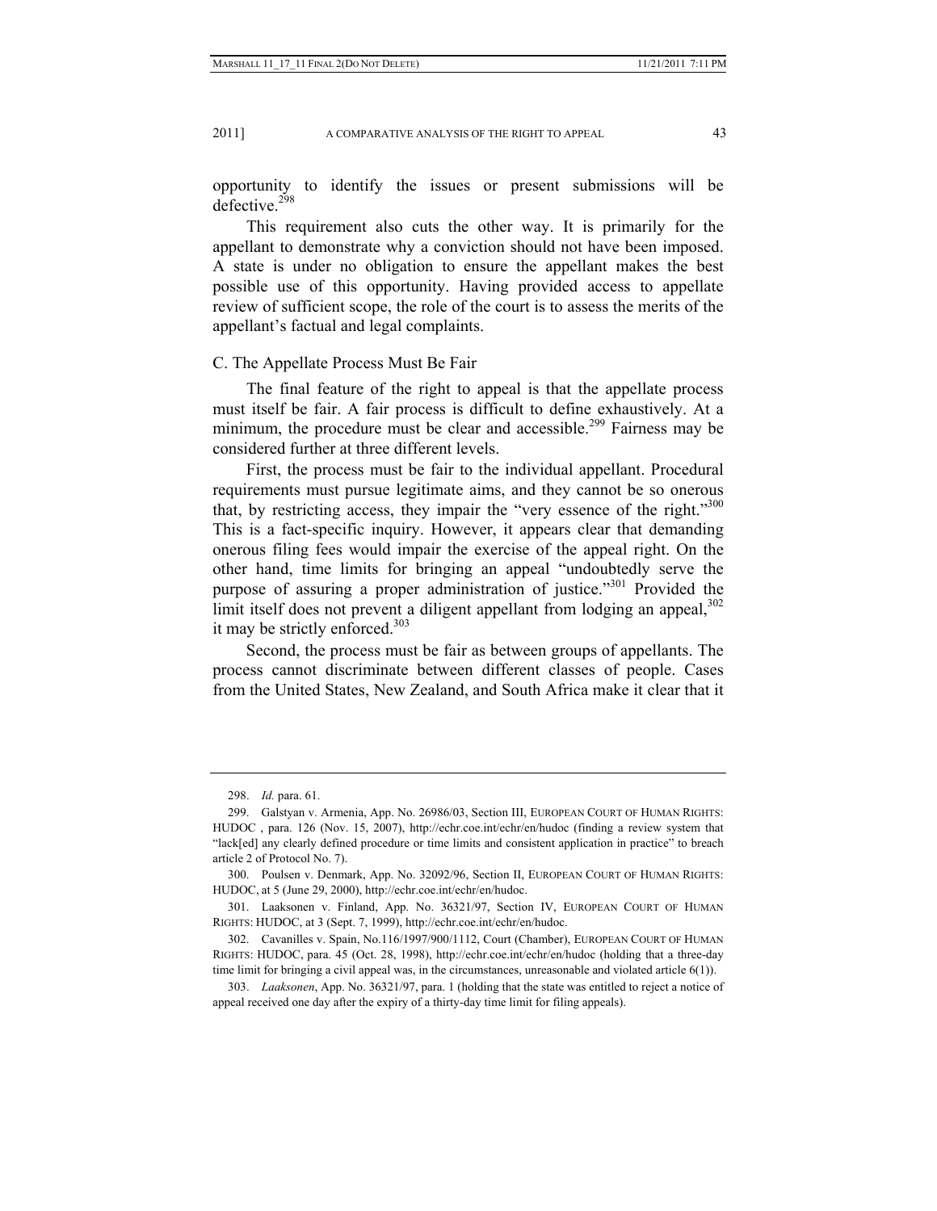opportunity to identify the issues or present submissions will be defective.[298]

This requirement also cuts the other way. It is primarily for the appellant to demonstrate why a conviction should not have been imposed. A state is under no obligation to ensure the appellant makes the best possible use of this opportunity. Having provided access to appellate review of sufficient scope, the role of the court is to assess the merits of the appellant's factual and legal complaints.

### C. The Appellate Process Must Be Fair

The final feature of the right to appeal is that the appellate process must itself be fair. A fair process is difficult to define exhaustively. At a minimum, the procedure must be clear and accessible.[299] Fairness may be considered further at three different levels.

First, the process must be fair to the individual appellant. Procedural requirements must pursue legitimate aims, and they cannot be so onerous that, by restricting access, they impair the "very essence of the right."[300] This is a fact-specific inquiry. However, it appears clear that demanding onerous filing fees would impair the exercise of the appeal right. On the other hand, time limits for bringing an appeal "undoubtedly serve the purpose of assuring a proper administration of justice."[301] Provided the limit itself does not prevent a diligent appellant from lodging an appeal,[302] it may be strictly enforced.[303]

Second, the process must be fair as between groups of appellants. The process cannot discriminate between different classes of people. Cases from the United States, New Zealand, and South Africa make it clear that it

---

298. *Id.* para. 61.

299. Galstyan v. Armenia, App. No. 26986/03, Section III, EUROPEAN COURT OF HUMAN RIGHTS: HUDOC , para. 126 (Nov. 15, 2007), http://echr.coe.int/echr/en/hudoc (finding a review system that "lack[ed] any clearly defined procedure or time limits and consistent application in practice" to breach article 2 of Protocol No. 7).

300. Poulsen v. Denmark, App. No. 32092/96, Section II, EUROPEAN COURT OF HUMAN RIGHTS: HUDOC, at 5 (June 29, 2000), http://echr.coe.int/echr/en/hudoc.

301. Laaksonen v. Finland, App. No. 36321/97, Section IV, EUROPEAN COURT OF HUMAN RIGHTS: HUDOC, at 3 (Sept. 7, 1999), http://echr.coe.int/echr/en/hudoc.

302. Cavanilles v. Spain, No.116/1997/900/1112, Court (Chamber), EUROPEAN COURT OF HUMAN RIGHTS: HUDOC, para. 45 (Oct. 28, 1998), http://echr.coe.int/echr/en/hudoc (holding that a three-day time limit for bringing a civil appeal was, in the circumstances, unreasonable and violated article 6(1)).

303. *Laaksonen*, App. No. 36321/97, para. 1 (holding that the state was entitled to reject a notice of appeal received one day after the expiry of a thirty-day time limit for filing appeals).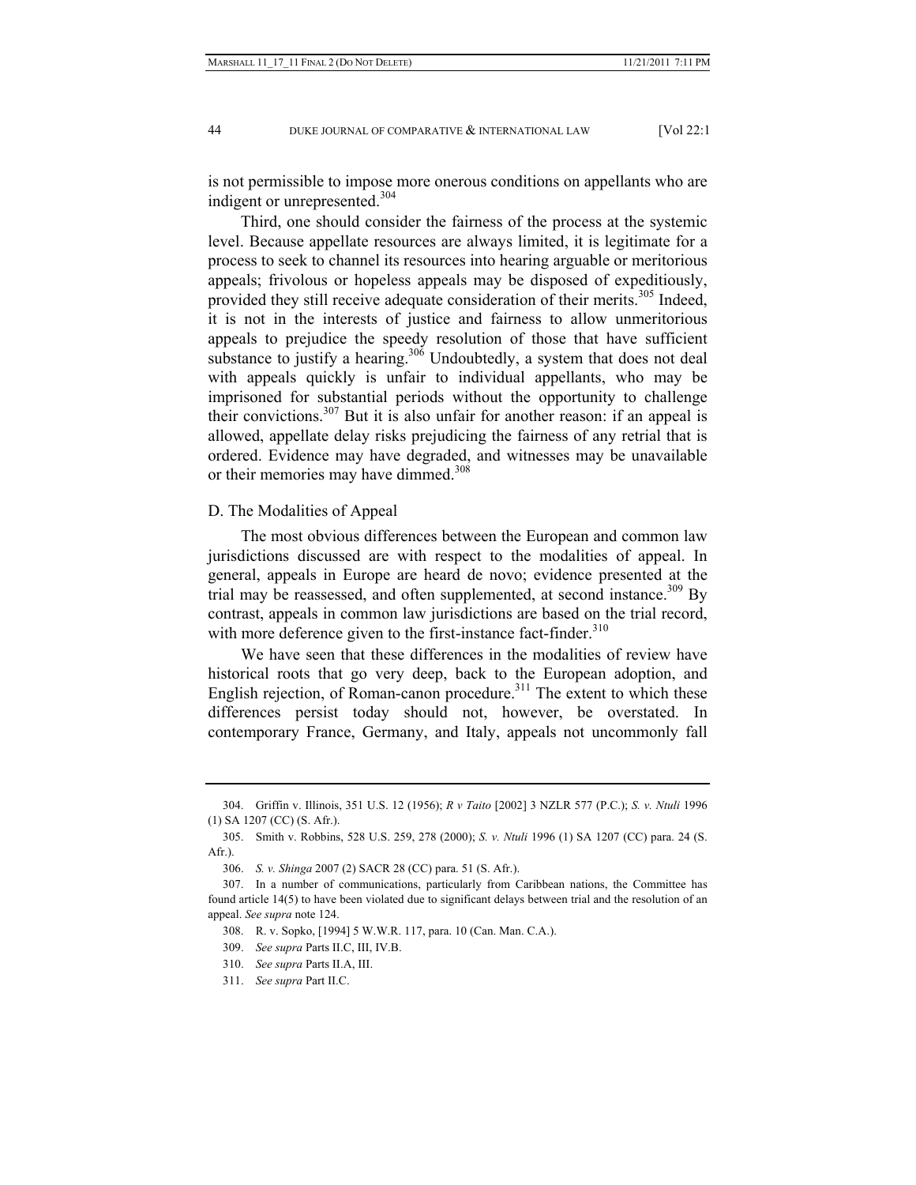is not permissible to impose more onerous conditions on appellants who are indigent or unrepresented.[304]

Third, one should consider the fairness of the process at the systemic level. Because appellate resources are always limited, it is legitimate for a process to seek to channel its resources into hearing arguable or meritorious appeals; frivolous or hopeless appeals may be disposed of expeditiously, provided they still receive adequate consideration of their merits.[305] Indeed, it is not in the interests of justice and fairness to allow unmeritorious appeals to prejudice the speedy resolution of those that have sufficient substance to justify a hearing.[306] Undoubtedly, a system that does not deal with appeals quickly is unfair to individual appellants, who may be imprisoned for substantial periods without the opportunity to challenge their convictions.[307] But it is also unfair for another reason: if an appeal is allowed, appellate delay risks prejudicing the fairness of any retrial that is ordered. Evidence may have degraded, and witnesses may be unavailable or their memories may have dimmed.[308]

### D. The Modalities of Appeal

The most obvious differences between the European and common law jurisdictions discussed are with respect to the modalities of appeal. In general, appeals in Europe are heard de novo; evidence presented at the trial may be reassessed, and often supplemented, at second instance.[309] By contrast, appeals in common law jurisdictions are based on the trial record, with more deference given to the first-instance fact-finder.[310]

We have seen that these differences in the modalities of review have historical roots that go very deep, back to the European adoption, and English rejection, of Roman-canon procedure.[311] The extent to which these differences persist today should not, however, be overstated. In contemporary France, Germany, and Italy, appeals not uncommonly fall

---

304. Griffin v. Illinois, 351 U.S. 12 (1956); *R v Taito* [2002] 3 NZLR 577 (P.C.); *S. v. Ntuli* 1996 (1) SA 1207 (CC) (S. Afr.).

305. Smith v. Robbins, 528 U.S. 259, 278 (2000); *S. v. Ntuli* 1996 (1) SA 1207 (CC) para. 24 (S. Afr.).

306. *S. v. Shinga* 2007 (2) SACR 28 (CC) para. 51 (S. Afr.).

307. In a number of communications, particularly from Caribbean nations, the Committee has found article 14(5) to have been violated due to significant delays between trial and the resolution of an appeal. *See supra* note 124.

308. R. v. Sopko, [1994] 5 W.W.R. 117, para. 10 (Can. Man. C.A.).

309. *See supra* Parts II.C, III, IV.B.

310. *See supra* Parts II.A, III.

311. *See supra* Part II.C.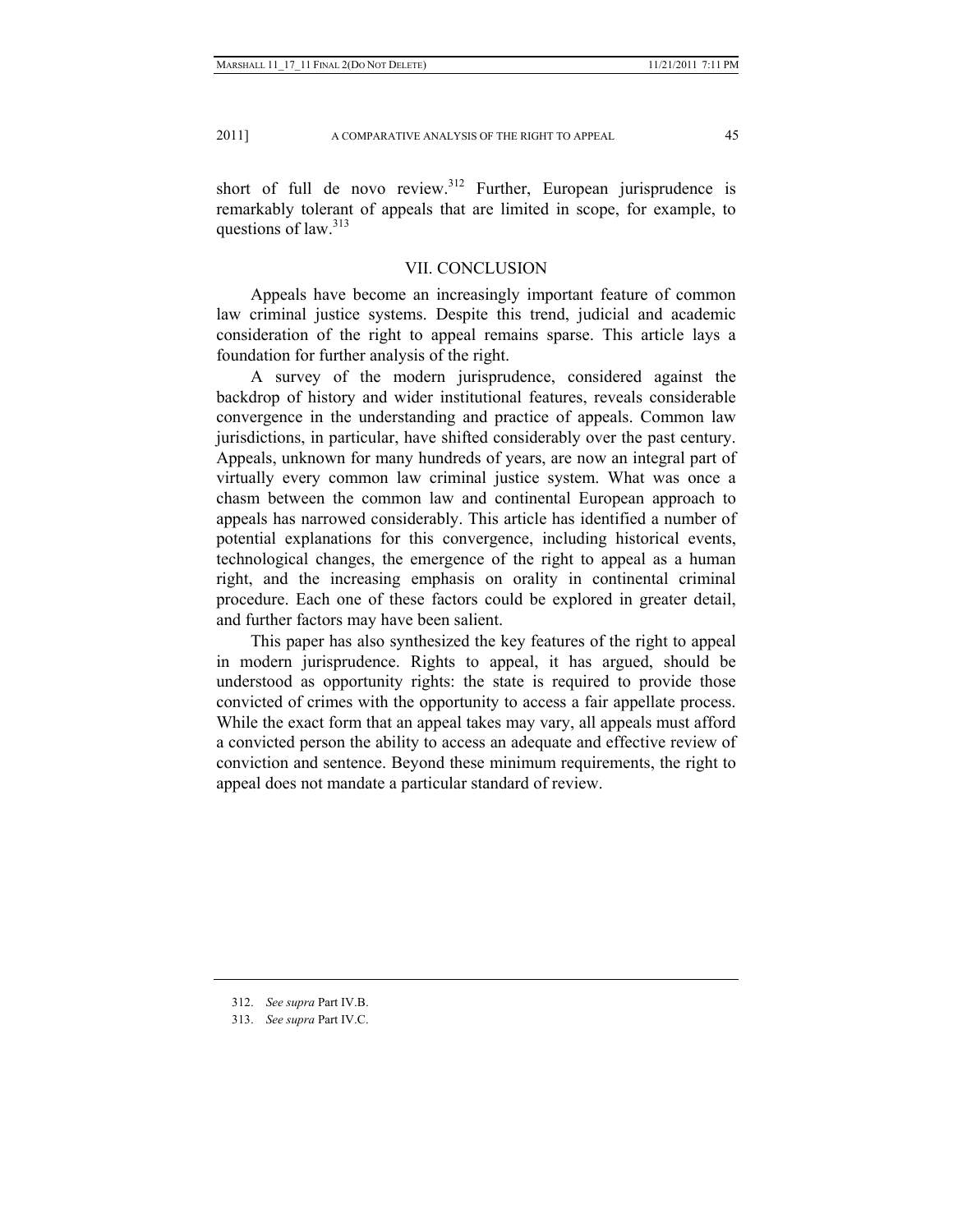short of full de novo review.[312] Further, European jurisprudence is remarkably tolerant of appeals that are limited in scope, for example, to questions of law.[313]

## VII. CONCLUSION

Appeals have become an increasingly important feature of common law criminal justice systems. Despite this trend, judicial and academic consideration of the right to appeal remains sparse. This article lays a foundation for further analysis of the right.

A survey of the modern jurisprudence, considered against the backdrop of history and wider institutional features, reveals considerable convergence in the understanding and practice of appeals. Common law jurisdictions, in particular, have shifted considerably over the past century. Appeals, unknown for many hundreds of years, are now an integral part of virtually every common law criminal justice system. What was once a chasm between the common law and continental European approach to appeals has narrowed considerably. This article has identified a number of potential explanations for this convergence, including historical events, technological changes, the emergence of the right to appeal as a human right, and the increasing emphasis on orality in continental criminal procedure. Each one of these factors could be explored in greater detail, and further factors may have been salient.

This paper has also synthesized the key features of the right to appeal in modern jurisprudence. Rights to appeal, it has argued, should be understood as opportunity rights: the state is required to provide those convicted of crimes with the opportunity to access a fair appellate process. While the exact form that an appeal takes may vary, all appeals must afford a convicted person the ability to access an adequate and effective review of conviction and sentence. Beyond these minimum requirements, the right to appeal does not mandate a particular standard of review.

---

312. *See supra* Part IV.B.

313. *See supra* Part IV.C.